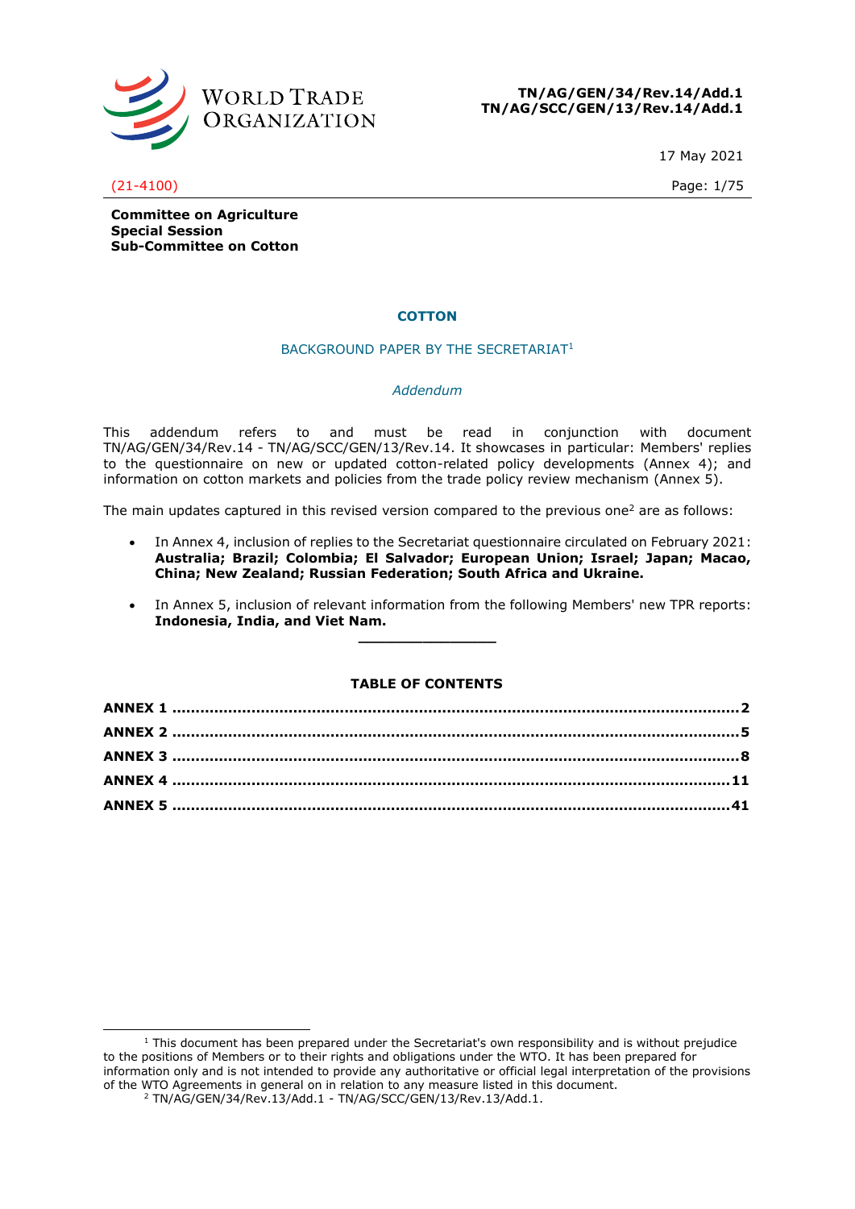**TN/AG/GEN/34/Rev.14/Add.1**
**TN/AG/SCC/GEN/13/Rev.14/Add.1**

17 May 2021

(21-4100)

**Committee on Agriculture**
**Special Session**
**Sub-Committee on Cotton**

# COTTON

## BACKGROUND PAPER BY THE SECRETARIAT[1]

*Addendum*

This addendum refers to and must be read in conjunction with document TN/AG/GEN/34/Rev.14 - TN/AG/SCC/GEN/13/Rev.14. It showcases in particular: Members' replies to the questionnaire on new or updated cotton-related policy developments (Annex 4); and information on cotton markets and policies from the trade policy review mechanism (Annex 5).

The main updates captured in this revised version compared to the previous one[2] are as follows:

- In Annex 4, inclusion of replies to the Secretariat questionnaire circulated on February 2021: **Australia; Brazil; Colombia; El Salvador; European Union; Israel; Japan; Macao, China; New Zealand; Russian Federation; South Africa and Ukraine.**
- In Annex 5, inclusion of relevant information from the following Members' new TPR reports: **Indonesia, India, and Viet Nam.**

---

**TABLE OF CONTENTS**

| | |
|---|---|
| **ANNEX 1** | **2** |
| **ANNEX 2** | **5** |
| **ANNEX 3** | **8** |
| **ANNEX 4** | **11** |
| **ANNEX 5** | **41** |

---

[1] This document has been prepared under the Secretariat's own responsibility and is without prejudice to the positions of Members or to their rights and obligations under the WTO. It has been prepared for information only and is not intended to provide any authoritative or official legal interpretation of the provisions of the WTO Agreements in general on in relation to any measure listed in this document.

[2] TN/AG/GEN/34/Rev.13/Add.1 - TN/AG/SCC/GEN/13/Rev.13/Add.1.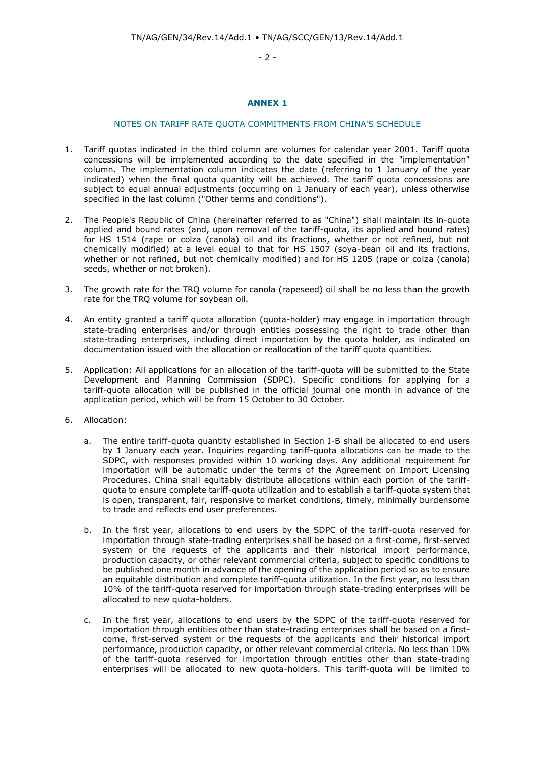## ANNEX 1

### NOTES ON TARIFF RATE QUOTA COMMITMENTS FROM CHINA'S SCHEDULE

1. Tariff quotas indicated in the third column are volumes for calendar year 2001. Tariff quota concessions will be implemented according to the date specified in the "implementation" column. The implementation column indicates the date (referring to 1 January of the year indicated) when the final quota quantity will be achieved. The tariff quota concessions are subject to equal annual adjustments (occurring on 1 January of each year), unless otherwise specified in the last column ("Other terms and conditions").

2. The People's Republic of China (hereinafter referred to as "China") shall maintain its in-quota applied and bound rates (and, upon removal of the tariff-quota, its applied and bound rates) for HS 1514 (rape or colza (canola) oil and its fractions, whether or not refined, but not chemically modified) at a level equal to that for HS 1507 (soya-bean oil and its fractions, whether or not refined, but not chemically modified) and for HS 1205 (rape or colza (canola) seeds, whether or not broken).

3. The growth rate for the TRQ volume for canola (rapeseed) oil shall be no less than the growth rate for the TRQ volume for soybean oil.

4. An entity granted a tariff quota allocation (quota-holder) may engage in importation through state-trading enterprises and/or through entities possessing the right to trade other than state-trading enterprises, including direct importation by the quota holder, as indicated on documentation issued with the allocation or reallocation of the tariff quota quantities.

5. Application: All applications for an allocation of the tariff-quota will be submitted to the State Development and Planning Commission (SDPC). Specific conditions for applying for a tariff-quota allocation will be published in the official journal one month in advance of the application period, which will be from 15 October to 30 October.

6. Allocation:

   a. The entire tariff-quota quantity established in Section I-B shall be allocated to end users by 1 January each year. Inquiries regarding tariff-quota allocations can be made to the SDPC, with responses provided within 10 working days. Any additional requirement for importation will be automatic under the terms of the Agreement on Import Licensing Procedures. China shall equitably distribute allocations within each portion of the tariff-quota to ensure complete tariff-quota utilization and to establish a tariff-quota system that is open, transparent, fair, responsive to market conditions, timely, minimally burdensome to trade and reflects end user preferences.

   b. In the first year, allocations to end users by the SDPC of the tariff-quota reserved for importation through state-trading enterprises shall be based on a first-come, first-served system or the requests of the applicants and their historical import performance, production capacity, or other relevant commercial criteria, subject to specific conditions to be published one month in advance of the opening of the application period so as to ensure an equitable distribution and complete tariff-quota utilization. In the first year, no less than 10% of the tariff-quota reserved for importation through state-trading enterprises will be allocated to new quota-holders.

   c. In the first year, allocations to end users by the SDPC of the tariff-quota reserved for importation through entities other than state-trading enterprises shall be based on a first-come, first-served system or the requests of the applicants and their historical import performance, production capacity, or other relevant commercial criteria. No less than 10% of the tariff-quota reserved for importation through entities other than state-trading enterprises will be allocated to new quota-holders. This tariff-quota will be limited to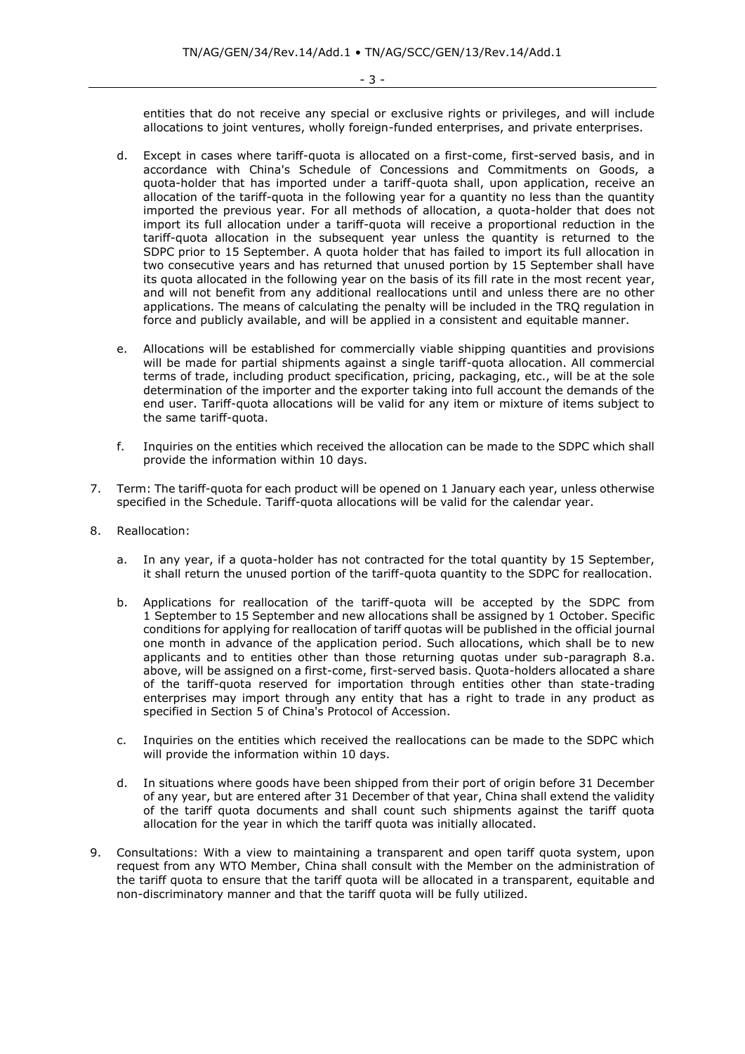entities that do not receive any special or exclusive rights or privileges, and will include allocations to joint ventures, wholly foreign-funded enterprises, and private enterprises.

d. Except in cases where tariff-quota is allocated on a first-come, first-served basis, and in accordance with China's Schedule of Concessions and Commitments on Goods, a quota-holder that has imported under a tariff-quota shall, upon application, receive an allocation of the tariff-quota in the following year for a quantity no less than the quantity imported the previous year. For all methods of allocation, a quota-holder that does not import its full allocation under a tariff-quota will receive a proportional reduction in the tariff-quota allocation in the subsequent year unless the quantity is returned to the SDPC prior to 15 September. A quota holder that has failed to import its full allocation in two consecutive years and has returned that unused portion by 15 September shall have its quota allocated in the following year on the basis of its fill rate in the most recent year, and will not benefit from any additional reallocations until and unless there are no other applications. The means of calculating the penalty will be included in the TRQ regulation in force and publicly available, and will be applied in a consistent and equitable manner.

e. Allocations will be established for commercially viable shipping quantities and provisions will be made for partial shipments against a single tariff-quota allocation. All commercial terms of trade, including product specification, pricing, packaging, etc., will be at the sole determination of the importer and the exporter taking into full account the demands of the end user. Tariff-quota allocations will be valid for any item or mixture of items subject to the same tariff-quota.

f. Inquiries on the entities which received the allocation can be made to the SDPC which shall provide the information within 10 days.

7. Term: The tariff-quota for each product will be opened on 1 January each year, unless otherwise specified in the Schedule. Tariff-quota allocations will be valid for the calendar year.

8. Reallocation:

   a. In any year, if a quota-holder has not contracted for the total quantity by 15 September, it shall return the unused portion of the tariff-quota quantity to the SDPC for reallocation.

   b. Applications for reallocation of the tariff-quota will be accepted by the SDPC from 1 September to 15 September and new allocations shall be assigned by 1 October. Specific conditions for applying for reallocation of tariff quotas will be published in the official journal one month in advance of the application period. Such allocations, which shall be to new applicants and to entities other than those returning quotas under sub-paragraph 8.a. above, will be assigned on a first-come, first-served basis. Quota-holders allocated a share of the tariff-quota reserved for importation through entities other than state-trading enterprises may import through any entity that has a right to trade in any product as specified in Section 5 of China's Protocol of Accession.

   c. Inquiries on the entities which received the reallocations can be made to the SDPC which will provide the information within 10 days.

   d. In situations where goods have been shipped from their port of origin before 31 December of any year, but are entered after 31 December of that year, China shall extend the validity of the tariff quota documents and shall count such shipments against the tariff quota allocation for the year in which the tariff quota was initially allocated.

9. Consultations: With a view to maintaining a transparent and open tariff quota system, upon request from any WTO Member, China shall consult with the Member on the administration of the tariff quota to ensure that the tariff quota will be allocated in a transparent, equitable and non-discriminatory manner and that the tariff quota will be fully utilized.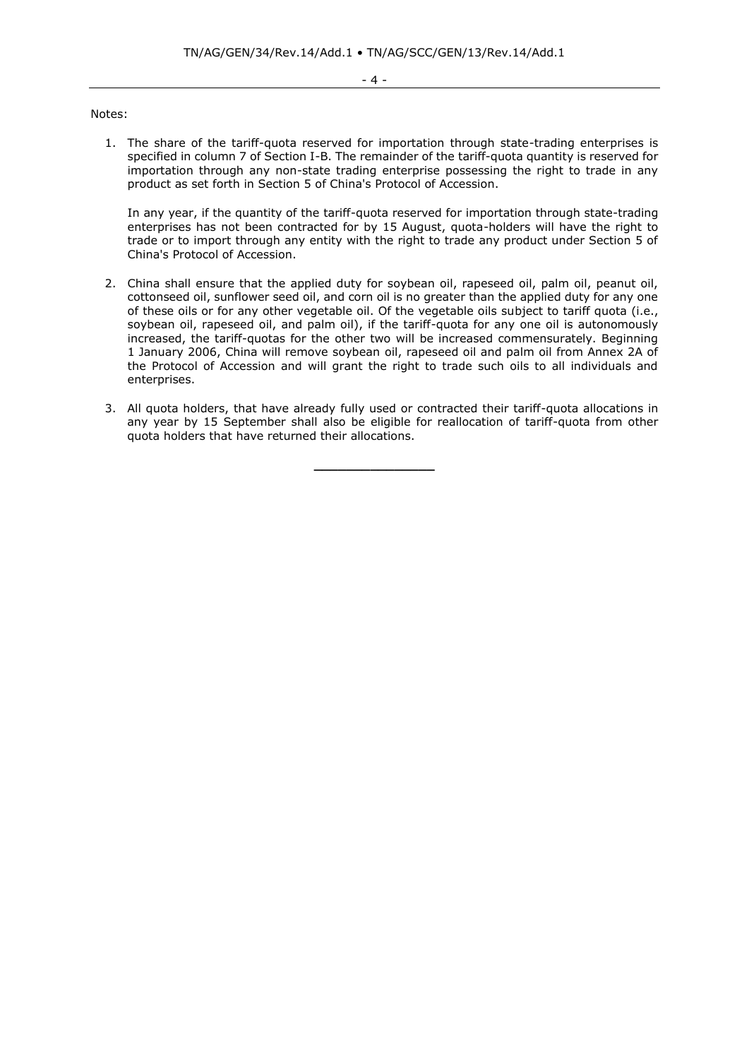Notes:

1. The share of the tariff-quota reserved for importation through state-trading enterprises is specified in column 7 of Section I-B. The remainder of the tariff-quota quantity is reserved for importation through any non-state trading enterprise possessing the right to trade in any product as set forth in Section 5 of China's Protocol of Accession.

   In any year, if the quantity of the tariff-quota reserved for importation through state-trading enterprises has not been contracted for by 15 August, quota-holders will have the right to trade or to import through any entity with the right to trade any product under Section 5 of China's Protocol of Accession.

2. China shall ensure that the applied duty for soybean oil, rapeseed oil, palm oil, peanut oil, cottonseed oil, sunflower seed oil, and corn oil is no greater than the applied duty for any one of these oils or for any other vegetable oil. Of the vegetable oils subject to tariff quota (i.e., soybean oil, rapeseed oil, and palm oil), if the tariff-quota for any one oil is autonomously increased, the tariff-quotas for the other two will be increased commensurately. Beginning 1 January 2006, China will remove soybean oil, rapeseed oil and palm oil from Annex 2A of the Protocol of Accession and will grant the right to trade such oils to all individuals and enterprises.

3. All quota holders, that have already fully used or contracted their tariff-quota allocations in any year by 15 September shall also be eligible for reallocation of tariff-quota from other quota holders that have returned their allocations.

---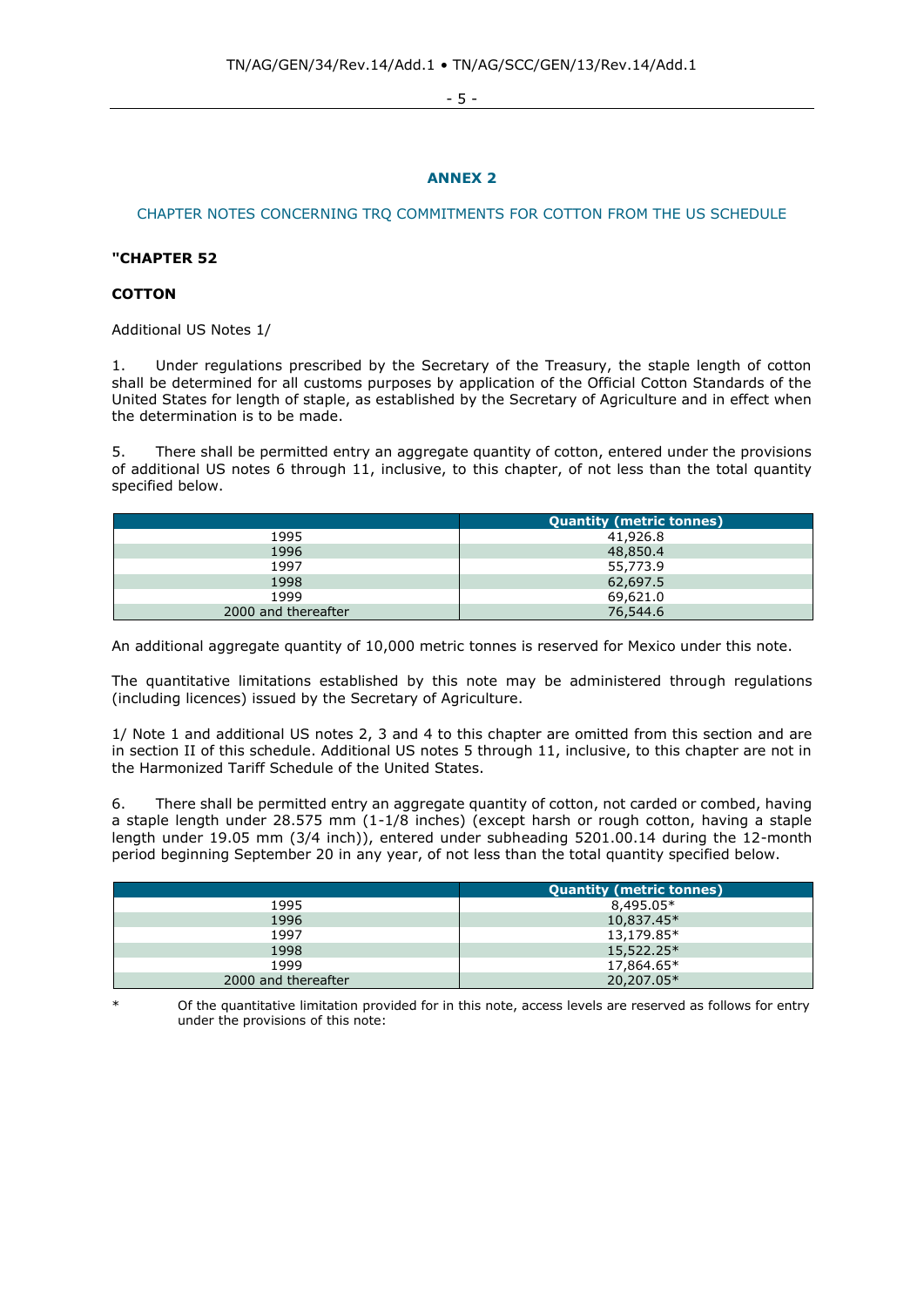## ANNEX 2

CHAPTER NOTES CONCERNING TRQ COMMITMENTS FOR COTTON FROM THE US SCHEDULE

**"CHAPTER 52**

**COTTON**

Additional US Notes 1/

1. Under regulations prescribed by the Secretary of the Treasury, the staple length of cotton shall be determined for all customs purposes by application of the Official Cotton Standards of the United States for length of staple, as established by the Secretary of Agriculture and in effect when the determination is to be made.

5. There shall be permitted entry an aggregate quantity of cotton, entered under the provisions of additional US notes 6 through 11, inclusive, to this chapter, of not less than the total quantity specified below.

| | Quantity (metric tonnes) |
|---|---|
| 1995 | 41,926.8 |
| 1996 | 48,850.4 |
| 1997 | 55,773.9 |
| 1998 | 62,697.5 |
| 1999 | 69,621.0 |
| 2000 and thereafter | 76,544.6 |

An additional aggregate quantity of 10,000 metric tonnes is reserved for Mexico under this note.

The quantitative limitations established by this note may be administered through regulations (including licences) issued by the Secretary of Agriculture.

1/ Note 1 and additional US notes 2, 3 and 4 to this chapter are omitted from this section and are in section II of this schedule. Additional US notes 5 through 11, inclusive, to this chapter are not in the Harmonized Tariff Schedule of the United States.

6. There shall be permitted entry an aggregate quantity of cotton, not carded or combed, having a staple length under 28.575 mm (1-1/8 inches) (except harsh or rough cotton, having a staple length under 19.05 mm (3/4 inch)), entered under subheading 5201.00.14 during the 12-month period beginning September 20 in any year, of not less than the total quantity specified below.

| | Quantity (metric tonnes) |
|---|---|
| 1995 | 8,495.05* |
| 1996 | 10,837.45* |
| 1997 | 13,179.85* |
| 1998 | 15,522.25* |
| 1999 | 17,864.65* |
| 2000 and thereafter | 20,207.05* |

\* Of the quantitative limitation provided for in this note, access levels are reserved as follows for entry under the provisions of this note: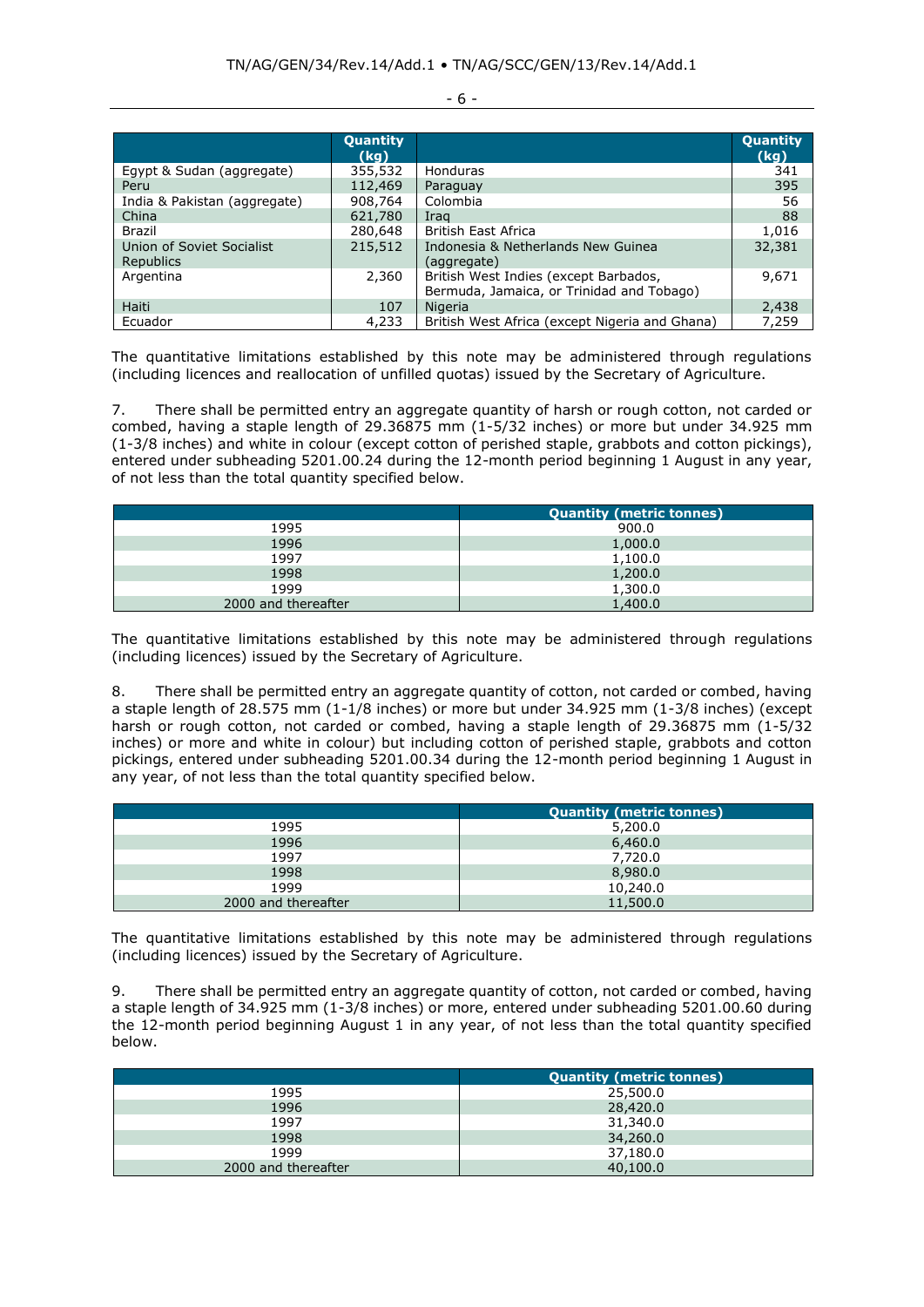| | Quantity (kg) | | Quantity (kg) |
|---|---|---|---|
| Egypt & Sudan (aggregate) | 355,532 | Honduras | 341 |
| Peru | 112,469 | Paraguay | 395 |
| India & Pakistan (aggregate) | 908,764 | Colombia | 56 |
| China | 621,780 | Iraq | 88 |
| Brazil | 280,648 | British East Africa | 1,016 |
| Union of Soviet Socialist Republics | 215,512 | Indonesia & Netherlands New Guinea (aggregate) | 32,381 |
| Argentina | 2,360 | British West Indies (except Barbados, Bermuda, Jamaica, or Trinidad and Tobago) | 9,671 |
| Haiti | 107 | Nigeria | 2,438 |
| Ecuador | 4,233 | British West Africa (except Nigeria and Ghana) | 7,259 |

The quantitative limitations established by this note may be administered through regulations (including licences and reallocation of unfilled quotas) issued by the Secretary of Agriculture.

7. There shall be permitted entry an aggregate quantity of harsh or rough cotton, not carded or combed, having a staple length of 29.36875 mm (1-5/32 inches) or more but under 34.925 mm (1-3/8 inches) and white in colour (except cotton of perished staple, grabbots and cotton pickings), entered under subheading 5201.00.24 during the 12-month period beginning 1 August in any year, of not less than the total quantity specified below.

| | Quantity (metric tonnes) |
|---|---|
| 1995 | 900.0 |
| 1996 | 1,000.0 |
| 1997 | 1,100.0 |
| 1998 | 1,200.0 |
| 1999 | 1,300.0 |
| 2000 and thereafter | 1,400.0 |

The quantitative limitations established by this note may be administered through regulations (including licences) issued by the Secretary of Agriculture.

8. There shall be permitted entry an aggregate quantity of cotton, not carded or combed, having a staple length of 28.575 mm (1-1/8 inches) or more but under 34.925 mm (1-3/8 inches) (except harsh or rough cotton, not carded or combed, having a staple length of 29.36875 mm (1-5/32 inches) or more and white in colour) but including cotton of perished staple, grabbots and cotton pickings, entered under subheading 5201.00.34 during the 12-month period beginning 1 August in any year, of not less than the total quantity specified below.

| | Quantity (metric tonnes) |
|---|---|
| 1995 | 5,200.0 |
| 1996 | 6,460.0 |
| 1997 | 7,720.0 |
| 1998 | 8,980.0 |
| 1999 | 10,240.0 |
| 2000 and thereafter | 11,500.0 |

The quantitative limitations established by this note may be administered through regulations (including licences) issued by the Secretary of Agriculture.

9. There shall be permitted entry an aggregate quantity of cotton, not carded or combed, having a staple length of 34.925 mm (1-3/8 inches) or more, entered under subheading 5201.00.60 during the 12-month period beginning August 1 in any year, of not less than the total quantity specified below.

| | Quantity (metric tonnes) |
|---|---|
| 1995 | 25,500.0 |
| 1996 | 28,420.0 |
| 1997 | 31,340.0 |
| 1998 | 34,260.0 |
| 1999 | 37,180.0 |
| 2000 and thereafter | 40,100.0 |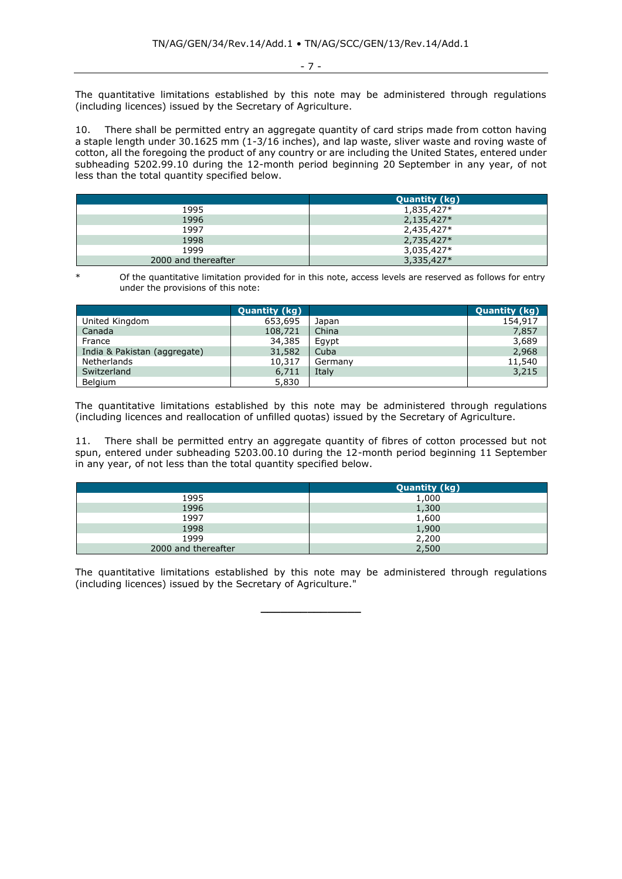The quantitative limitations established by this note may be administered through regulations (including licences) issued by the Secretary of Agriculture.

10. There shall be permitted entry an aggregate quantity of card strips made from cotton having a staple length under 30.1625 mm (1-3/16 inches), and lap waste, sliver waste and roving waste of cotton, all the foregoing the product of any country or are including the United States, entered under subheading 5202.99.10 during the 12-month period beginning 20 September in any year, of not less than the total quantity specified below.

| | Quantity (kg) |
|---|---|
| 1995 | 1,835,427* |
| 1996 | 2,135,427* |
| 1997 | 2,435,427* |
| 1998 | 2,735,427* |
| 1999 | 3,035,427* |
| 2000 and thereafter | 3,335,427* |

\* Of the quantitative limitation provided for in this note, access levels are reserved as follows for entry under the provisions of this note:

| | Quantity (kg) | | Quantity (kg) |
|---|---|---|---|
| United Kingdom | 653,695 | Japan | 154,917 |
| Canada | 108,721 | China | 7,857 |
| France | 34,385 | Egypt | 3,689 |
| India & Pakistan (aggregate) | 31,582 | Cuba | 2,968 |
| Netherlands | 10,317 | Germany | 11,540 |
| Switzerland | 6,711 | Italy | 3,215 |
| Belgium | 5,830 | | |

The quantitative limitations established by this note may be administered through regulations (including licences and reallocation of unfilled quotas) issued by the Secretary of Agriculture.

11. There shall be permitted entry an aggregate quantity of fibres of cotton processed but not spun, entered under subheading 5203.00.10 during the 12-month period beginning 11 September in any year, of not less than the total quantity specified below.

| | Quantity (kg) |
|---|---|
| 1995 | 1,000 |
| 1996 | 1,300 |
| 1997 | 1,600 |
| 1998 | 1,900 |
| 1999 | 2,200 |
| 2000 and thereafter | 2,500 |

The quantitative limitations established by this note may be administered through regulations (including licences) issued by the Secretary of Agriculture."

---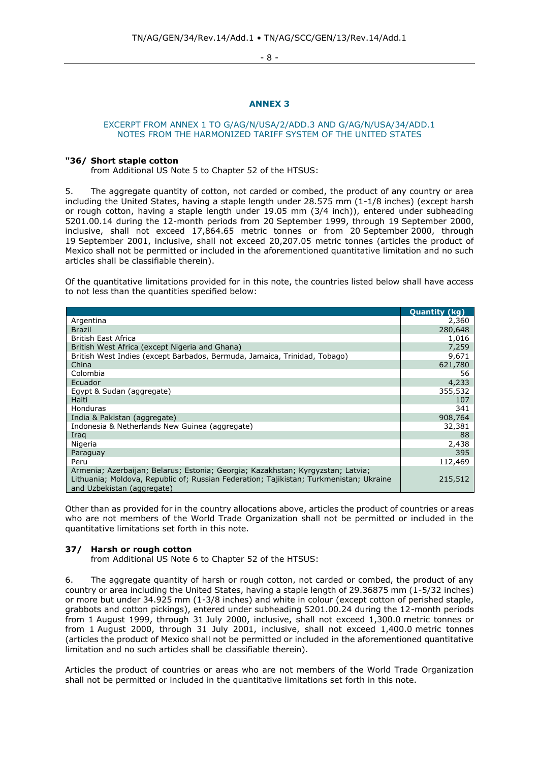## ANNEX 3

EXCERPT FROM ANNEX 1 TO G/AG/N/USA/2/ADD.3 AND G/AG/N/USA/34/ADD.1
NOTES FROM THE HARMONIZED TARIFF SYSTEM OF THE UNITED STATES

**"36/ Short staple cotton**
from Additional US Note 5 to Chapter 52 of the HTSUS:

5. The aggregate quantity of cotton, not carded or combed, the product of any country or area including the United States, having a staple length under 28.575 mm (1-1/8 inches) (except harsh or rough cotton, having a staple length under 19.05 mm (3/4 inch)), entered under subheading 5201.00.14 during the 12-month periods from 20 September 1999, through 19 September 2000, inclusive, shall not exceed 17,864.65 metric tonnes or from 20 September 2000, through 19 September 2001, inclusive, shall not exceed 20,207.05 metric tonnes (articles the product of Mexico shall not be permitted or included in the aforementioned quantitative limitation and no such articles shall be classifiable therein).

Of the quantitative limitations provided for in this note, the countries listed below shall have access to not less than the quantities specified below:

| | Quantity (kg) |
|---|---|
| Argentina | 2,360 |
| Brazil | 280,648 |
| British East Africa | 1,016 |
| British West Africa (except Nigeria and Ghana) | 7,259 |
| British West Indies (except Barbados, Bermuda, Jamaica, Trinidad, Tobago) | 9,671 |
| China | 621,780 |
| Colombia | 56 |
| Ecuador | 4,233 |
| Egypt & Sudan (aggregate) | 355,532 |
| Haiti | 107 |
| Honduras | 341 |
| India & Pakistan (aggregate) | 908,764 |
| Indonesia & Netherlands New Guinea (aggregate) | 32,381 |
| Iraq | 88 |
| Nigeria | 2,438 |
| Paraguay | 395 |
| Peru | 112,469 |
| Armenia; Azerbaijan; Belarus; Estonia; Georgia; Kazakhstan; Kyrgyzstan; Latvia; Lithuania; Moldova, Republic of; Russian Federation; Tajikistan; Turkmenistan; Ukraine and Uzbekistan (aggregate) | 215,512 |

Other than as provided for in the country allocations above, articles the product of countries or areas who are not members of the World Trade Organization shall not be permitted or included in the quantitative limitations set forth in this note.

**37/ Harsh or rough cotton**
from Additional US Note 6 to Chapter 52 of the HTSUS:

6. The aggregate quantity of harsh or rough cotton, not carded or combed, the product of any country or area including the United States, having a staple length of 29.36875 mm (1-5/32 inches) or more but under 34.925 mm (1-3/8 inches) and white in colour (except cotton of perished staple, grabbots and cotton pickings), entered under subheading 5201.00.24 during the 12-month periods from 1 August 1999, through 31 July 2000, inclusive, shall not exceed 1,300.0 metric tonnes or from 1 August 2000, through 31 July 2001, inclusive, shall not exceed 1,400.0 metric tonnes (articles the product of Mexico shall not be permitted or included in the aforementioned quantitative limitation and no such articles shall be classifiable therein).

Articles the product of countries or areas who are not members of the World Trade Organization shall not be permitted or included in the quantitative limitations set forth in this note.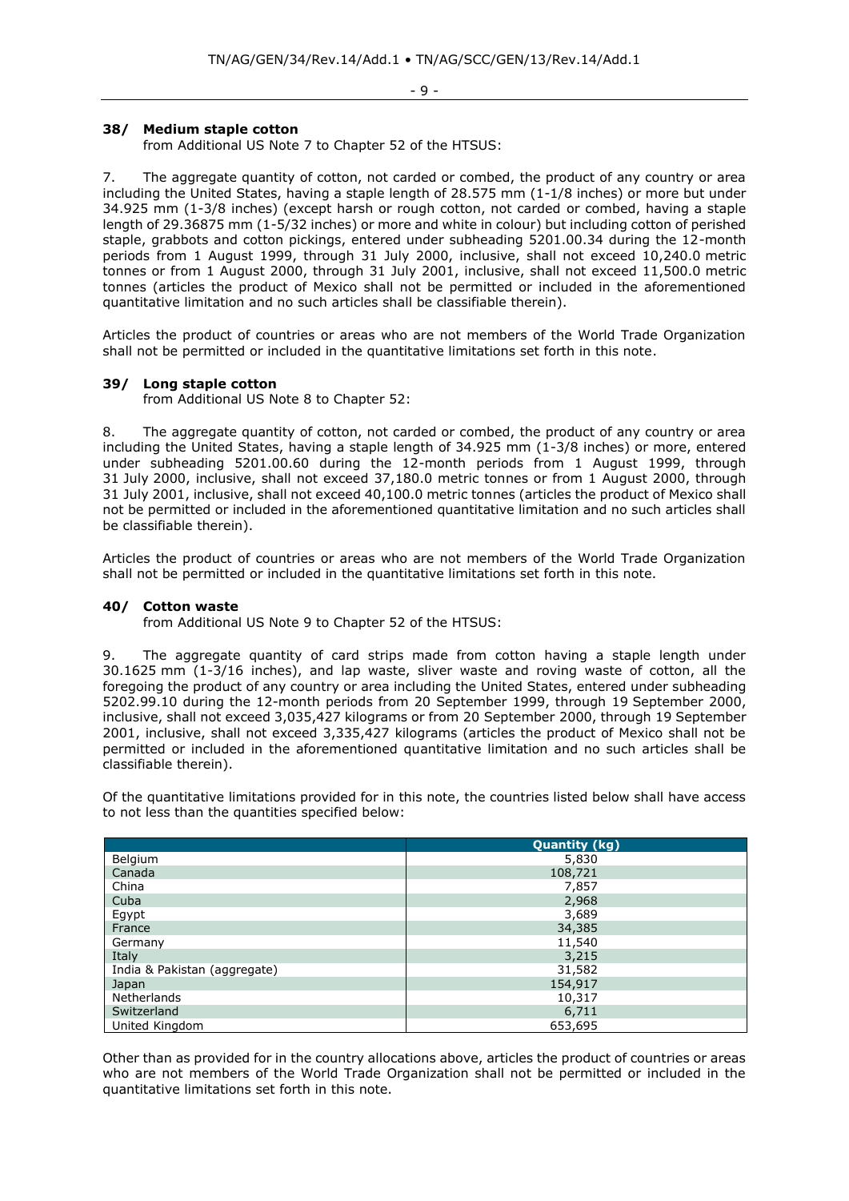### 38/ Medium staple cotton

from Additional US Note 7 to Chapter 52 of the HTSUS:

7. The aggregate quantity of cotton, not carded or combed, the product of any country or area including the United States, having a staple length of 28.575 mm (1-1/8 inches) or more but under 34.925 mm (1-3/8 inches) (except harsh or rough cotton, not carded or combed, having a staple length of 29.36875 mm (1-5/32 inches) or more and white in colour) but including cotton of perished staple, grabbots and cotton pickings, entered under subheading 5201.00.34 during the 12-month periods from 1 August 1999, through 31 July 2000, inclusive, shall not exceed 10,240.0 metric tonnes or from 1 August 2000, through 31 July 2001, inclusive, shall not exceed 11,500.0 metric tonnes (articles the product of Mexico shall not be permitted or included in the aforementioned quantitative limitation and no such articles shall be classifiable therein).

Articles the product of countries or areas who are not members of the World Trade Organization shall not be permitted or included in the quantitative limitations set forth in this note.

### 39/ Long staple cotton

from Additional US Note 8 to Chapter 52:

8. The aggregate quantity of cotton, not carded or combed, the product of any country or area including the United States, having a staple length of 34.925 mm (1-3/8 inches) or more, entered under subheading 5201.00.60 during the 12-month periods from 1 August 1999, through 31 July 2000, inclusive, shall not exceed 37,180.0 metric tonnes or from 1 August 2000, through 31 July 2001, inclusive, shall not exceed 40,100.0 metric tonnes (articles the product of Mexico shall not be permitted or included in the aforementioned quantitative limitation and no such articles shall be classifiable therein).

Articles the product of countries or areas who are not members of the World Trade Organization shall not be permitted or included in the quantitative limitations set forth in this note.

### 40/ Cotton waste

from Additional US Note 9 to Chapter 52 of the HTSUS:

9. The aggregate quantity of card strips made from cotton having a staple length under 30.1625 mm (1-3/16 inches), and lap waste, sliver waste and roving waste of cotton, all the foregoing the product of any country or area including the United States, entered under subheading 5202.99.10 during the 12-month periods from 20 September 1999, through 19 September 2000, inclusive, shall not exceed 3,035,427 kilograms or from 20 September 2000, through 19 September 2001, inclusive, shall not exceed 3,335,427 kilograms (articles the product of Mexico shall not be permitted or included in the aforementioned quantitative limitation and no such articles shall be classifiable therein).

Of the quantitative limitations provided for in this note, the countries listed below shall have access to not less than the quantities specified below:

| | Quantity (kg) |
|---|---|
| Belgium | 5,830 |
| Canada | 108,721 |
| China | 7,857 |
| Cuba | 2,968 |
| Egypt | 3,689 |
| France | 34,385 |
| Germany | 11,540 |
| Italy | 3,215 |
| India & Pakistan (aggregate) | 31,582 |
| Japan | 154,917 |
| Netherlands | 10,317 |
| Switzerland | 6,711 |
| United Kingdom | 653,695 |

Other than as provided for in the country allocations above, articles the product of countries or areas who are not members of the World Trade Organization shall not be permitted or included in the quantitative limitations set forth in this note.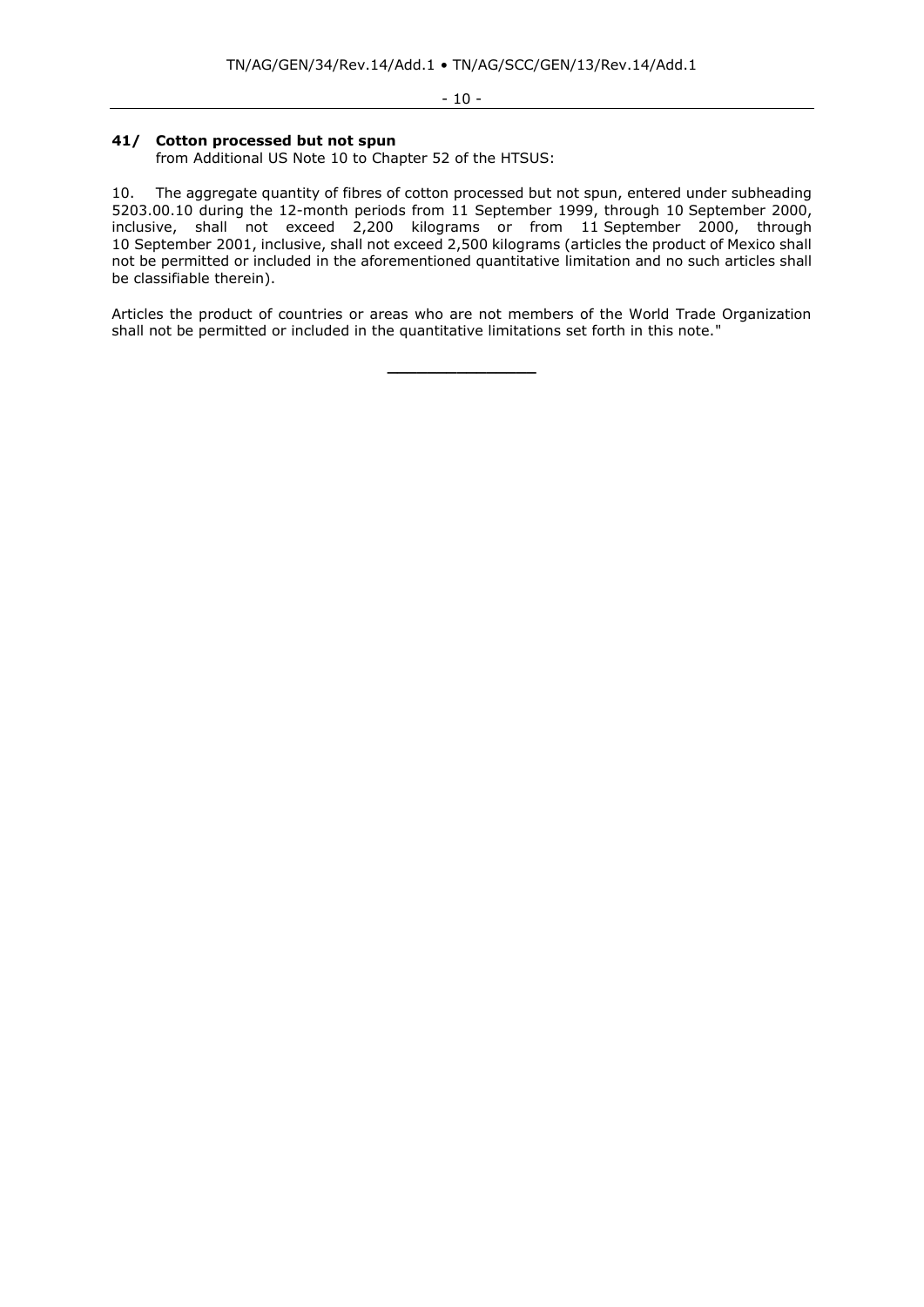**41/ Cotton processed but not spun**
from Additional US Note 10 to Chapter 52 of the HTSUS:

10. The aggregate quantity of fibres of cotton processed but not spun, entered under subheading 5203.00.10 during the 12-month periods from 11 September 1999, through 10 September 2000, inclusive, shall not exceed 2,200 kilograms or from 11 September 2000, through 10 September 2001, inclusive, shall not exceed 2,500 kilograms (articles the product of Mexico shall not be permitted or included in the aforementioned quantitative limitation and no such articles shall be classifiable therein).

Articles the product of countries or areas who are not members of the World Trade Organization shall not be permitted or included in the quantitative limitations set forth in this note."

__________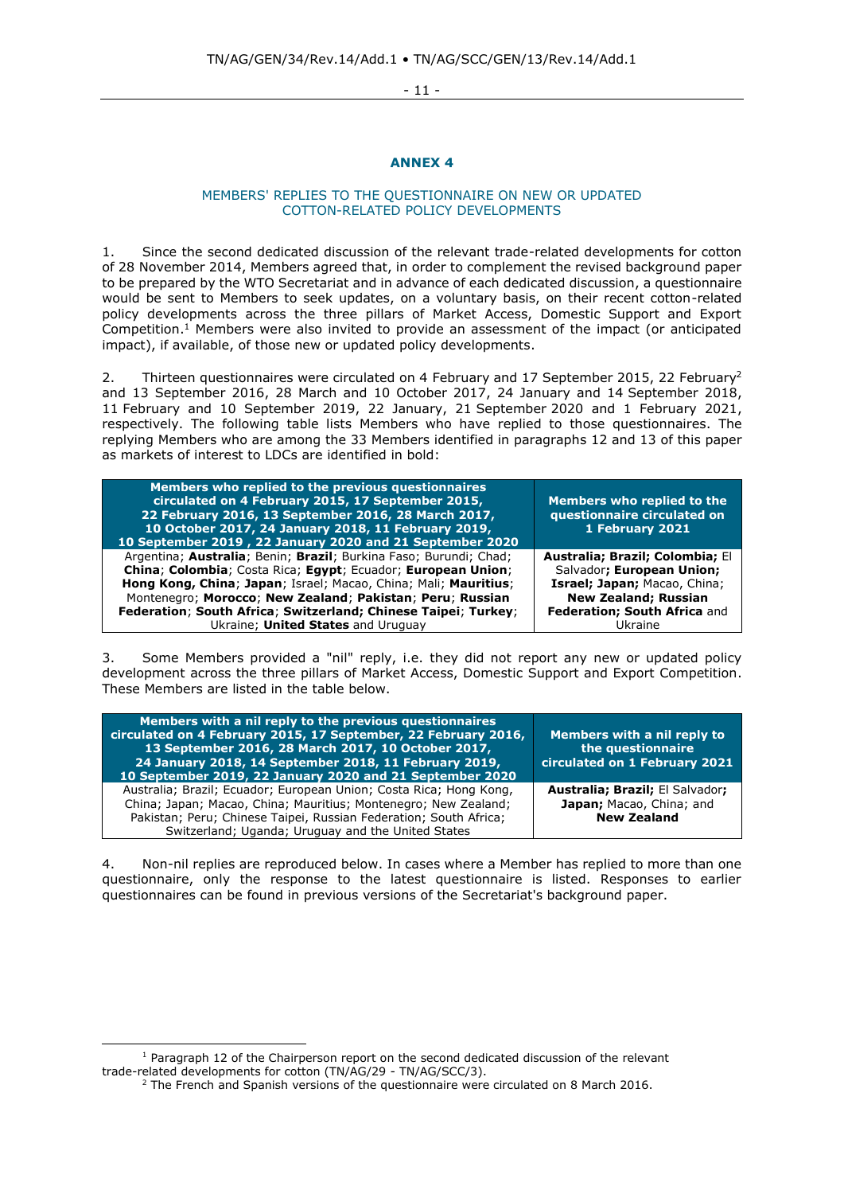# ANNEX 4

## MEMBERS' REPLIES TO THE QUESTIONNAIRE ON NEW OR UPDATED COTTON-RELATED POLICY DEVELOPMENTS

1. Since the second dedicated discussion of the relevant trade-related developments for cotton of 28 November 2014, Members agreed that, in order to complement the revised background paper to be prepared by the WTO Secretariat and in advance of each dedicated discussion, a questionnaire would be sent to Members to seek updates, on a voluntary basis, on their recent cotton-related policy developments across the three pillars of Market Access, Domestic Support and Export Competition.[1] Members were also invited to provide an assessment of the impact (or anticipated impact), if available, of those new or updated policy developments.

2. Thirteen questionnaires were circulated on 4 February and 17 September 2015, 22 February[2] and 13 September 2016, 28 March and 10 October 2017, 24 January and 14 September 2018, 11 February and 10 September 2019, 22 January, 21 September 2020 and 1 February 2021, respectively. The following table lists Members who have replied to those questionnaires. The replying Members who are among the 33 Members identified in paragraphs 12 and 13 of this paper as markets of interest to LDCs are identified in bold:

| Members who replied to the previous questionnaires circulated on 4 February 2015, 17 September 2015, 22 February 2016, 13 September 2016, 28 March 2017, 10 October 2017, 24 January 2018, 11 February 2019, 10 September 2019 , 22 January 2020 and 21 September 2020 | Members who replied to the questionnaire circulated on 1 February 2021 |
|---|---|
| Argentina; **Australia**; Benin; **Brazil**; Burkina Faso; Burundi; Chad; **China**; **Colombia**; Costa Rica; **Egypt**; Ecuador; **European Union**; **Hong Kong, China**; **Japan**; Israel; Macao, China; Mali; **Mauritius**; Montenegro; **Morocco**; **New Zealand**; **Pakistan**; **Peru**; **Russian Federation**; **South Africa**; **Switzerland; Chinese Taipei**; **Turkey**; Ukraine; **United States** and Uruguay | **Australia; Brazil; Colombia;** El Salvador**; European Union; Israel; Japan;** Macao, China; **New Zealand; Russian Federation; South Africa** and Ukraine |

3. Some Members provided a "nil" reply, i.e. they did not report any new or updated policy development across the three pillars of Market Access, Domestic Support and Export Competition. These Members are listed in the table below.

| Members with a nil reply to the previous questionnaires circulated on 4 February 2015, 17 September, 22 February 2016, 13 September 2016, 28 March 2017, 10 October 2017, 24 January 2018, 14 September 2018, 11 February 2019, 10 September 2019, 22 January 2020 and 21 September 2020 | Members with a nil reply to the questionnaire circulated on 1 February 2021 |
|---|---|
| Australia; Brazil; Ecuador; European Union; Costa Rica; Hong Kong, China; Japan; Macao, China; Mauritius; Montenegro; New Zealand; Pakistan; Peru; Chinese Taipei, Russian Federation; South Africa; Switzerland; Uganda; Uruguay and the United States | **Australia; Brazil;** El Salvador**; Japan;** Macao, China; and **New Zealand** |

4. Non-nil replies are reproduced below. In cases where a Member has replied to more than one questionnaire, only the response to the latest questionnaire is listed. Responses to earlier questionnaires can be found in previous versions of the Secretariat's background paper.

[1] Paragraph 12 of the Chairperson report on the second dedicated discussion of the relevant trade-related developments for cotton (TN/AG/29 - TN/AG/SCC/3).

[2] The French and Spanish versions of the questionnaire were circulated on 8 March 2016.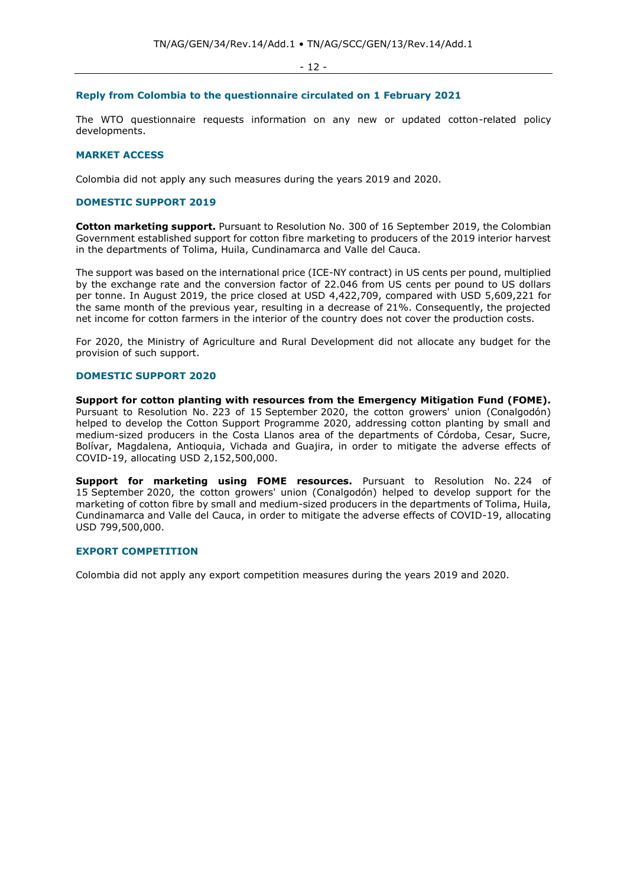## Reply from Colombia to the questionnaire circulated on 1 February 2021

The WTO questionnaire requests information on any new or updated cotton-related policy developments.

### MARKET ACCESS

Colombia did not apply any such measures during the years 2019 and 2020.

### DOMESTIC SUPPORT 2019

**Cotton marketing support.** Pursuant to Resolution No. 300 of 16 September 2019, the Colombian Government established support for cotton fibre marketing to producers of the 2019 interior harvest in the departments of Tolima, Huila, Cundinamarca and Valle del Cauca.

The support was based on the international price (ICE-NY contract) in US cents per pound, multiplied by the exchange rate and the conversion factor of 22.046 from US cents per pound to US dollars per tonne. In August 2019, the price closed at USD 4,422,709, compared with USD 5,609,221 for the same month of the previous year, resulting in a decrease of 21%. Consequently, the projected net income for cotton farmers in the interior of the country does not cover the production costs.

For 2020, the Ministry of Agriculture and Rural Development did not allocate any budget for the provision of such support.

### DOMESTIC SUPPORT 2020

**Support for cotton planting with resources from the Emergency Mitigation Fund (FOME).** Pursuant to Resolution No. 223 of 15 September 2020, the cotton growers' union (Conalgodón) helped to develop the Cotton Support Programme 2020, addressing cotton planting by small and medium-sized producers in the Costa Llanos area of the departments of Córdoba, Cesar, Sucre, Bolívar, Magdalena, Antioquia, Vichada and Guajira, in order to mitigate the adverse effects of COVID-19, allocating USD 2,152,500,000.

**Support for marketing using FOME resources.** Pursuant to Resolution No. 224 of 15 September 2020, the cotton growers' union (Conalgodón) helped to develop support for the marketing of cotton fibre by small and medium-sized producers in the departments of Tolima, Huila, Cundinamarca and Valle del Cauca, in order to mitigate the adverse effects of COVID-19, allocating USD 799,500,000.

### EXPORT COMPETITION

Colombia did not apply any export competition measures during the years 2019 and 2020.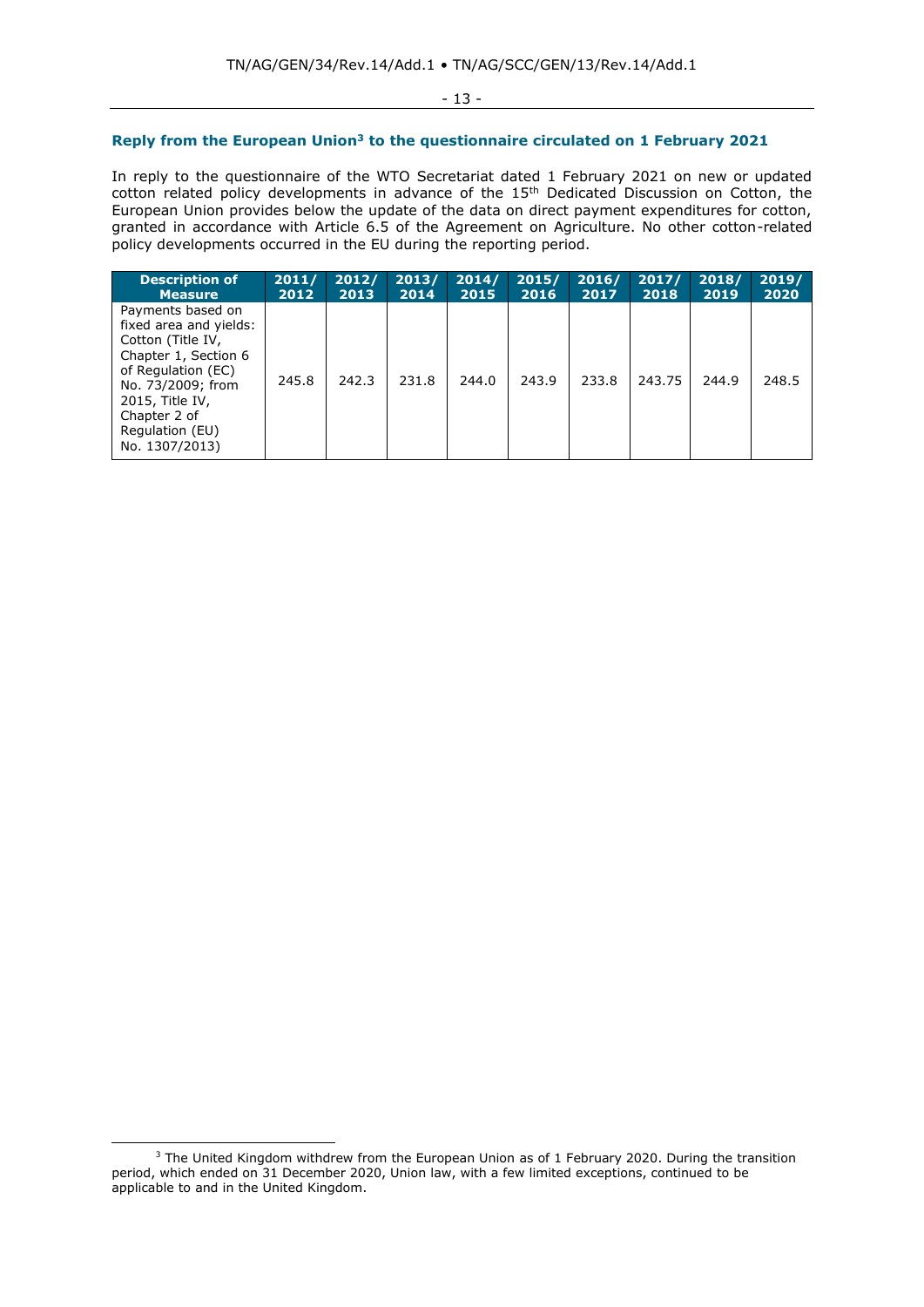### Reply from the European Union[3] to the questionnaire circulated on 1 February 2021

In reply to the questionnaire of the WTO Secretariat dated 1 February 2021 on new or updated cotton related policy developments in advance of the 15th Dedicated Discussion on Cotton, the European Union provides below the update of the data on direct payment expenditures for cotton, granted in accordance with Article 6.5 of the Agreement on Agriculture. No other cotton-related policy developments occurred in the EU during the reporting period.

| Description of Measure | 2011/ 2012 | 2012/ 2013 | 2013/ 2014 | 2014/ 2015 | 2015/ 2016 | 2016/ 2017 | 2017/ 2018 | 2018/ 2019 | 2019/ 2020 |
|---|---|---|---|---|---|---|---|---|---|
| Payments based on fixed area and yields: Cotton (Title IV, Chapter 1, Section 6 of Regulation (EC) No. 73/2009; from 2015, Title IV, Chapter 2 of Regulation (EU) No. 1307/2013) | 245.8 | 242.3 | 231.8 | 244.0 | 243.9 | 233.8 | 243.75 | 244.9 | 248.5 |

[3] The United Kingdom withdrew from the European Union as of 1 February 2020. During the transition period, which ended on 31 December 2020, Union law, with a few limited exceptions, continued to be applicable to and in the United Kingdom.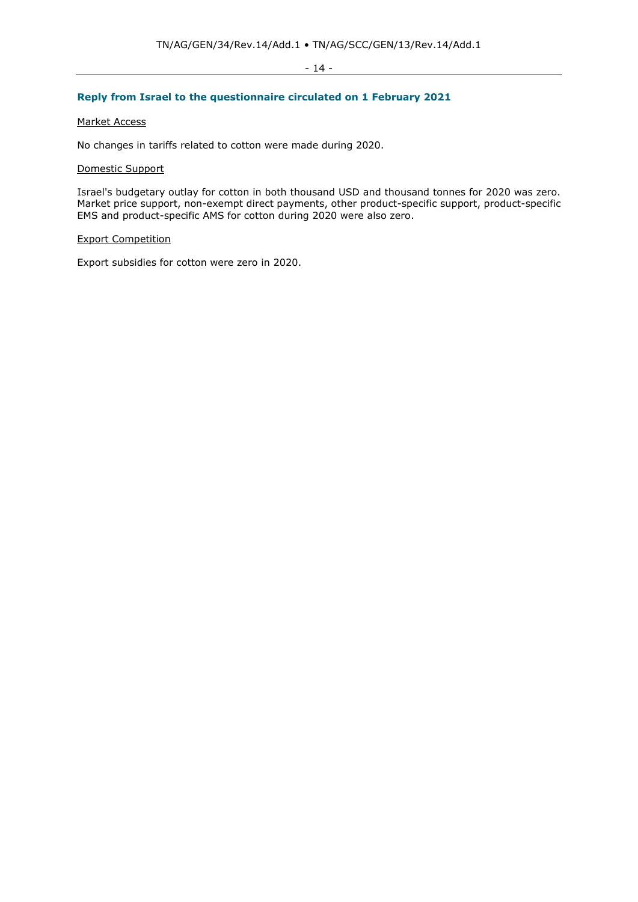## Reply from Israel to the questionnaire circulated on 1 February 2021

Market Access

No changes in tariffs related to cotton were made during 2020.

Domestic Support

Israel's budgetary outlay for cotton in both thousand USD and thousand tonnes for 2020 was zero. Market price support, non-exempt direct payments, other product-specific support, product-specific EMS and product-specific AMS for cotton during 2020 were also zero.

Export Competition

Export subsidies for cotton were zero in 2020.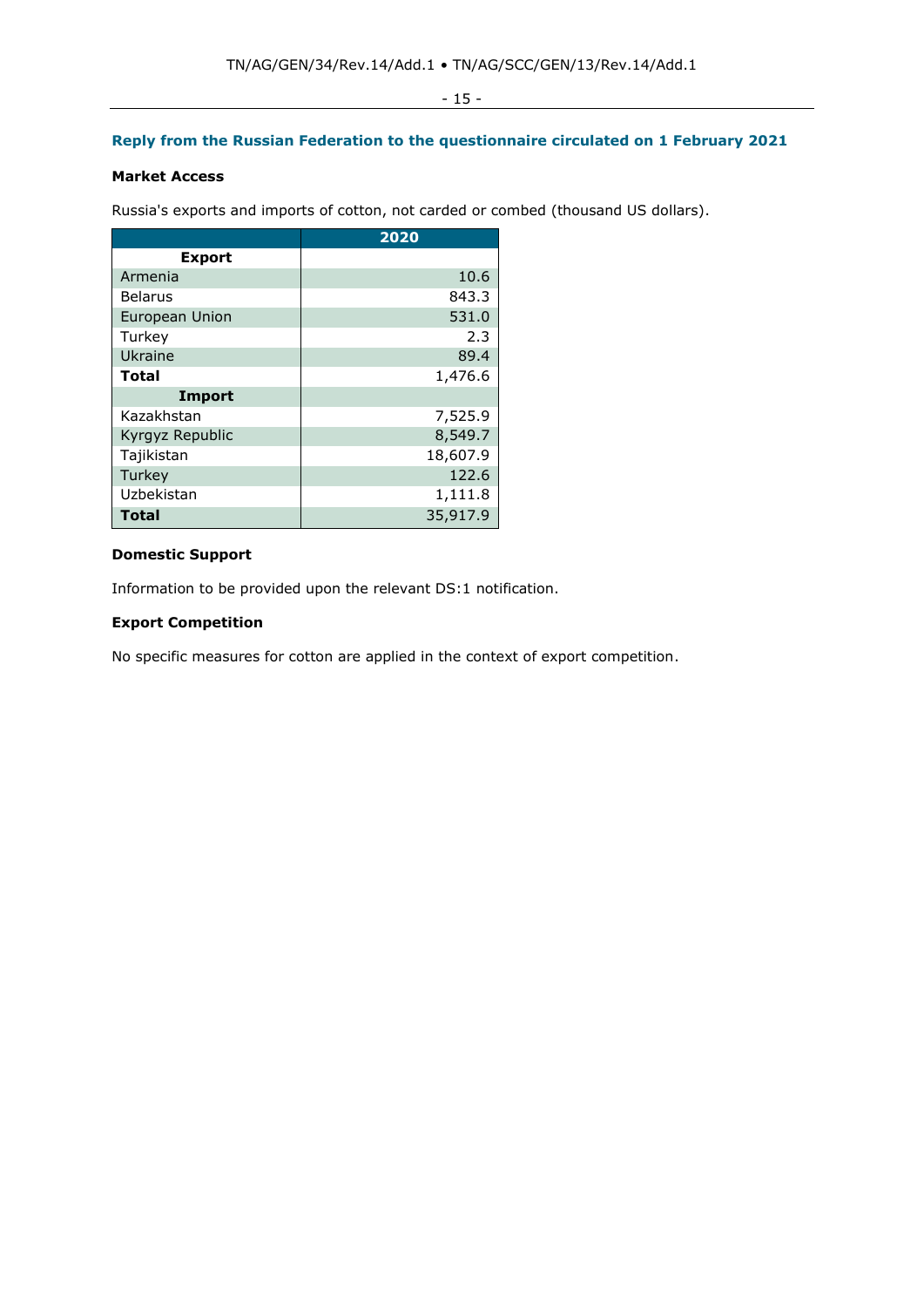## Reply from the Russian Federation to the questionnaire circulated on 1 February 2021

### Market Access

Russia's exports and imports of cotton, not carded or combed (thousand US dollars).

| | 2020 |
|---|---|
| **Export** | |
| Armenia | 10.6 |
| Belarus | 843.3 |
| European Union | 531.0 |
| Turkey | 2.3 |
| Ukraine | 89.4 |
| **Total** | 1,476.6 |
| **Import** | |
| Kazakhstan | 7,525.9 |
| Kyrgyz Republic | 8,549.7 |
| Tajikistan | 18,607.9 |
| Turkey | 122.6 |
| Uzbekistan | 1,111.8 |
| **Total** | 35,917.9 |

### Domestic Support

Information to be provided upon the relevant DS:1 notification.

### Export Competition

No specific measures for cotton are applied in the context of export competition.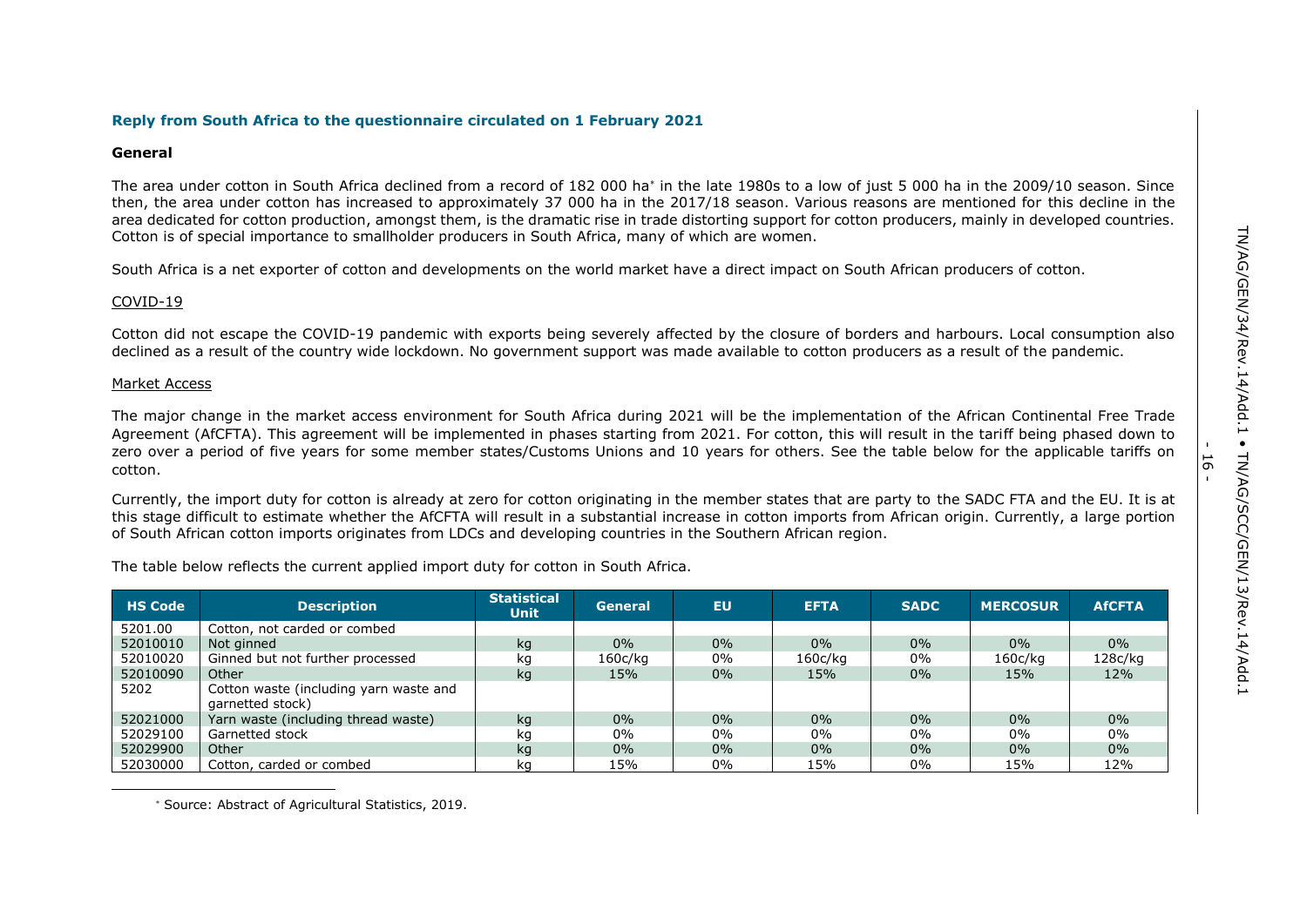**Reply from South Africa to the questionnaire circulated on 1 February 2021**

**General**

The area under cotton in South Africa declined from a record of 182 000 ha* in the late 1980s to a low of just 5 000 ha in the 2009/10 season. Since then, the area under cotton has increased to approximately 37 000 ha in the 2017/18 season. Various reasons are mentioned for this decline in the area dedicated for cotton production, amongst them, is the dramatic rise in trade distorting support for cotton producers, mainly in developed countries. Cotton is of special importance to smallholder producers in South Africa, many of which are women.

South Africa is a net exporter of cotton and developments on the world market have a direct impact on South African producers of cotton.

COVID-19

Cotton did not escape the COVID-19 pandemic with exports being severely affected by the closure of borders and harbours. Local consumption also declined as a result of the country wide lockdown. No government support was made available to cotton producers as a result of the pandemic.

Market Access

The major change in the market access environment for South Africa during 2021 will be the implementation of the African Continental Free Trade Agreement (AfCFTA). This agreement will be implemented in phases starting from 2021. For cotton, this will result in the tariff being phased down to zero over a period of five years for some member states/Customs Unions and 10 years for others. See the table below for the applicable tariffs on cotton.

Currently, the import duty for cotton is already at zero for cotton originating in the member states that are party to the SADC FTA and the EU. It is at this stage difficult to estimate whether the AfCFTA will result in a substantial increase in cotton imports from African origin. Currently, a large portion of South African cotton imports originates from LDCs and developing countries in the Southern African region.

The table below reflects the current applied import duty for cotton in South Africa.

| HS Code | Description | Statistical Unit | General | EU | EFTA | SADC | MERCOSUR | AfCFTA |
|---|---|---|---|---|---|---|---|---|
| 5201.00 | Cotton, not carded or combed | | | | | | | |
| 52010010 | Not ginned | kg | 0% | 0% | 0% | 0% | 0% | 0% |
| 52010020 | Ginned but not further processed | kg | 160c/kg | 0% | 160c/kg | 0% | 160c/kg | 128c/kg |
| 52010090 | Other | kg | 15% | 0% | 15% | 0% | 15% | 12% |
| 5202 | Cotton waste (including yarn waste and garnetted stock) | | | | | | | |
| 52021000 | Yarn waste (including thread waste) | kg | 0% | 0% | 0% | 0% | 0% | 0% |
| 52029100 | Garnetted stock | kg | 0% | 0% | 0% | 0% | 0% | 0% |
| 52029900 | Other | kg | 0% | 0% | 0% | 0% | 0% | 0% |
| 52030000 | Cotton, carded or combed | kg | 15% | 0% | 15% | 0% | 15% | 12% |

\* Source: Abstract of Agricultural Statistics, 2019.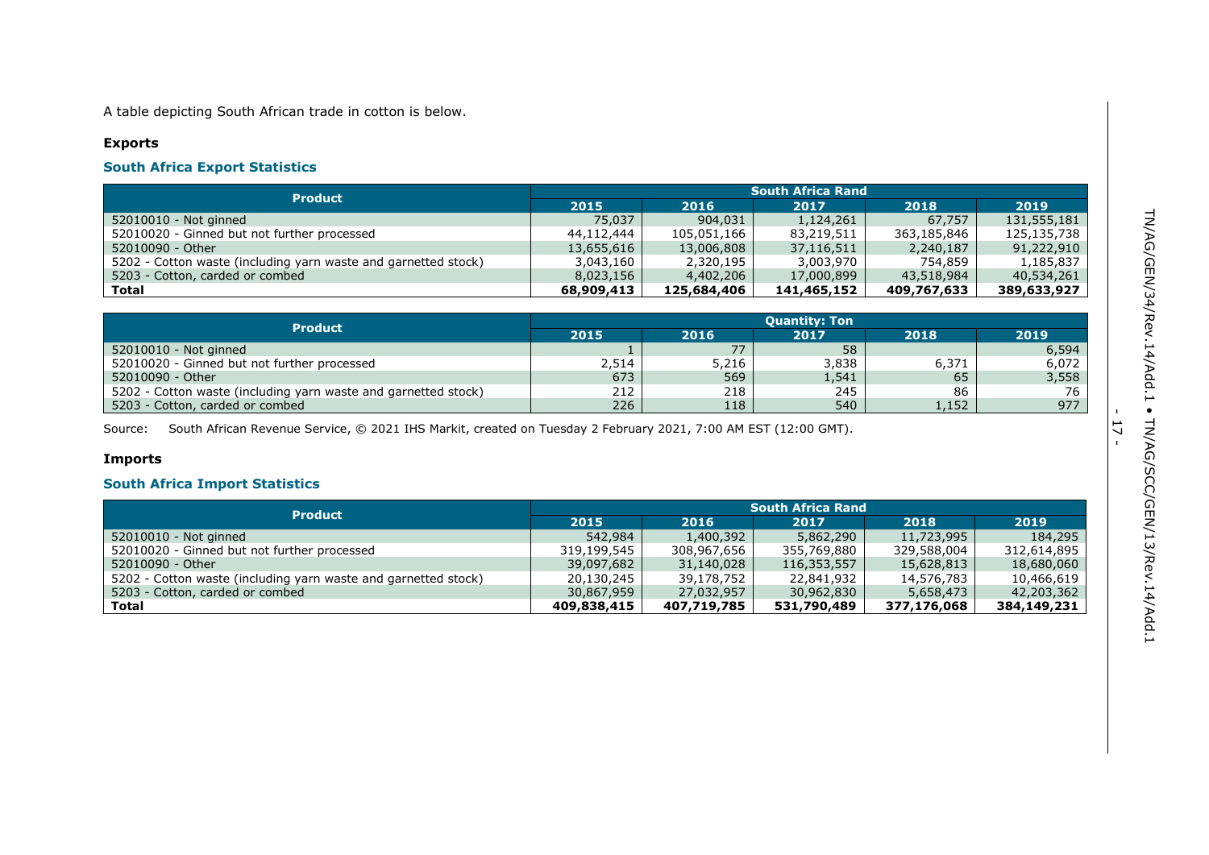A table depicting South African trade in cotton is below.

**Exports**

### South Africa Export Statistics

| Product | South Africa Rand | | | | |
|---|---|---|---|---|---|
| | 2015 | 2016 | 2017 | 2018 | 2019 |
| 52010010 - Not ginned | 75,037 | 904,031 | 1,124,261 | 67,757 | 131,555,181 |
| 52010020 - Ginned but not further processed | 44,112,444 | 105,051,166 | 83,219,511 | 363,185,846 | 125,135,738 |
| 52010090 - Other | 13,655,616 | 13,006,808 | 37,116,511 | 2,240,187 | 91,222,910 |
| 5202 - Cotton waste (including yarn waste and garnetted stock) | 3,043,160 | 2,320,195 | 3,003,970 | 754,859 | 1,185,837 |
| 5203 - Cotton, carded or combed | 8,023,156 | 4,402,206 | 17,000,899 | 43,518,984 | 40,534,261 |
| **Total** | **68,909,413** | **125,684,406** | **141,465,152** | **409,767,633** | **389,633,927** |

| Product | Quantity: Ton | | | | |
|---|---|---|---|---|---|
| | 2015 | 2016 | 2017 | 2018 | 2019 |
| 52010010 - Not ginned | 1 | 77 | 58 | | 6,594 |
| 52010020 - Ginned but not further processed | 2,514 | 5,216 | 3,838 | 6,371 | 6,072 |
| 52010090 - Other | 673 | 569 | 1,541 | 65 | 3,558 |
| 5202 - Cotton waste (including yarn waste and garnetted stock) | 212 | 218 | 245 | 86 | 76 |
| 5203 - Cotton, carded or combed | 226 | 118 | 540 | 1,152 | 977 |

Source: South African Revenue Service, © 2021 IHS Markit, created on Tuesday 2 February 2021, 7:00 AM EST (12:00 GMT).

**Imports**

### South Africa Import Statistics

| Product | South Africa Rand | | | | |
|---|---|---|---|---|---|
| | 2015 | 2016 | 2017 | 2018 | 2019 |
| 52010010 - Not ginned | 542,984 | 1,400,392 | 5,862,290 | 11,723,995 | 184,295 |
| 52010020 - Ginned but not further processed | 319,199,545 | 308,967,656 | 355,769,880 | 329,588,004 | 312,614,895 |
| 52010090 - Other | 39,097,682 | 31,140,028 | 116,353,557 | 15,628,813 | 18,680,060 |
| 5202 - Cotton waste (including yarn waste and garnetted stock) | 20,130,245 | 39,178,752 | 22,841,932 | 14,576,783 | 10,466,619 |
| 5203 - Cotton, carded or combed | 30,867,959 | 27,032,957 | 30,962,830 | 5,658,473 | 42,203,362 |
| **Total** | **409,838,415** | **407,719,785** | **531,790,489** | **377,176,068** | **384,149,231** |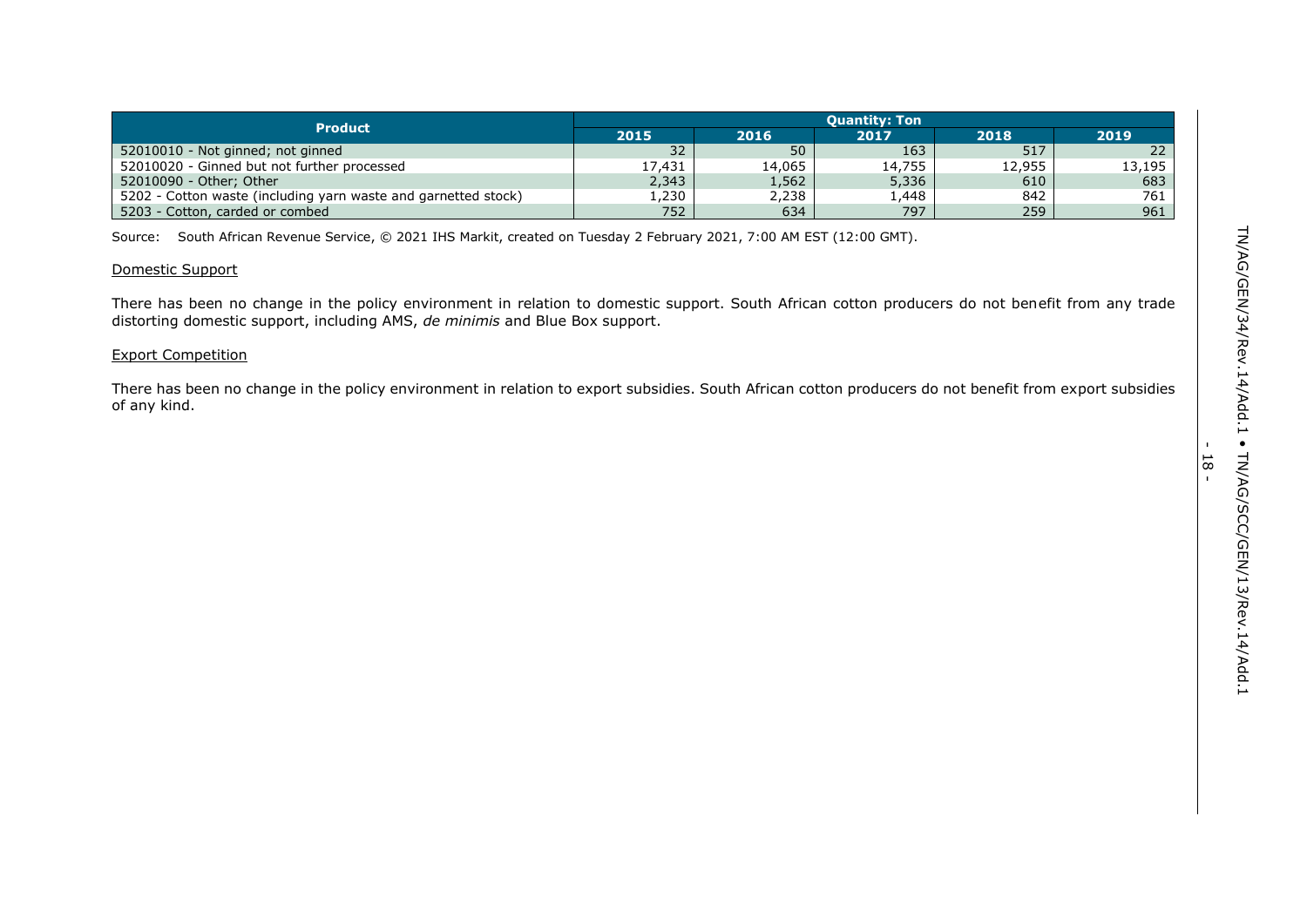| Product | Quantity: Ton | | | | |
|---|---|---|---|---|---|
| | 2015 | 2016 | 2017 | 2018 | 2019 |
| 52010010 - Not ginned; not ginned | 32 | 50 | 163 | 517 | 22 |
| 52010020 - Ginned but not further processed | 17,431 | 14,065 | 14,755 | 12,955 | 13,195 |
| 52010090 - Other; Other | 2,343 | 1,562 | 5,336 | 610 | 683 |
| 5202 - Cotton waste (including yarn waste and garnetted stock) | 1,230 | 2,238 | 1,448 | 842 | 761 |
| 5203 - Cotton, carded or combed | 752 | 634 | 797 | 259 | 961 |

Source: South African Revenue Service, © 2021 IHS Markit, created on Tuesday 2 February 2021, 7:00 AM EST (12:00 GMT).

Domestic Support

There has been no change in the policy environment in relation to domestic support. South African cotton producers do not benefit from any trade distorting domestic support, including AMS, *de minimis* and Blue Box support.

Export Competition

There has been no change in the policy environment in relation to export subsidies. South African cotton producers do not benefit from export subsidies of any kind.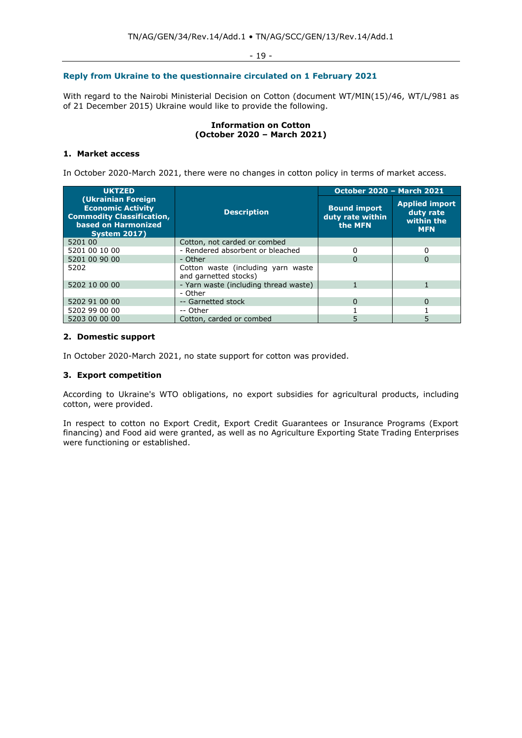## Reply from Ukraine to the questionnaire circulated on 1 February 2021

With regard to the Nairobi Ministerial Decision on Cotton (document WT/MIN(15)/46, WT/L/981 as of 21 December 2015) Ukraine would like to provide the following.

**Information on Cotton**
**(October 2020 – March 2021)**

### 1. Market access

In October 2020-March 2021, there were no changes in cotton policy in terms of market access.

| UKTZED (Ukrainian Foreign Economic Activity Commodity Classification, based on Harmonized System 2017) | Description | October 2020 – March 2021 | |
|---|---|---|---|
| | | Bound import duty rate within the MFN | Applied import duty rate within the MFN |
| 5201 00 | Cotton, not carded or combed | | |
| 5201 00 10 00 | - Rendered absorbent or bleached | 0 | 0 |
| 5201 00 90 00 | - Other | 0 | 0 |
| 5202 | Cotton waste (including yarn waste and garnetted stocks) | | |
| 5202 10 00 00 | - Yarn waste (including thread waste) | 1 | 1 |
| | - Other | | |
| 5202 91 00 00 | -- Garnetted stock | 0 | 0 |
| 5202 99 00 00 | -- Other | 1 | 1 |
| 5203 00 00 00 | Cotton, carded or combed | 5 | 5 |

### 2. Domestic support

In October 2020-March 2021, no state support for cotton was provided.

### 3. Export competition

According to Ukraine's WTO obligations, no export subsidies for agricultural products, including cotton, were provided.

In respect to cotton no Export Credit, Export Credit Guarantees or Insurance Programs (Export financing) and Food aid were granted, as well as no Agriculture Exporting State Trading Enterprises were functioning or established.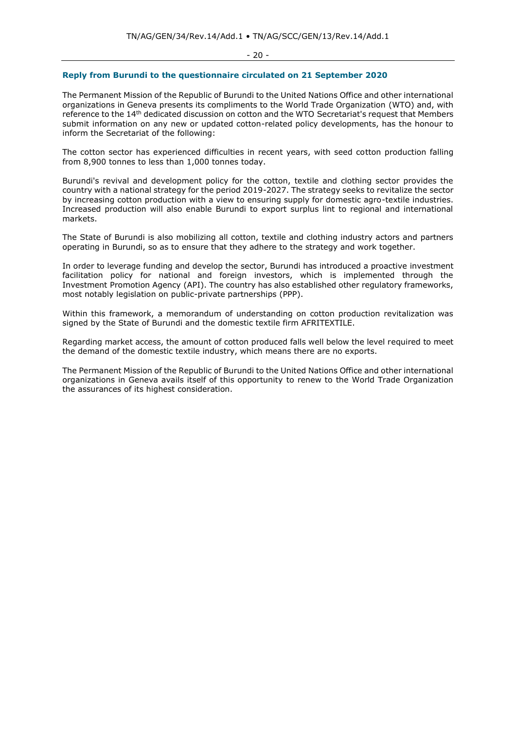## Reply from Burundi to the questionnaire circulated on 21 September 2020

The Permanent Mission of the Republic of Burundi to the United Nations Office and other international organizations in Geneva presents its compliments to the World Trade Organization (WTO) and, with reference to the 14th dedicated discussion on cotton and the WTO Secretariat's request that Members submit information on any new or updated cotton-related policy developments, has the honour to inform the Secretariat of the following:

The cotton sector has experienced difficulties in recent years, with seed cotton production falling from 8,900 tonnes to less than 1,000 tonnes today.

Burundi's revival and development policy for the cotton, textile and clothing sector provides the country with a national strategy for the period 2019-2027. The strategy seeks to revitalize the sector by increasing cotton production with a view to ensuring supply for domestic agro-textile industries. Increased production will also enable Burundi to export surplus lint to regional and international markets.

The State of Burundi is also mobilizing all cotton, textile and clothing industry actors and partners operating in Burundi, so as to ensure that they adhere to the strategy and work together.

In order to leverage funding and develop the sector, Burundi has introduced a proactive investment facilitation policy for national and foreign investors, which is implemented through the Investment Promotion Agency (API). The country has also established other regulatory frameworks, most notably legislation on public-private partnerships (PPP).

Within this framework, a memorandum of understanding on cotton production revitalization was signed by the State of Burundi and the domestic textile firm AFRITEXTILE.

Regarding market access, the amount of cotton produced falls well below the level required to meet the demand of the domestic textile industry, which means there are no exports.

The Permanent Mission of the Republic of Burundi to the United Nations Office and other international organizations in Geneva avails itself of this opportunity to renew to the World Trade Organization the assurances of its highest consideration.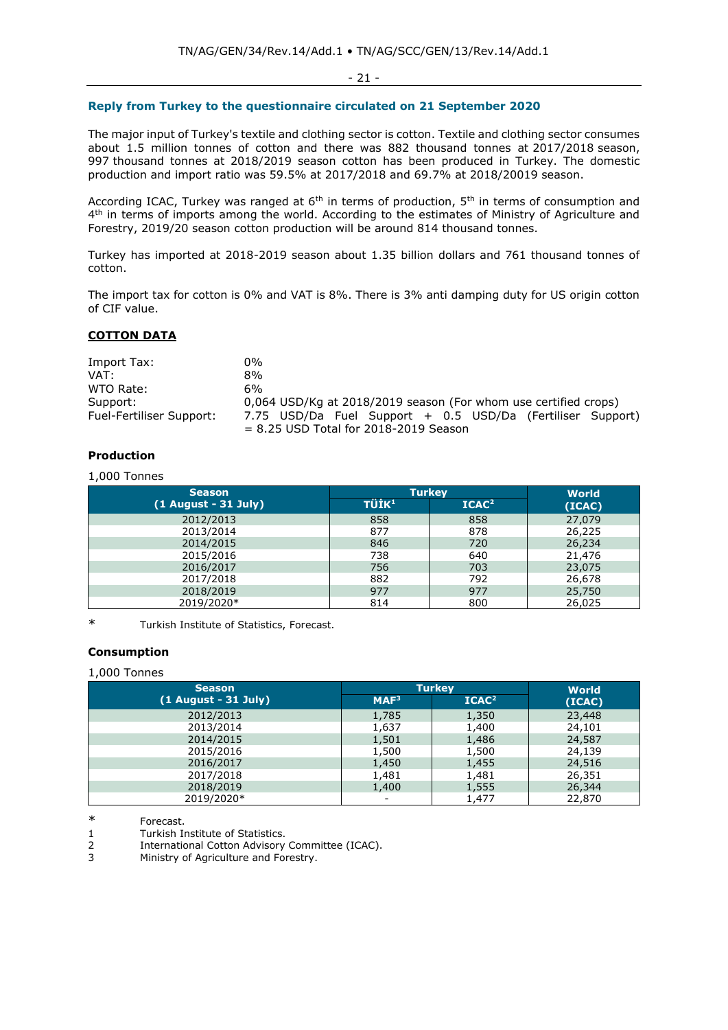## Reply from Turkey to the questionnaire circulated on 21 September 2020

The major input of Turkey's textile and clothing sector is cotton. Textile and clothing sector consumes about 1.5 million tonnes of cotton and there was 882 thousand tonnes at 2017/2018 season, 997 thousand tonnes at 2018/2019 season cotton has been produced in Turkey. The domestic production and import ratio was 59.5% at 2017/2018 and 69.7% at 2018/20019 season.

According ICAC, Turkey was ranged at 6th in terms of production, 5th in terms of consumption and 4th in terms of imports among the world. According to the estimates of Ministry of Agriculture and Forestry, 2019/20 season cotton production will be around 814 thousand tonnes.

Turkey has imported at 2018-2019 season about 1.35 billion dollars and 761 thousand tonnes of cotton.

The import tax for cotton is 0% and VAT is 8%. There is 3% anti damping duty for US origin cotton of CIF value.

### COTTON DATA

| | |
|---|---|
| Import Tax: | 0% |
| VAT: | 8% |
| WTO Rate: | 6% |
| Support: | 0,064 USD/Kg at 2018/2019 season (For whom use certified crops) |
| Fuel-Fertiliser Support: | 7.75 USD/Da Fuel Support + 0.5 USD/Da (Fertiliser Support) = 8.25 USD Total for 2018-2019 Season |

### Production

1,000 Tonnes

| Season (1 August - 31 July) | Turkey | | World (ICAC) |
|---|---|---|---|
| | TÜİK[1] | ICAC[2] | |
| 2012/2013 | 858 | 858 | 27,079 |
| 2013/2014 | 877 | 878 | 26,225 |
| 2014/2015 | 846 | 720 | 26,234 |
| 2015/2016 | 738 | 640 | 21,476 |
| 2016/2017 | 756 | 703 | 23,075 |
| 2017/2018 | 882 | 792 | 26,678 |
| 2018/2019 | 977 | 977 | 25,750 |
| 2019/2020* | 814 | 800 | 26,025 |

\* Turkish Institute of Statistics, Forecast.

### Consumption

1,000 Tonnes

| Season (1 August - 31 July) | Turkey | | World (ICAC) |
|---|---|---|---|
| | MAF[3] | ICAC[2] | |
| 2012/2013 | 1,785 | 1,350 | 23,448 |
| 2013/2014 | 1,637 | 1,400 | 24,101 |
| 2014/2015 | 1,501 | 1,486 | 24,587 |
| 2015/2016 | 1,500 | 1,500 | 24,139 |
| 2016/2017 | 1,450 | 1,455 | 24,516 |
| 2017/2018 | 1,481 | 1,481 | 26,351 |
| 2018/2019 | 1,400 | 1,555 | 26,344 |
| 2019/2020* | - | 1,477 | 22,870 |

\* Forecast.
1 Turkish Institute of Statistics.
2 International Cotton Advisory Committee (ICAC).
3 Ministry of Agriculture and Forestry.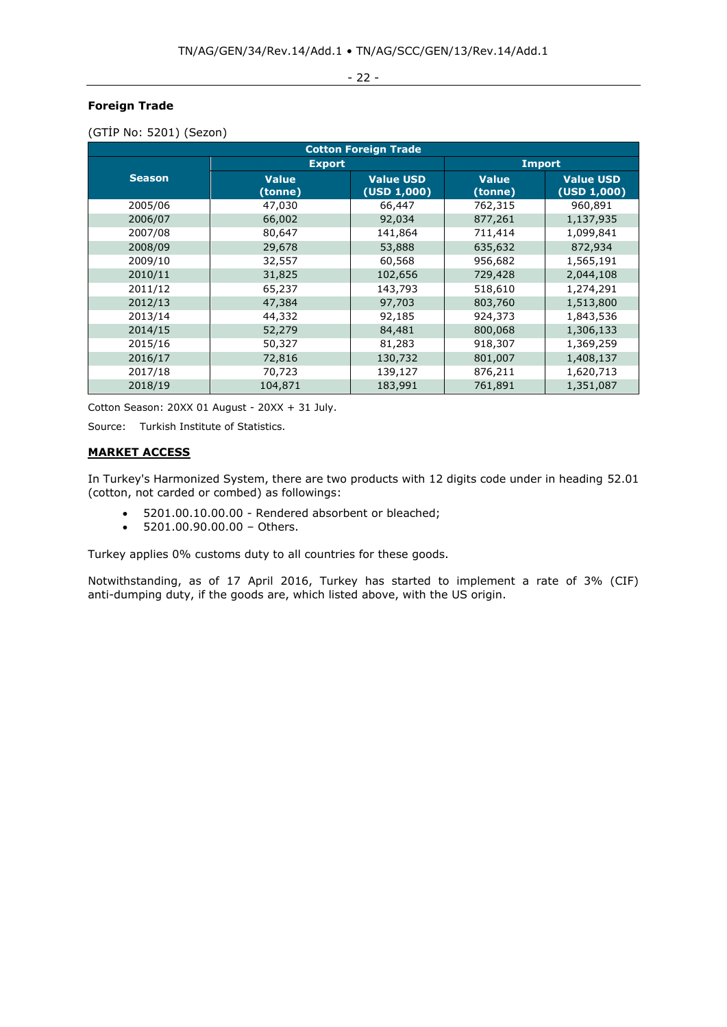**Foreign Trade**

(GTİP No: 5201) (Sezon)

| Cotton Foreign Trade | | | | |
|---|---|---|---|---|
| Season | Export | | Import | |
| | Value (tonne) | Value USD (USD 1,000) | Value (tonne) | Value USD (USD 1,000) |
| 2005/06 | 47,030 | 66,447 | 762,315 | 960,891 |
| 2006/07 | 66,002 | 92,034 | 877,261 | 1,137,935 |
| 2007/08 | 80,647 | 141,864 | 711,414 | 1,099,841 |
| 2008/09 | 29,678 | 53,888 | 635,632 | 872,934 |
| 2009/10 | 32,557 | 60,568 | 956,682 | 1,565,191 |
| 2010/11 | 31,825 | 102,656 | 729,428 | 2,044,108 |
| 2011/12 | 65,237 | 143,793 | 518,610 | 1,274,291 |
| 2012/13 | 47,384 | 97,703 | 803,760 | 1,513,800 |
| 2013/14 | 44,332 | 92,185 | 924,373 | 1,843,536 |
| 2014/15 | 52,279 | 84,481 | 800,068 | 1,306,133 |
| 2015/16 | 50,327 | 81,283 | 918,307 | 1,369,259 |
| 2016/17 | 72,816 | 130,732 | 801,007 | 1,408,137 |
| 2017/18 | 70,723 | 139,127 | 876,211 | 1,620,713 |
| 2018/19 | 104,871 | 183,991 | 761,891 | 1,351,087 |

Cotton Season: 20XX 01 August - 20XX + 31 July.

Source: Turkish Institute of Statistics.

## MARKET ACCESS

In Turkey's Harmonized System, there are two products with 12 digits code under in heading 52.01 (cotton, not carded or combed) as followings:

- 5201.00.10.00.00 - Rendered absorbent or bleached;
- 5201.00.90.00.00 – Others.

Turkey applies 0% customs duty to all countries for these goods.

Notwithstanding, as of 17 April 2016, Turkey has started to implement a rate of 3% (CIF) anti-dumping duty, if the goods are, which listed above, with the US origin.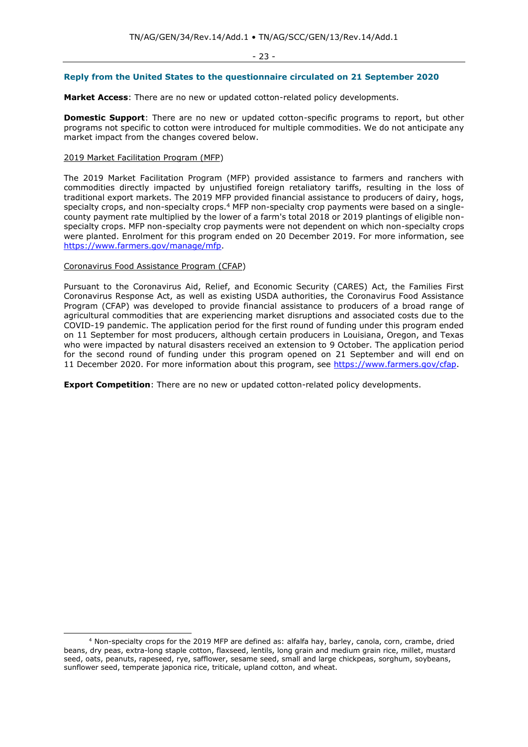## Reply from the United States to the questionnaire circulated on 21 September 2020

**Market Access**: There are no new or updated cotton-related policy developments.

**Domestic Support**: There are no new or updated cotton-specific programs to report, but other programs not specific to cotton were introduced for multiple commodities. We do not anticipate any market impact from the changes covered below.

2019 Market Facilitation Program (MFP)

The 2019 Market Facilitation Program (MFP) provided assistance to farmers and ranchers with commodities directly impacted by unjustified foreign retaliatory tariffs, resulting in the loss of traditional export markets. The 2019 MFP provided financial assistance to producers of dairy, hogs, specialty crops, and non-specialty crops.[4] MFP non-specialty crop payments were based on a single-county payment rate multiplied by the lower of a farm's total 2018 or 2019 plantings of eligible non-specialty crops. MFP non-specialty crop payments were not dependent on which non-specialty crops were planted. Enrolment for this program ended on 20 December 2019. For more information, see https://www.farmers.gov/manage/mfp.

Coronavirus Food Assistance Program (CFAP)

Pursuant to the Coronavirus Aid, Relief, and Economic Security (CARES) Act, the Families First Coronavirus Response Act, as well as existing USDA authorities, the Coronavirus Food Assistance Program (CFAP) was developed to provide financial assistance to producers of a broad range of agricultural commodities that are experiencing market disruptions and associated costs due to the COVID-19 pandemic. The application period for the first round of funding under this program ended on 11 September for most producers, although certain producers in Louisiana, Oregon, and Texas who were impacted by natural disasters received an extension to 9 October. The application period for the second round of funding under this program opened on 21 September and will end on 11 December 2020. For more information about this program, see https://www.farmers.gov/cfap.

**Export Competition**: There are no new or updated cotton-related policy developments.

---

[4] Non-specialty crops for the 2019 MFP are defined as: alfalfa hay, barley, canola, corn, crambe, dried beans, dry peas, extra-long staple cotton, flaxseed, lentils, long grain and medium grain rice, millet, mustard seed, oats, peanuts, rapeseed, rye, safflower, sesame seed, small and large chickpeas, sorghum, soybeans, sunflower seed, temperate japonica rice, triticale, upland cotton, and wheat.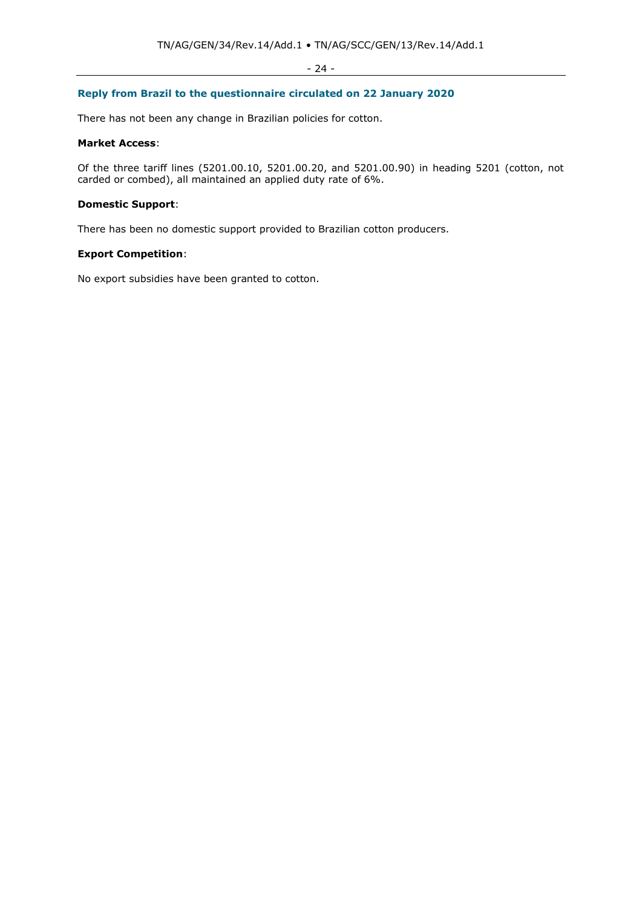### Reply from Brazil to the questionnaire circulated on 22 January 2020

There has not been any change in Brazilian policies for cotton.

**Market Access**:

Of the three tariff lines (5201.00.10, 5201.00.20, and 5201.00.90) in heading 5201 (cotton, not carded or combed), all maintained an applied duty rate of 6%.

**Domestic Support**:

There has been no domestic support provided to Brazilian cotton producers.

**Export Competition**:

No export subsidies have been granted to cotton.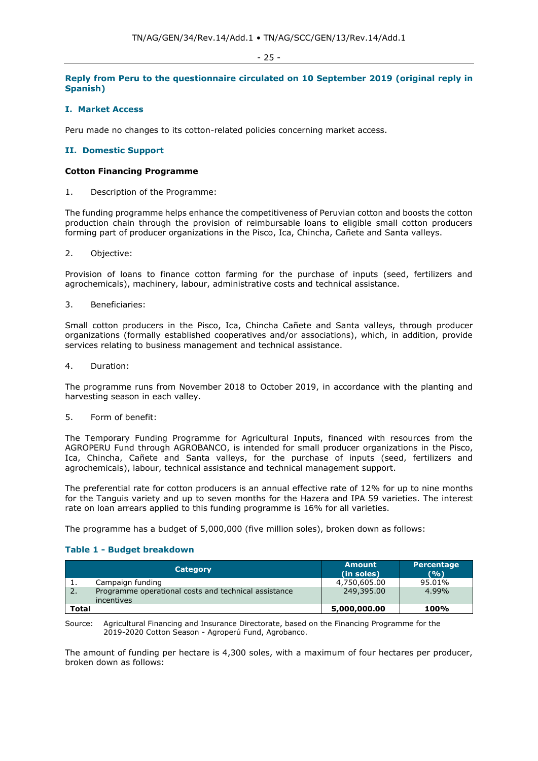## Reply from Peru to the questionnaire circulated on 10 September 2019 (original reply in Spanish)

### I. Market Access

Peru made no changes to its cotton-related policies concerning market access.

### II. Domestic Support

**Cotton Financing Programme**

1. Description of the Programme:

The funding programme helps enhance the competitiveness of Peruvian cotton and boosts the cotton production chain through the provision of reimbursable loans to eligible small cotton producers forming part of producer organizations in the Pisco, Ica, Chincha, Cañete and Santa valleys.

2. Objective:

Provision of loans to finance cotton farming for the purchase of inputs (seed, fertilizers and agrochemicals), machinery, labour, administrative costs and technical assistance.

3. Beneficiaries:

Small cotton producers in the Pisco, Ica, Chincha Cañete and Santa valleys, through producer organizations (formally established cooperatives and/or associations), which, in addition, provide services relating to business management and technical assistance.

4. Duration:

The programme runs from November 2018 to October 2019, in accordance with the planting and harvesting season in each valley.

5. Form of benefit:

The Temporary Funding Programme for Agricultural Inputs, financed with resources from the AGROPERU Fund through AGROBANCO, is intended for small producer organizations in the Pisco, Ica, Chincha, Cañete and Santa valleys, for the purchase of inputs (seed, fertilizers and agrochemicals), labour, technical assistance and technical management support.

The preferential rate for cotton producers is an annual effective rate of 12% for up to nine months for the Tanguis variety and up to seven months for the Hazera and IPA 59 varieties. The interest rate on loan arrears applied to this funding programme is 16% for all varieties.

The programme has a budget of 5,000,000 (five million soles), broken down as follows:

**Table 1 - Budget breakdown**

| Category | | Amount (in soles) | Percentage (%) |
|---|---|---|---|
| 1. | Campaign funding | 4,750,605.00 | 95.01% |
| 2. | Programme operational costs and technical assistance incentives | 249,395.00 | 4.99% |
| **Total** | | **5,000,000.00** | **100%** |

Source: Agricultural Financing and Insurance Directorate, based on the Financing Programme for the 2019-2020 Cotton Season - Agroperú Fund, Agrobanco.

The amount of funding per hectare is 4,300 soles, with a maximum of four hectares per producer, broken down as follows: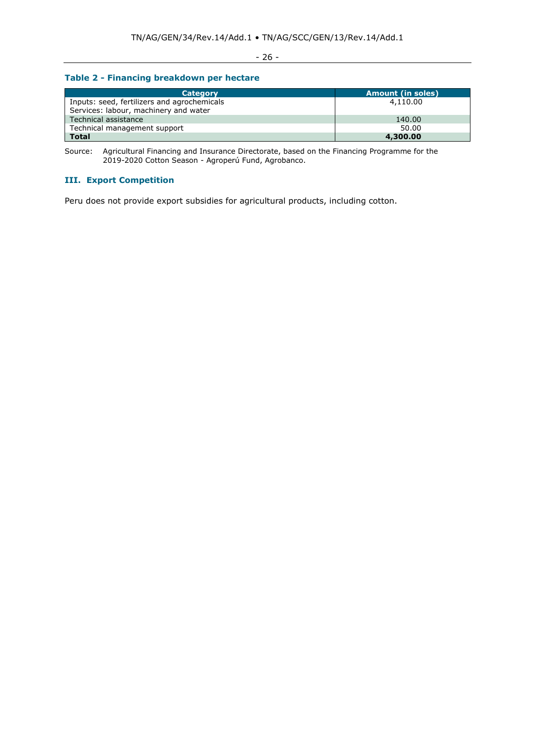### Table 2 - Financing breakdown per hectare

| Category | Amount (in soles) |
|---|---|
| Inputs: seed, fertilizers and agrochemicals<br>Services: labour, machinery and water | 4,110.00 |
| Technical assistance | 140.00 |
| Technical management support | 50.00 |
| **Total** | **4,300.00** |

Source: Agricultural Financing and Insurance Directorate, based on the Financing Programme for the 2019-2020 Cotton Season - Agroperú Fund, Agrobanco.

## III. Export Competition

Peru does not provide export subsidies for agricultural products, including cotton.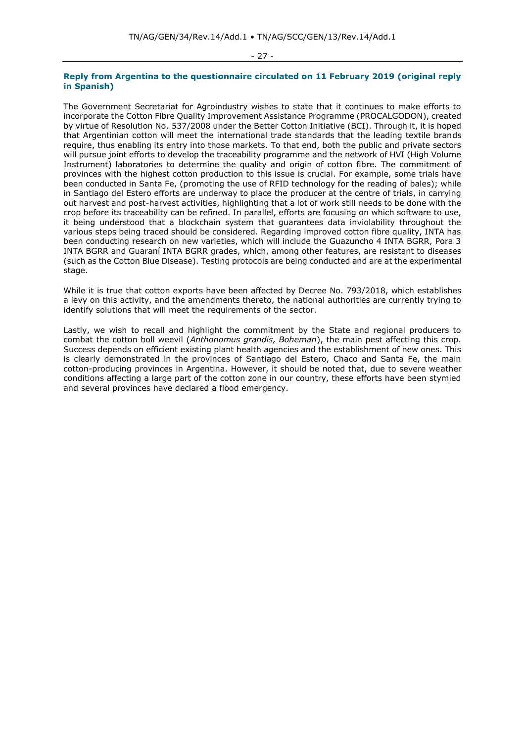**Reply from Argentina to the questionnaire circulated on 11 February 2019 (original reply in Spanish)**

The Government Secretariat for Agroindustry wishes to state that it continues to make efforts to incorporate the Cotton Fibre Quality Improvement Assistance Programme (PROCALGODON), created by virtue of Resolution No. 537/2008 under the Better Cotton Initiative (BCI). Through it, it is hoped that Argentinian cotton will meet the international trade standards that the leading textile brands require, thus enabling its entry into those markets. To that end, both the public and private sectors will pursue joint efforts to develop the traceability programme and the network of HVI (High Volume Instrument) laboratories to determine the quality and origin of cotton fibre. The commitment of provinces with the highest cotton production to this issue is crucial. For example, some trials have been conducted in Santa Fe, (promoting the use of RFID technology for the reading of bales); while in Santiago del Estero efforts are underway to place the producer at the centre of trials, in carrying out harvest and post-harvest activities, highlighting that a lot of work still needs to be done with the crop before its traceability can be refined. In parallel, efforts are focusing on which software to use, it being understood that a blockchain system that guarantees data inviolability throughout the various steps being traced should be considered. Regarding improved cotton fibre quality, INTA has been conducting research on new varieties, which will include the Guazuncho 4 INTA BGRR, Pora 3 INTA BGRR and Guaraní INTA BGRR grades, which, among other features, are resistant to diseases (such as the Cotton Blue Disease). Testing protocols are being conducted and are at the experimental stage.

While it is true that cotton exports have been affected by Decree No. 793/2018, which establishes a levy on this activity, and the amendments thereto, the national authorities are currently trying to identify solutions that will meet the requirements of the sector.

Lastly, we wish to recall and highlight the commitment by the State and regional producers to combat the cotton boll weevil (*Anthonomus grandis, Boheman*), the main pest affecting this crop. Success depends on efficient existing plant health agencies and the establishment of new ones. This is clearly demonstrated in the provinces of Santiago del Estero, Chaco and Santa Fe, the main cotton-producing provinces in Argentina. However, it should be noted that, due to severe weather conditions affecting a large part of the cotton zone in our country, these efforts have been stymied and several provinces have declared a flood emergency.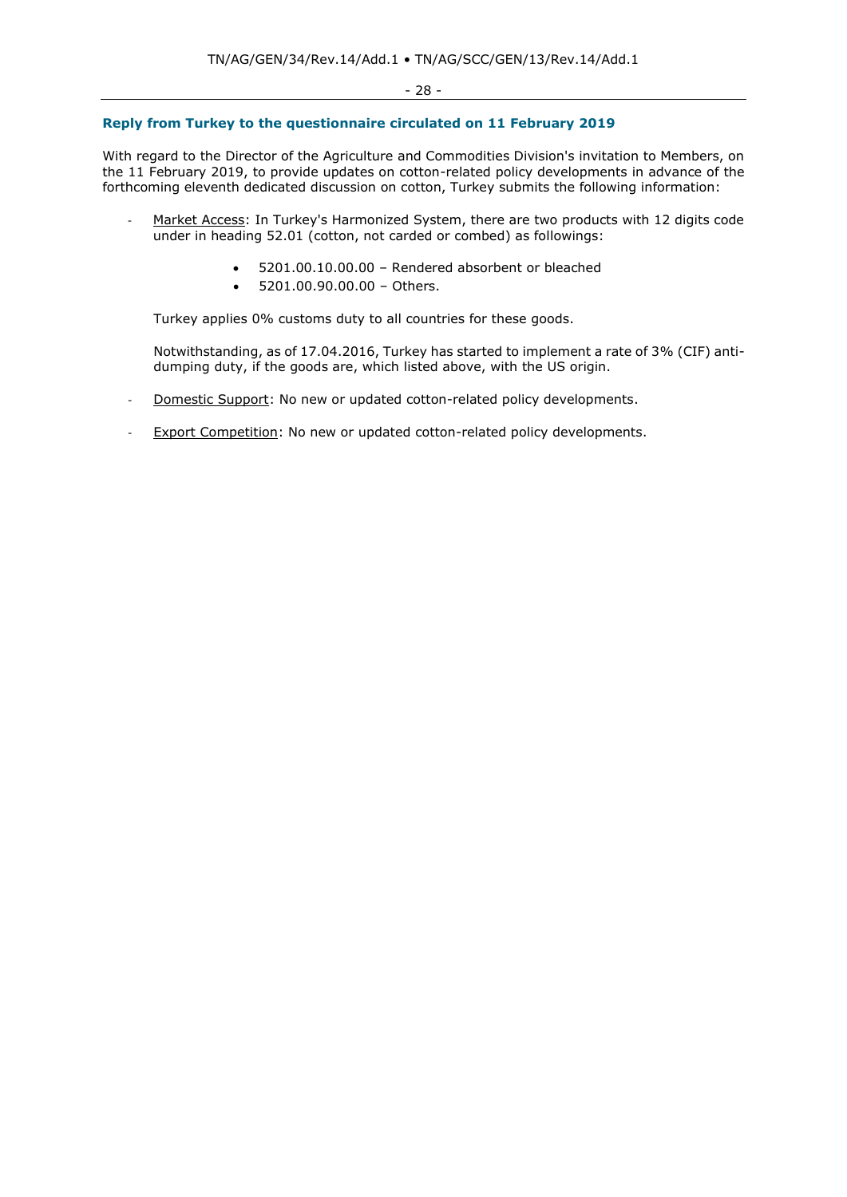### Reply from Turkey to the questionnaire circulated on 11 February 2019

With regard to the Director of the Agriculture and Commodities Division's invitation to Members, on the 11 February 2019, to provide updates on cotton-related policy developments in advance of the forthcoming eleventh dedicated discussion on cotton, Turkey submits the following information:

- Market Access: In Turkey's Harmonized System, there are two products with 12 digits code under in heading 52.01 (cotton, not carded or combed) as followings:

  - 5201.00.10.00.00 – Rendered absorbent or bleached
  - 5201.00.90.00.00 – Others.

  Turkey applies 0% customs duty to all countries for these goods.

  Notwithstanding, as of 17.04.2016, Turkey has started to implement a rate of 3% (CIF) anti-dumping duty, if the goods are, which listed above, with the US origin.

- Domestic Support: No new or updated cotton-related policy developments.

- Export Competition: No new or updated cotton-related policy developments.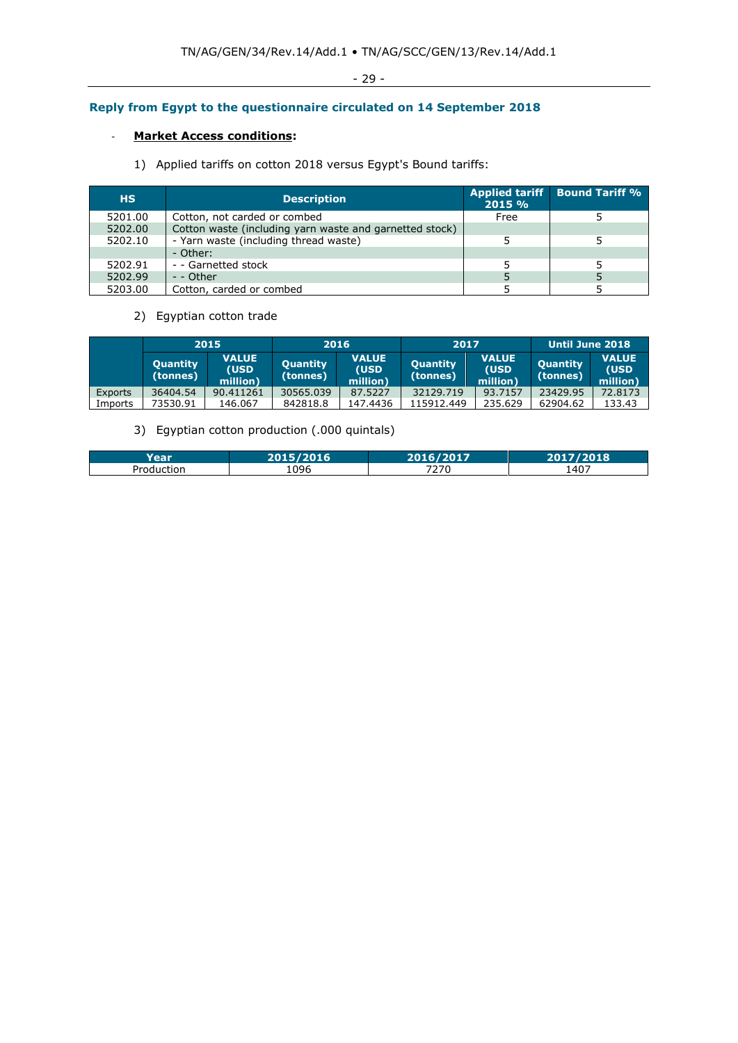## Reply from Egypt to the questionnaire circulated on 14 September 2018

- **Market Access conditions:**

1) Applied tariffs on cotton 2018 versus Egypt's Bound tariffs:

| HS | Description | Applied tariff 2015 % | Bound Tariff % |
|---|---|---|---|
| 5201.00 | Cotton, not carded or combed | Free | 5 |
| 5202.00 | Cotton waste (including yarn waste and garnetted stock) | | |
| 5202.10 | - Yarn waste (including thread waste) | 5 | 5 |
| | - Other: | | |
| 5202.91 | - - Garnetted stock | 5 | 5 |
| 5202.99 | - - Other | 5 | 5 |
| 5203.00 | Cotton, carded or combed | 5 | 5 |

2) Egyptian cotton trade

| | 2015 | | 2016 | | 2017 | | Until June 2018 | |
|---|---|---|---|---|---|---|---|---|
| | Quantity (tonnes) | VALUE (USD million) | Quantity (tonnes) | VALUE (USD million) | Quantity (tonnes) | VALUE (USD million) | Quantity (tonnes) | VALUE (USD million) |
| Exports | 36404.54 | 90.411261 | 30565.039 | 87.5227 | 32129.719 | 93.7157 | 23429.95 | 72.8173 |
| Imports | 73530.91 | 146.067 | 842818.8 | 147.4436 | 115912.449 | 235.629 | 62904.62 | 133.43 |

3) Egyptian cotton production (.000 quintals)

| Year | 2015/2016 | 2016/2017 | 2017/2018 |
|---|---|---|---|
| Production | 1096 | 7270 | 1407 |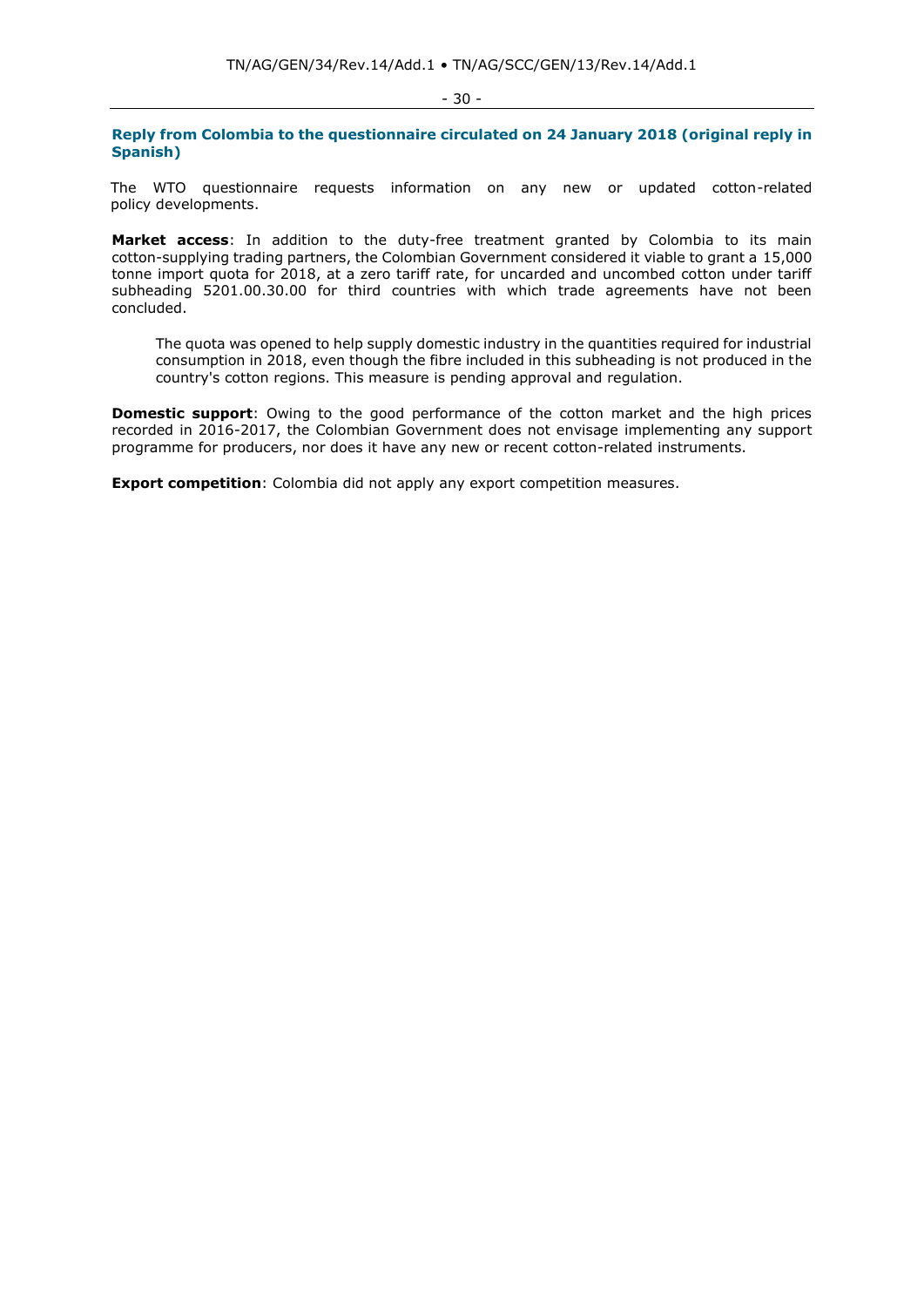**Reply from Colombia to the questionnaire circulated on 24 January 2018 (original reply in Spanish)**

The WTO questionnaire requests information on any new or updated cotton-related policy developments.

**Market access**: In addition to the duty-free treatment granted by Colombia to its main cotton-supplying trading partners, the Colombian Government considered it viable to grant a 15,000 tonne import quota for 2018, at a zero tariff rate, for uncarded and uncombed cotton under tariff subheading 5201.00.30.00 for third countries with which trade agreements have not been concluded.

> The quota was opened to help supply domestic industry in the quantities required for industrial consumption in 2018, even though the fibre included in this subheading is not produced in the country's cotton regions. This measure is pending approval and regulation.

**Domestic support**: Owing to the good performance of the cotton market and the high prices recorded in 2016-2017, the Colombian Government does not envisage implementing any support programme for producers, nor does it have any new or recent cotton-related instruments.

**Export competition**: Colombia did not apply any export competition measures.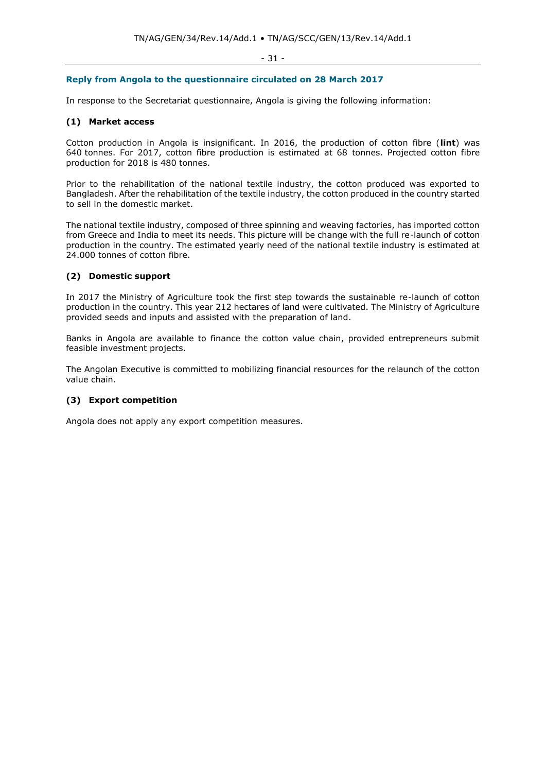## Reply from Angola to the questionnaire circulated on 28 March 2017

In response to the Secretariat questionnaire, Angola is giving the following information:

### (1) Market access

Cotton production in Angola is insignificant. In 2016, the production of cotton fibre (**lint**) was 640 tonnes. For 2017, cotton fibre production is estimated at 68 tonnes. Projected cotton fibre production for 2018 is 480 tonnes.

Prior to the rehabilitation of the national textile industry, the cotton produced was exported to Bangladesh. After the rehabilitation of the textile industry, the cotton produced in the country started to sell in the domestic market.

The national textile industry, composed of three spinning and weaving factories, has imported cotton from Greece and India to meet its needs. This picture will be change with the full re-launch of cotton production in the country. The estimated yearly need of the national textile industry is estimated at 24.000 tonnes of cotton fibre.

### (2) Domestic support

In 2017 the Ministry of Agriculture took the first step towards the sustainable re-launch of cotton production in the country. This year 212 hectares of land were cultivated. The Ministry of Agriculture provided seeds and inputs and assisted with the preparation of land.

Banks in Angola are available to finance the cotton value chain, provided entrepreneurs submit feasible investment projects.

The Angolan Executive is committed to mobilizing financial resources for the relaunch of the cotton value chain.

### (3) Export competition

Angola does not apply any export competition measures.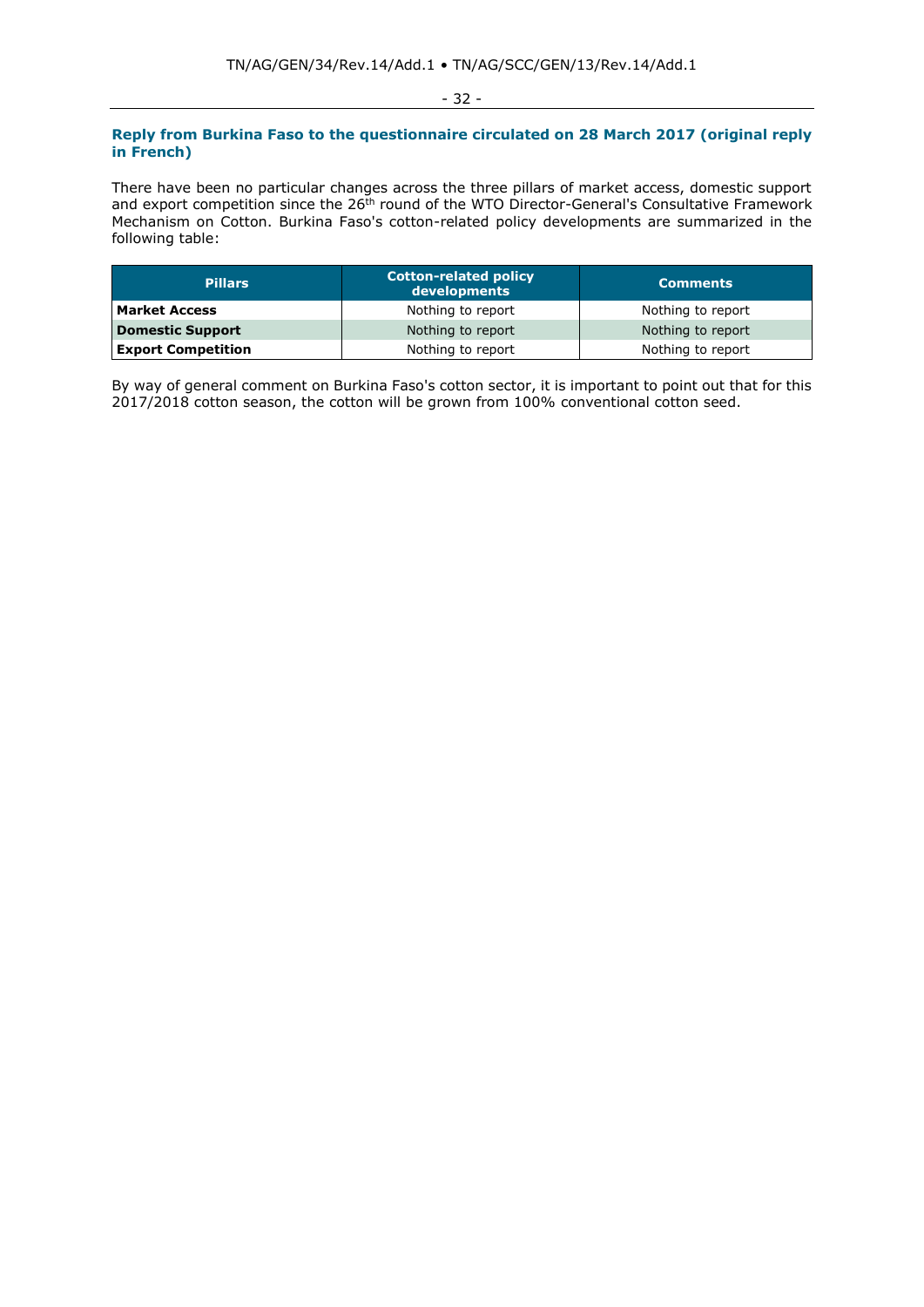### Reply from Burkina Faso to the questionnaire circulated on 28 March 2017 (original reply in French)

There have been no particular changes across the three pillars of market access, domestic support and export competition since the 26th round of the WTO Director-General's Consultative Framework Mechanism on Cotton. Burkina Faso's cotton-related policy developments are summarized in the following table:

| Pillars | Cotton-related policy developments | Comments |
|---|---|---|
| **Market Access** | Nothing to report | Nothing to report |
| **Domestic Support** | Nothing to report | Nothing to report |
| **Export Competition** | Nothing to report | Nothing to report |

By way of general comment on Burkina Faso's cotton sector, it is important to point out that for this 2017/2018 cotton season, the cotton will be grown from 100% conventional cotton seed.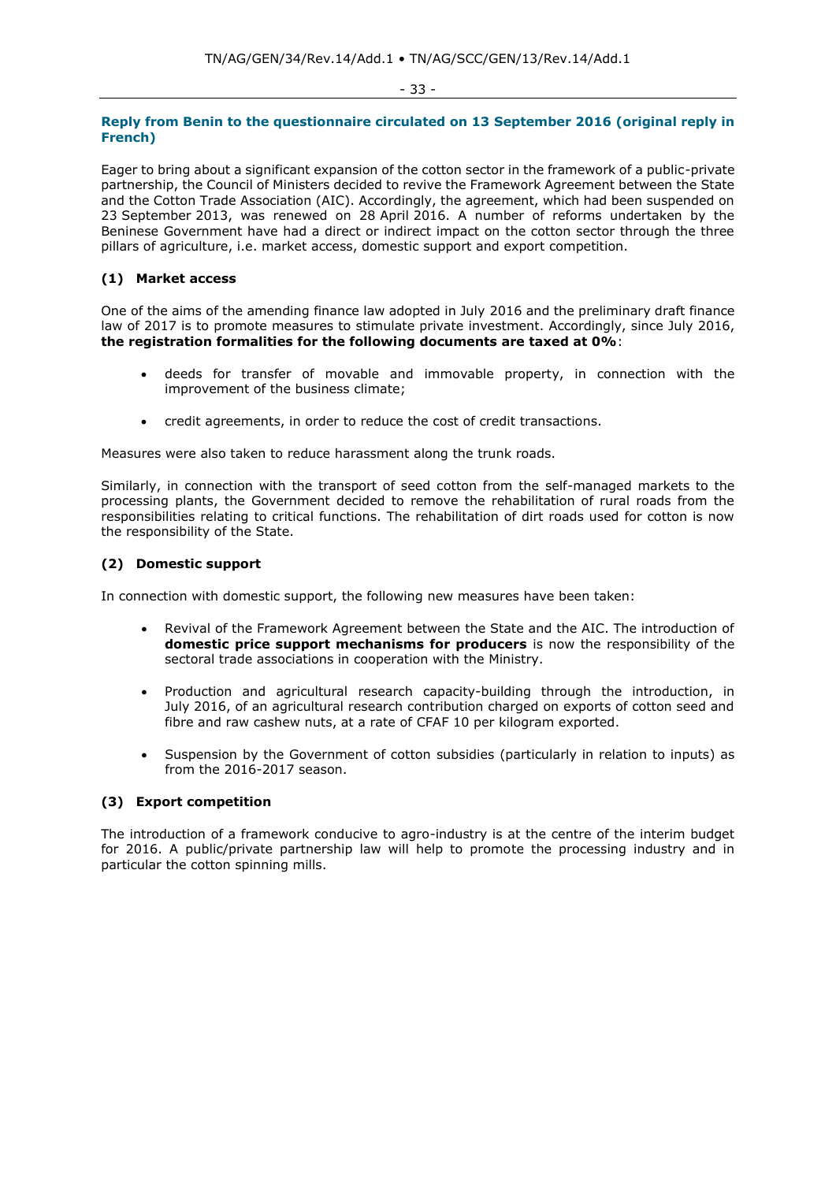### Reply from Benin to the questionnaire circulated on 13 September 2016 (original reply in French)

Eager to bring about a significant expansion of the cotton sector in the framework of a public-private partnership, the Council of Ministers decided to revive the Framework Agreement between the State and the Cotton Trade Association (AIC). Accordingly, the agreement, which had been suspended on 23 September 2013, was renewed on 28 April 2016. A number of reforms undertaken by the Beninese Government have had a direct or indirect impact on the cotton sector through the three pillars of agriculture, i.e. market access, domestic support and export competition.

#### (1) Market access

One of the aims of the amending finance law adopted in July 2016 and the preliminary draft finance law of 2017 is to promote measures to stimulate private investment. Accordingly, since July 2016, **the registration formalities for the following documents are taxed at 0%**:

- deeds for transfer of movable and immovable property, in connection with the improvement of the business climate;
- credit agreements, in order to reduce the cost of credit transactions.

Measures were also taken to reduce harassment along the trunk roads.

Similarly, in connection with the transport of seed cotton from the self-managed markets to the processing plants, the Government decided to remove the rehabilitation of rural roads from the responsibilities relating to critical functions. The rehabilitation of dirt roads used for cotton is now the responsibility of the State.

#### (2) Domestic support

In connection with domestic support, the following new measures have been taken:

- Revival of the Framework Agreement between the State and the AIC. The introduction of **domestic price support mechanisms for producers** is now the responsibility of the sectoral trade associations in cooperation with the Ministry.
- Production and agricultural research capacity-building through the introduction, in July 2016, of an agricultural research contribution charged on exports of cotton seed and fibre and raw cashew nuts, at a rate of CFAF 10 per kilogram exported.
- Suspension by the Government of cotton subsidies (particularly in relation to inputs) as from the 2016-2017 season.

#### (3) Export competition

The introduction of a framework conducive to agro-industry is at the centre of the interim budget for 2016. A public/private partnership law will help to promote the processing industry and in particular the cotton spinning mills.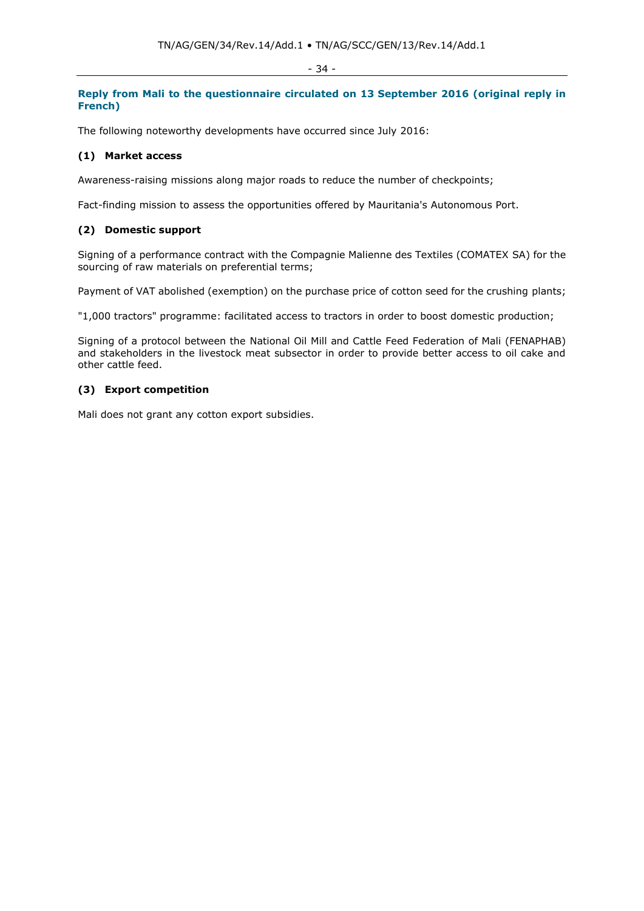## Reply from Mali to the questionnaire circulated on 13 September 2016 (original reply in French)

The following noteworthy developments have occurred since July 2016:

### (1) Market access

Awareness-raising missions along major roads to reduce the number of checkpoints;

Fact-finding mission to assess the opportunities offered by Mauritania's Autonomous Port.

### (2) Domestic support

Signing of a performance contract with the Compagnie Malienne des Textiles (COMATEX SA) for the sourcing of raw materials on preferential terms;

Payment of VAT abolished (exemption) on the purchase price of cotton seed for the crushing plants;

"1,000 tractors" programme: facilitated access to tractors in order to boost domestic production;

Signing of a protocol between the National Oil Mill and Cattle Feed Federation of Mali (FENAPHAB) and stakeholders in the livestock meat subsector in order to provide better access to oil cake and other cattle feed.

### (3) Export competition

Mali does not grant any cotton export subsidies.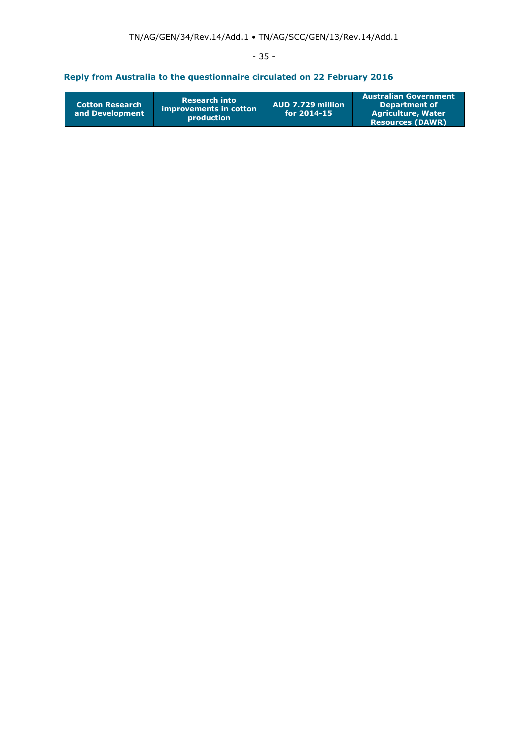## Reply from Australia to the questionnaire circulated on 22 February 2016

| Cotton Research and Development | Research into improvements in cotton production | AUD 7.729 million for 2014-15 | Australian Government Department of Agriculture, Water Resources (DAWR) |
|---|---|---|---|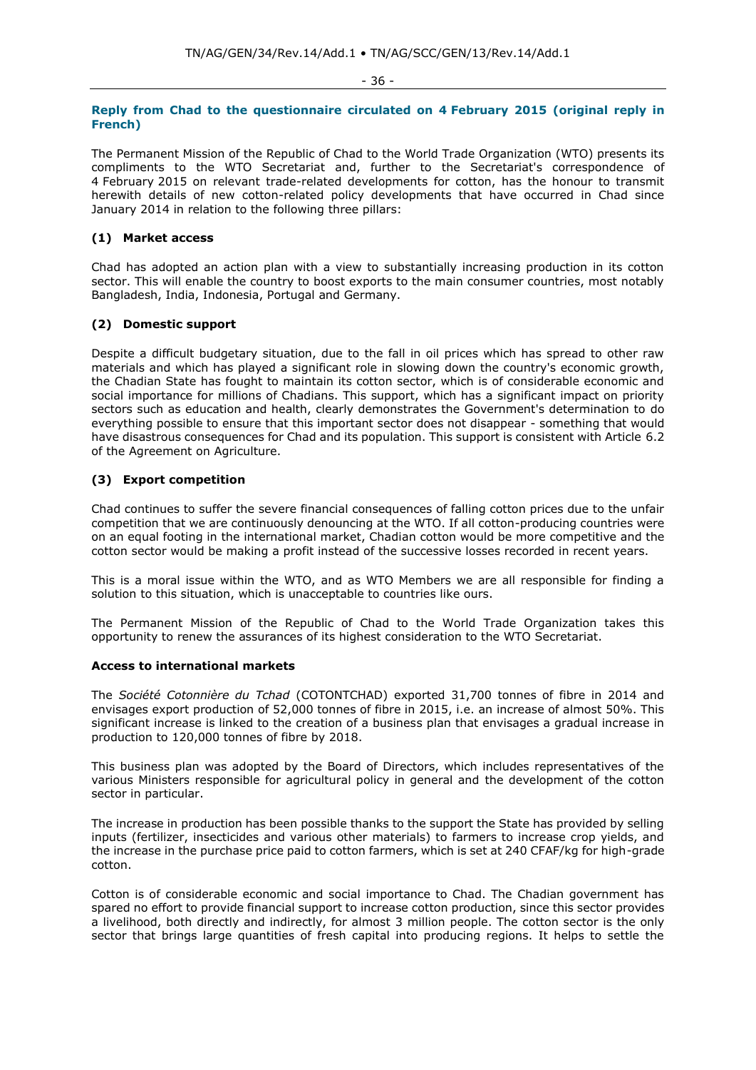### Reply from Chad to the questionnaire circulated on 4 February 2015 (original reply in French)

The Permanent Mission of the Republic of Chad to the World Trade Organization (WTO) presents its compliments to the WTO Secretariat and, further to the Secretariat's correspondence of 4 February 2015 on relevant trade-related developments for cotton, has the honour to transmit herewith details of new cotton-related policy developments that have occurred in Chad since January 2014 in relation to the following three pillars:

#### (1) Market access

Chad has adopted an action plan with a view to substantially increasing production in its cotton sector. This will enable the country to boost exports to the main consumer countries, most notably Bangladesh, India, Indonesia, Portugal and Germany.

#### (2) Domestic support

Despite a difficult budgetary situation, due to the fall in oil prices which has spread to other raw materials and which has played a significant role in slowing down the country's economic growth, the Chadian State has fought to maintain its cotton sector, which is of considerable economic and social importance for millions of Chadians. This support, which has a significant impact on priority sectors such as education and health, clearly demonstrates the Government's determination to do everything possible to ensure that this important sector does not disappear - something that would have disastrous consequences for Chad and its population. This support is consistent with Article 6.2 of the Agreement on Agriculture.

#### (3) Export competition

Chad continues to suffer the severe financial consequences of falling cotton prices due to the unfair competition that we are continuously denouncing at the WTO. If all cotton-producing countries were on an equal footing in the international market, Chadian cotton would be more competitive and the cotton sector would be making a profit instead of the successive losses recorded in recent years.

This is a moral issue within the WTO, and as WTO Members we are all responsible for finding a solution to this situation, which is unacceptable to countries like ours.

The Permanent Mission of the Republic of Chad to the World Trade Organization takes this opportunity to renew the assurances of its highest consideration to the WTO Secretariat.

#### Access to international markets

The *Société Cotonnière du Tchad* (COTONTCHAD) exported 31,700 tonnes of fibre in 2014 and envisages export production of 52,000 tonnes of fibre in 2015, i.e. an increase of almost 50%. This significant increase is linked to the creation of a business plan that envisages a gradual increase in production to 120,000 tonnes of fibre by 2018.

This business plan was adopted by the Board of Directors, which includes representatives of the various Ministers responsible for agricultural policy in general and the development of the cotton sector in particular.

The increase in production has been possible thanks to the support the State has provided by selling inputs (fertilizer, insecticides and various other materials) to farmers to increase crop yields, and the increase in the purchase price paid to cotton farmers, which is set at 240 CFAF/kg for high-grade cotton.

Cotton is of considerable economic and social importance to Chad. The Chadian government has spared no effort to provide financial support to increase cotton production, since this sector provides a livelihood, both directly and indirectly, for almost 3 million people. The cotton sector is the only sector that brings large quantities of fresh capital into producing regions. It helps to settle the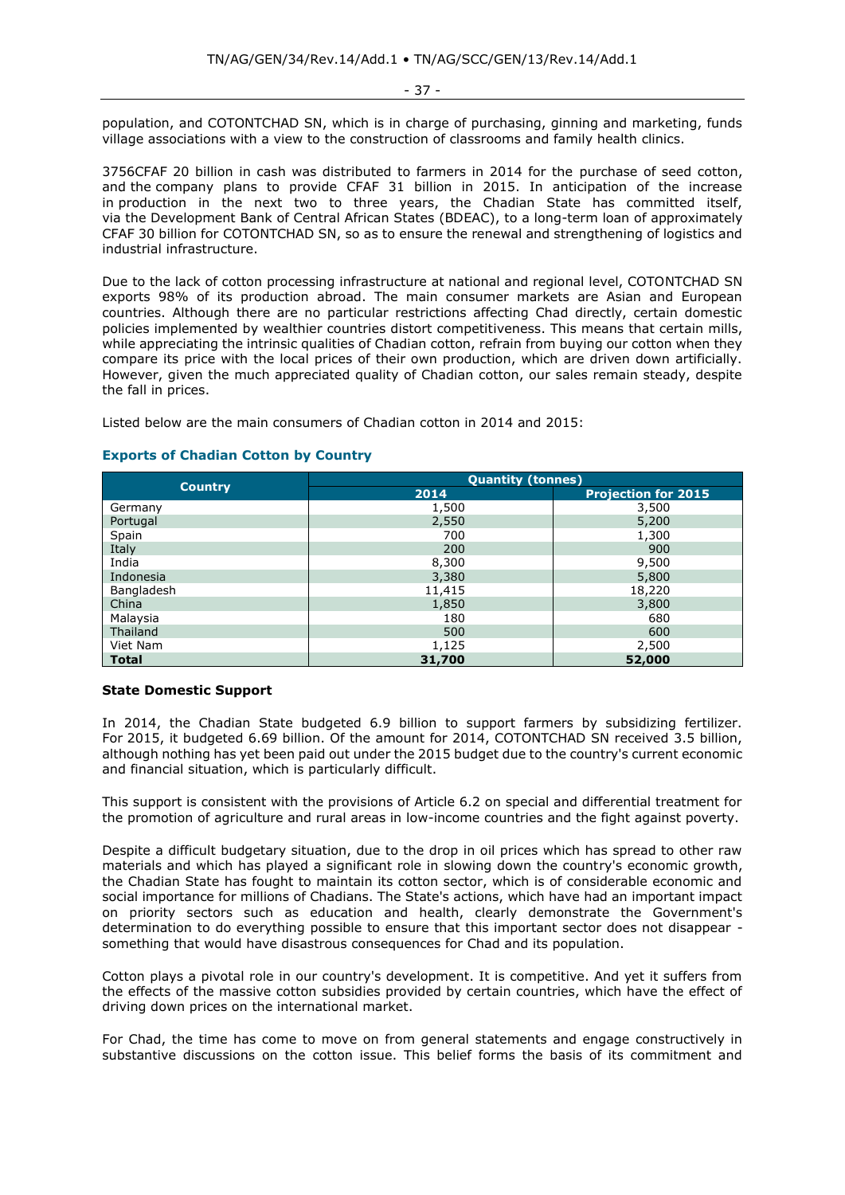population, and COTONTCHAD SN, which is in charge of purchasing, ginning and marketing, funds village associations with a view to the construction of classrooms and family health clinics.

3756CFAF 20 billion in cash was distributed to farmers in 2014 for the purchase of seed cotton, and the company plans to provide CFAF 31 billion in 2015. In anticipation of the increase in production in the next two to three years, the Chadian State has committed itself, via the Development Bank of Central African States (BDEAC), to a long-term loan of approximately CFAF 30 billion for COTONTCHAD SN, so as to ensure the renewal and strengthening of logistics and industrial infrastructure.

Due to the lack of cotton processing infrastructure at national and regional level, COTONTCHAD SN exports 98% of its production abroad. The main consumer markets are Asian and European countries. Although there are no particular restrictions affecting Chad directly, certain domestic policies implemented by wealthier countries distort competitiveness. This means that certain mills, while appreciating the intrinsic qualities of Chadian cotton, refrain from buying our cotton when they compare its price with the local prices of their own production, which are driven down artificially. However, given the much appreciated quality of Chadian cotton, our sales remain steady, despite the fall in prices.

Listed below are the main consumers of Chadian cotton in 2014 and 2015:

**Exports of Chadian Cotton by Country**

| Country | Quantity (tonnes) | |
|---|---|---|
| | 2014 | Projection for 2015 |
| Germany | 1,500 | 3,500 |
| Portugal | 2,550 | 5,200 |
| Spain | 700 | 1,300 |
| Italy | 200 | 900 |
| India | 8,300 | 9,500 |
| Indonesia | 3,380 | 5,800 |
| Bangladesh | 11,415 | 18,220 |
| China | 1,850 | 3,800 |
| Malaysia | 180 | 680 |
| Thailand | 500 | 600 |
| Viet Nam | 1,125 | 2,500 |
| **Total** | **31,700** | **52,000** |

**State Domestic Support**

In 2014, the Chadian State budgeted 6.9 billion to support farmers by subsidizing fertilizer. For 2015, it budgeted 6.69 billion. Of the amount for 2014, COTONTCHAD SN received 3.5 billion, although nothing has yet been paid out under the 2015 budget due to the country's current economic and financial situation, which is particularly difficult.

This support is consistent with the provisions of Article 6.2 on special and differential treatment for the promotion of agriculture and rural areas in low-income countries and the fight against poverty.

Despite a difficult budgetary situation, due to the drop in oil prices which has spread to other raw materials and which has played a significant role in slowing down the country's economic growth, the Chadian State has fought to maintain its cotton sector, which is of considerable economic and social importance for millions of Chadians. The State's actions, which have had an important impact on priority sectors such as education and health, clearly demonstrate the Government's determination to do everything possible to ensure that this important sector does not disappear - something that would have disastrous consequences for Chad and its population.

Cotton plays a pivotal role in our country's development. It is competitive. And yet it suffers from the effects of the massive cotton subsidies provided by certain countries, which have the effect of driving down prices on the international market.

For Chad, the time has come to move on from general statements and engage constructively in substantive discussions on the cotton issue. This belief forms the basis of its commitment and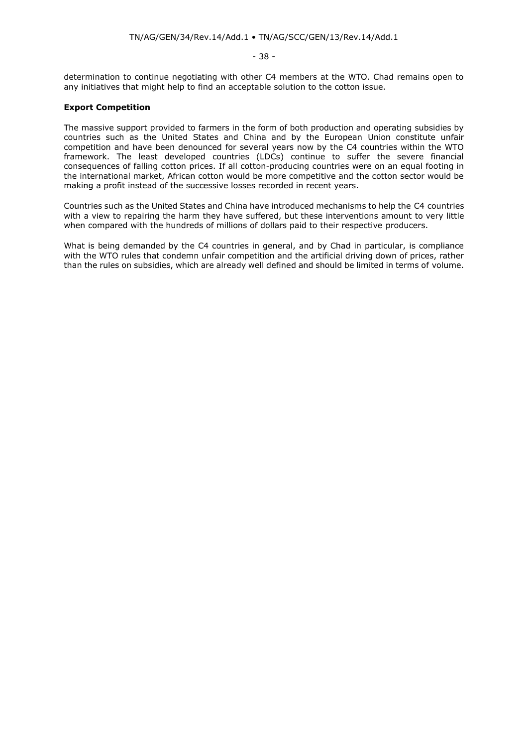determination to continue negotiating with other C4 members at the WTO. Chad remains open to any initiatives that might help to find an acceptable solution to the cotton issue.

**Export Competition**

The massive support provided to farmers in the form of both production and operating subsidies by countries such as the United States and China and by the European Union constitute unfair competition and have been denounced for several years now by the C4 countries within the WTO framework. The least developed countries (LDCs) continue to suffer the severe financial consequences of falling cotton prices. If all cotton-producing countries were on an equal footing in the international market, African cotton would be more competitive and the cotton sector would be making a profit instead of the successive losses recorded in recent years.

Countries such as the United States and China have introduced mechanisms to help the C4 countries with a view to repairing the harm they have suffered, but these interventions amount to very little when compared with the hundreds of millions of dollars paid to their respective producers.

What is being demanded by the C4 countries in general, and by Chad in particular, is compliance with the WTO rules that condemn unfair competition and the artificial driving down of prices, rather than the rules on subsidies, which are already well defined and should be limited in terms of volume.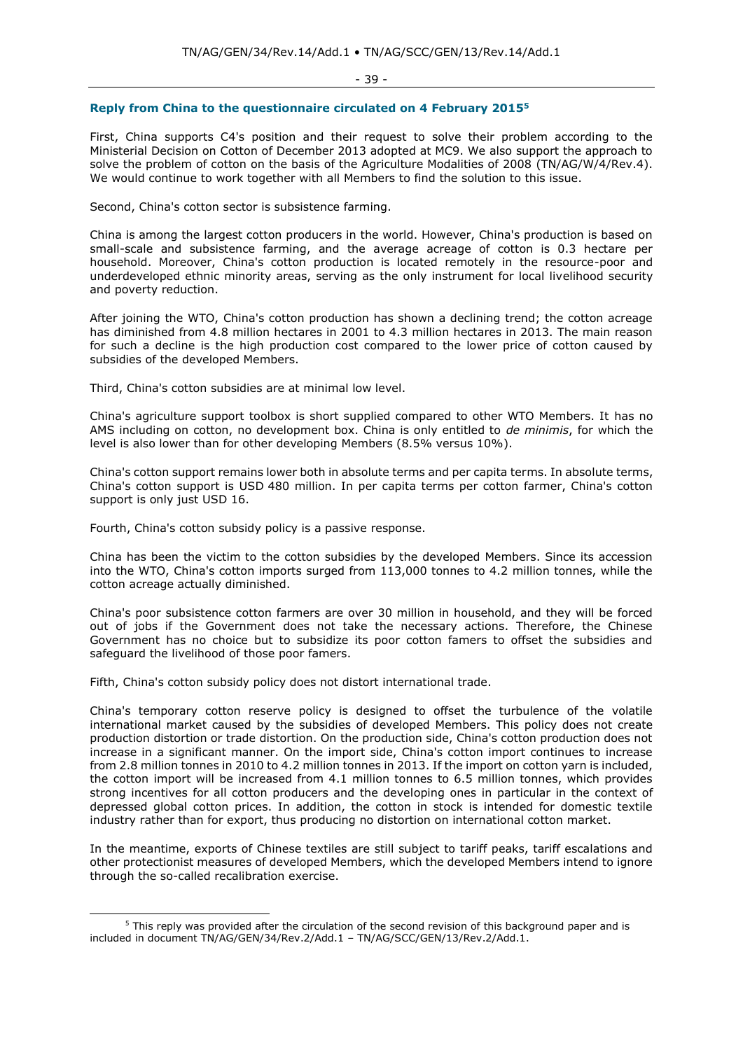## Reply from China to the questionnaire circulated on 4 February 2015[5]

First, China supports C4's position and their request to solve their problem according to the Ministerial Decision on Cotton of December 2013 adopted at MC9. We also support the approach to solve the problem of cotton on the basis of the Agriculture Modalities of 2008 (TN/AG/W/4/Rev.4). We would continue to work together with all Members to find the solution to this issue.

Second, China's cotton sector is subsistence farming.

China is among the largest cotton producers in the world. However, China's production is based on small-scale and subsistence farming, and the average acreage of cotton is 0.3 hectare per household. Moreover, China's cotton production is located remotely in the resource-poor and underdeveloped ethnic minority areas, serving as the only instrument for local livelihood security and poverty reduction.

After joining the WTO, China's cotton production has shown a declining trend; the cotton acreage has diminished from 4.8 million hectares in 2001 to 4.3 million hectares in 2013. The main reason for such a decline is the high production cost compared to the lower price of cotton caused by subsidies of the developed Members.

Third, China's cotton subsidies are at minimal low level.

China's agriculture support toolbox is short supplied compared to other WTO Members. It has no AMS including on cotton, no development box. China is only entitled to *de minimis*, for which the level is also lower than for other developing Members (8.5% versus 10%).

China's cotton support remains lower both in absolute terms and per capita terms. In absolute terms, China's cotton support is USD 480 million. In per capita terms per cotton farmer, China's cotton support is only just USD 16.

Fourth, China's cotton subsidy policy is a passive response.

China has been the victim to the cotton subsidies by the developed Members. Since its accession into the WTO, China's cotton imports surged from 113,000 tonnes to 4.2 million tonnes, while the cotton acreage actually diminished.

China's poor subsistence cotton farmers are over 30 million in household, and they will be forced out of jobs if the Government does not take the necessary actions. Therefore, the Chinese Government has no choice but to subsidize its poor cotton famers to offset the subsidies and safeguard the livelihood of those poor famers.

Fifth, China's cotton subsidy policy does not distort international trade.

China's temporary cotton reserve policy is designed to offset the turbulence of the volatile international market caused by the subsidies of developed Members. This policy does not create production distortion or trade distortion. On the production side, China's cotton production does not increase in a significant manner. On the import side, China's cotton import continues to increase from 2.8 million tonnes in 2010 to 4.2 million tonnes in 2013. If the import on cotton yarn is included, the cotton import will be increased from 4.1 million tonnes to 6.5 million tonnes, which provides strong incentives for all cotton producers and the developing ones in particular in the context of depressed global cotton prices. In addition, the cotton in stock is intended for domestic textile industry rather than for export, thus producing no distortion on international cotton market.

In the meantime, exports of Chinese textiles are still subject to tariff peaks, tariff escalations and other protectionist measures of developed Members, which the developed Members intend to ignore through the so-called recalibration exercise.

[5] This reply was provided after the circulation of the second revision of this background paper and is included in document TN/AG/GEN/34/Rev.2/Add.1 – TN/AG/SCC/GEN/13/Rev.2/Add.1.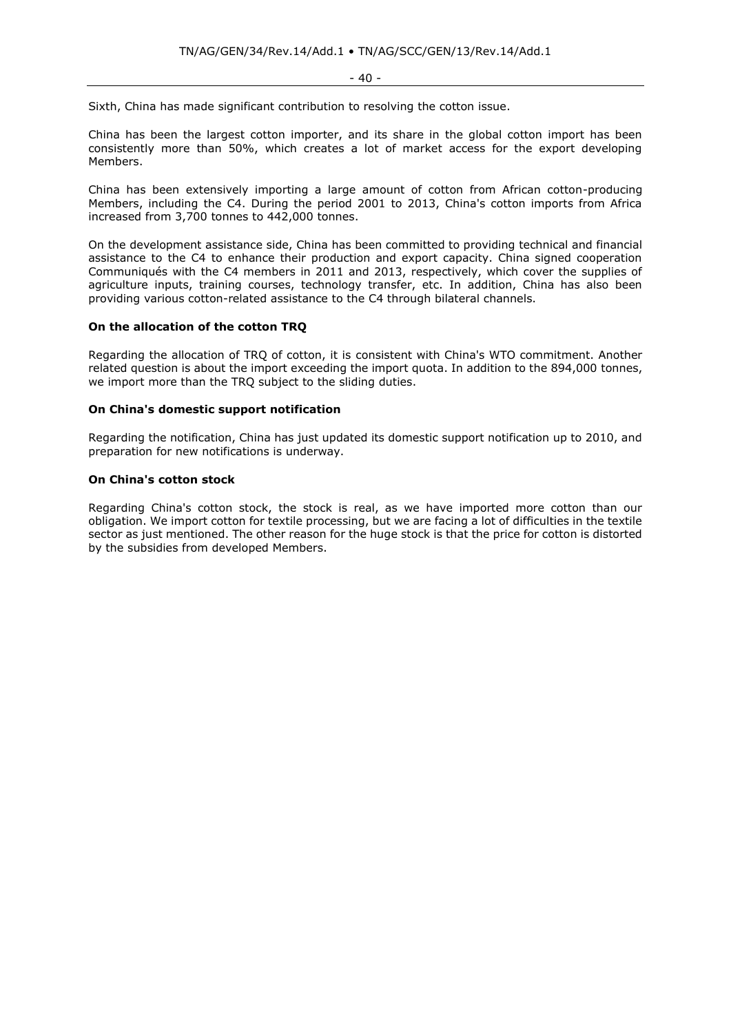Sixth, China has made significant contribution to resolving the cotton issue.

China has been the largest cotton importer, and its share in the global cotton import has been consistently more than 50%, which creates a lot of market access for the export developing Members.

China has been extensively importing a large amount of cotton from African cotton-producing Members, including the C4. During the period 2001 to 2013, China's cotton imports from Africa increased from 3,700 tonnes to 442,000 tonnes.

On the development assistance side, China has been committed to providing technical and financial assistance to the C4 to enhance their production and export capacity. China signed cooperation Communiqués with the C4 members in 2011 and 2013, respectively, which cover the supplies of agriculture inputs, training courses, technology transfer, etc. In addition, China has also been providing various cotton-related assistance to the C4 through bilateral channels.

**On the allocation of the cotton TRQ**

Regarding the allocation of TRQ of cotton, it is consistent with China's WTO commitment. Another related question is about the import exceeding the import quota. In addition to the 894,000 tonnes, we import more than the TRQ subject to the sliding duties.

**On China's domestic support notification**

Regarding the notification, China has just updated its domestic support notification up to 2010, and preparation for new notifications is underway.

**On China's cotton stock**

Regarding China's cotton stock, the stock is real, as we have imported more cotton than our obligation. We import cotton for textile processing, but we are facing a lot of difficulties in the textile sector as just mentioned. The other reason for the huge stock is that the price for cotton is distorted by the subsidies from developed Members.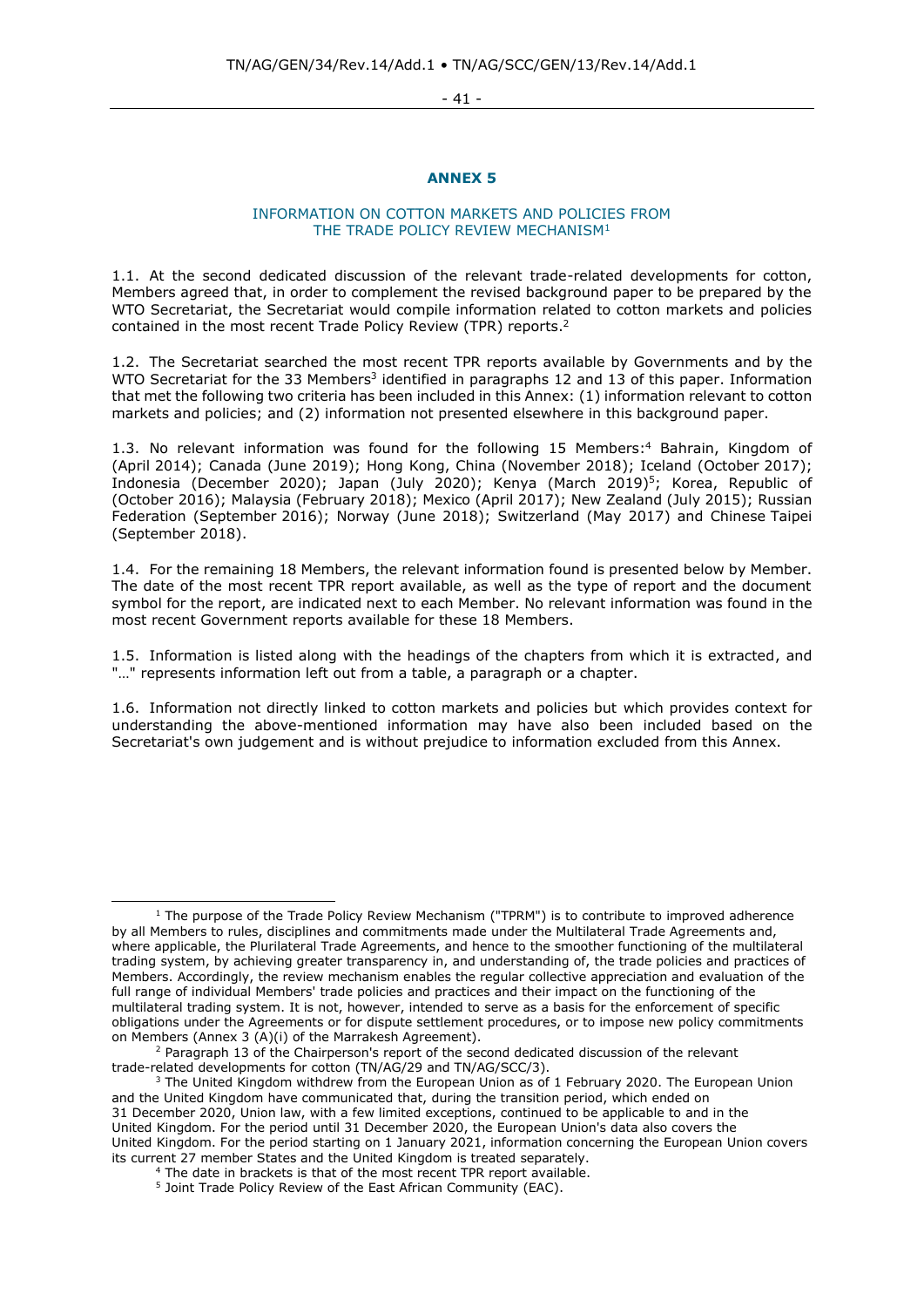## ANNEX 5

### INFORMATION ON COTTON MARKETS AND POLICIES FROM THE TRADE POLICY REVIEW MECHANISM[1]

1.1. At the second dedicated discussion of the relevant trade-related developments for cotton, Members agreed that, in order to complement the revised background paper to be prepared by the WTO Secretariat, the Secretariat would compile information related to cotton markets and policies contained in the most recent Trade Policy Review (TPR) reports.[2]

1.2. The Secretariat searched the most recent TPR reports available by Governments and by the WTO Secretariat for the 33 Members[3] identified in paragraphs 12 and 13 of this paper. Information that met the following two criteria has been included in this Annex: (1) information relevant to cotton markets and policies; and (2) information not presented elsewhere in this background paper.

1.3. No relevant information was found for the following 15 Members:[4] Bahrain, Kingdom of (April 2014); Canada (June 2019); Hong Kong, China (November 2018); Iceland (October 2017); Indonesia (December 2020); Japan (July 2020); Kenya (March 2019)[5]; Korea, Republic of (October 2016); Malaysia (February 2018); Mexico (April 2017); New Zealand (July 2015); Russian Federation (September 2016); Norway (June 2018); Switzerland (May 2017) and Chinese Taipei (September 2018).

1.4. For the remaining 18 Members, the relevant information found is presented below by Member. The date of the most recent TPR report available, as well as the type of report and the document symbol for the report, are indicated next to each Member. No relevant information was found in the most recent Government reports available for these 18 Members.

1.5. Information is listed along with the headings of the chapters from which it is extracted, and "…" represents information left out from a table, a paragraph or a chapter.

1.6. Information not directly linked to cotton markets and policies but which provides context for understanding the above-mentioned information may have also been included based on the Secretariat's own judgement and is without prejudice to information excluded from this Annex.

---

[1] The purpose of the Trade Policy Review Mechanism ("TPRM") is to contribute to improved adherence by all Members to rules, disciplines and commitments made under the Multilateral Trade Agreements and, where applicable, the Plurilateral Trade Agreements, and hence to the smoother functioning of the multilateral trading system, by achieving greater transparency in, and understanding of, the trade policies and practices of Members. Accordingly, the review mechanism enables the regular collective appreciation and evaluation of the full range of individual Members' trade policies and practices and their impact on the functioning of the multilateral trading system. It is not, however, intended to serve as a basis for the enforcement of specific obligations under the Agreements or for dispute settlement procedures, or to impose new policy commitments on Members (Annex 3 (A)(i) of the Marrakesh Agreement).

[2] Paragraph 13 of the Chairperson's report of the second dedicated discussion of the relevant trade-related developments for cotton (TN/AG/29 and TN/AG/SCC/3).

[3] The United Kingdom withdrew from the European Union as of 1 February 2020. The European Union and the United Kingdom have communicated that, during the transition period, which ended on 31 December 2020, Union law, with a few limited exceptions, continued to be applicable to and in the United Kingdom. For the period until 31 December 2020, the European Union's data also covers the United Kingdom. For the period starting on 1 January 2021, information concerning the European Union covers its current 27 member States and the United Kingdom is treated separately.

[4] The date in brackets is that of the most recent TPR report available.

[5] Joint Trade Policy Review of the East African Community (EAC).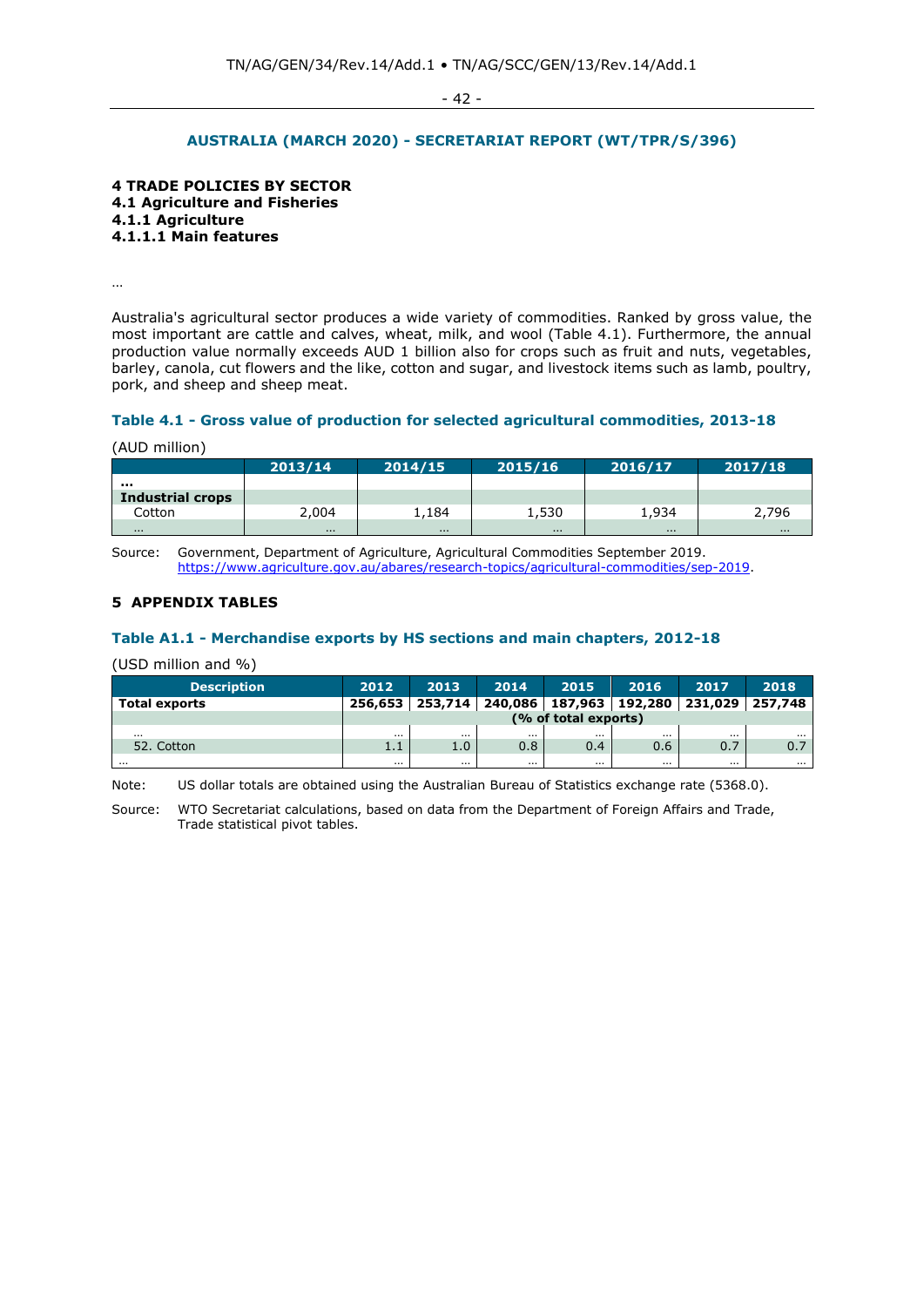## AUSTRALIA (MARCH 2020) - SECRETARIAT REPORT (WT/TPR/S/396)

**4 TRADE POLICIES BY SECTOR**
**4.1 Agriculture and Fisheries**
**4.1.1 Agriculture**
**4.1.1.1 Main features**

…

Australia's agricultural sector produces a wide variety of commodities. Ranked by gross value, the most important are cattle and calves, wheat, milk, and wool (Table 4.1). Furthermore, the annual production value normally exceeds AUD 1 billion also for crops such as fruit and nuts, vegetables, barley, canola, cut flowers and the like, cotton and sugar, and livestock items such as lamb, poultry, pork, and sheep and sheep meat.

### Table 4.1 - Gross value of production for selected agricultural commodities, 2013-18

(AUD million)

| | 2013/14 | 2014/15 | 2015/16 | 2016/17 | 2017/18 |
|---|---|---|---|---|---|
| **…** | | | | | |
| **Industrial crops** | | | | | |
| Cotton | 2,004 | 1,184 | 1,530 | 1,934 | 2,796 |
| … | … | … | … | … | … |

Source: Government, Department of Agriculture, Agricultural Commodities September 2019. https://www.agriculture.gov.au/abares/research-topics/agricultural-commodities/sep-2019.

**5 APPENDIX TABLES**

### Table A1.1 - Merchandise exports by HS sections and main chapters, 2012-18

(USD million and %)

| Description | 2012 | 2013 | 2014 | 2015 | 2016 | 2017 | 2018 |
|---|---|---|---|---|---|---|---|
| **Total exports** | **256,653** | **253,714** | **240,086** | **187,963** | **192,280** | **231,029** | **257,748** |
| | **(% of total exports)** | | | | | | |
| … | … | … | … | … | … | … | … |
| 52. Cotton | 1.1 | 1.0 | 0.8 | 0.4 | 0.6 | 0.7 | 0.7 |
| … | … | … | … | … | … | … | … |

Note: US dollar totals are obtained using the Australian Bureau of Statistics exchange rate (5368.0).

Source: WTO Secretariat calculations, based on data from the Department of Foreign Affairs and Trade, Trade statistical pivot tables.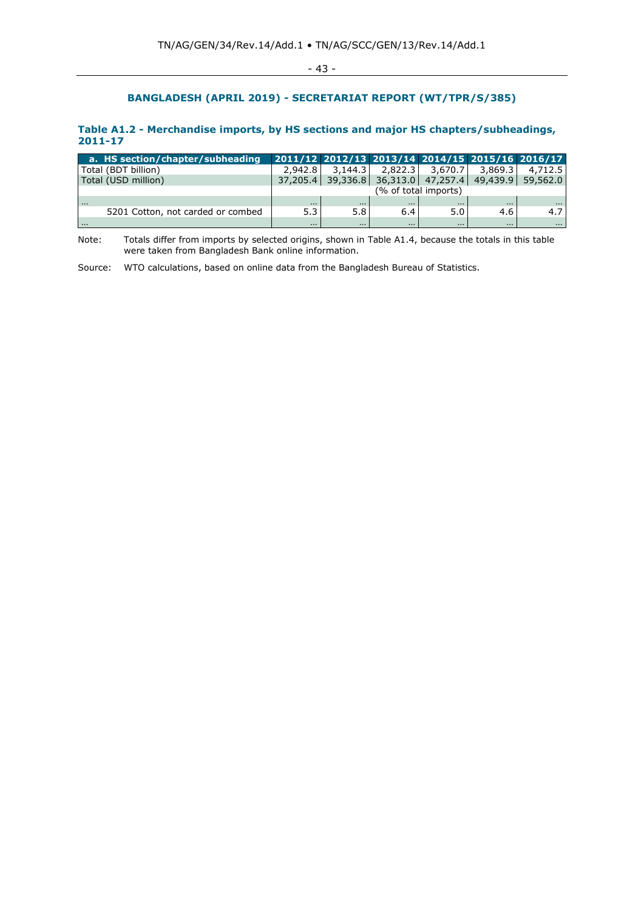## BANGLADESH (APRIL 2019) - SECRETARIAT REPORT (WT/TPR/S/385)

### Table A1.2 - Merchandise imports, by HS sections and major HS chapters/subheadings, 2011-17

| a. HS section/chapter/subheading | 2011/12 | 2012/13 | 2013/14 | 2014/15 | 2015/16 | 2016/17 |
|---|---|---|---|---|---|---|
| Total (BDT billion) | 2,942.8 | 3,144.3 | 2,822.3 | 3,670.7 | 3,869.3 | 4,712.5 |
| Total (USD million) | 37,205.4 | 39,336.8 | 36,313.0 | 47,257.4 | 49,439.9 | 59,562.0 |
| | (% of total imports) | | | | | |
| ... | ... | ... | ... | ... | ... | ... |
| 5201 Cotton, not carded or combed | 5.3 | 5.8 | 6.4 | 5.0 | 4.6 | 4.7 |
| ... | ... | ... | ... | ... | ... | ... |

Note: Totals differ from imports by selected origins, shown in Table A1.4, because the totals in this table were taken from Bangladesh Bank online information.

Source: WTO calculations, based on online data from the Bangladesh Bureau of Statistics.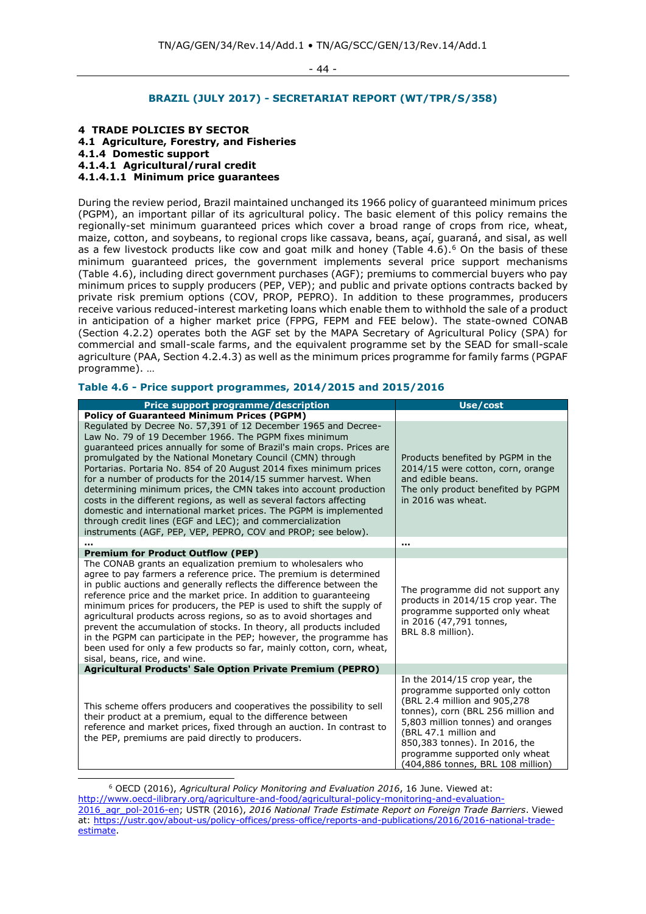## BRAZIL (JULY 2017) - SECRETARIAT REPORT (WT/TPR/S/358)

**4 TRADE POLICIES BY SECTOR**
**4.1 Agriculture, Forestry, and Fisheries**
**4.1.4 Domestic support**
**4.1.4.1 Agricultural/rural credit**
**4.1.4.1.1 Minimum price guarantees**

During the review period, Brazil maintained unchanged its 1966 policy of guaranteed minimum prices (PGPM), an important pillar of its agricultural policy. The basic element of this policy remains the regionally-set minimum guaranteed prices which cover a broad range of crops from rice, wheat, maize, cotton, and soybeans, to regional crops like cassava, beans, açaí, guaraná, and sisal, as well as a few livestock products like cow and goat milk and honey (Table 4.6).[6] On the basis of these minimum guaranteed prices, the government implements several price support mechanisms (Table 4.6), including direct government purchases (AGF); premiums to commercial buyers who pay minimum prices to supply producers (PEP, VEP); and public and private options contracts backed by private risk premium options (COV, PROP, PEPRO). In addition to these programmes, producers receive various reduced-interest marketing loans which enable them to withhold the sale of a product in anticipation of a higher market price (FPPG, FEPM and FEE below). The state-owned CONAB (Section 4.2.2) operates both the AGF set by the MAPA Secretary of Agricultural Policy (SPA) for commercial and small-scale farms, and the equivalent programme set by the SEAD for small-scale agriculture (PAA, Section 4.2.4.3) as well as the minimum prices programme for family farms (PGPAF programme). …

**Table 4.6 - Price support programmes, 2014/2015 and 2015/2016**

| Price support programme/description | Use/cost |
|---|---|
| **Policy of Guaranteed Minimum Prices (PGPM)** | |
| Regulated by Decree No. 57,391 of 12 December 1965 and Decree-Law No. 79 of 19 December 1966. The PGPM fixes minimum guaranteed prices annually for some of Brazil's main crops. Prices are promulgated by the National Monetary Council (CMN) through Portarias. Portaria No. 854 of 20 August 2014 fixes minimum prices for a number of products for the 2014/15 summer harvest. When determining minimum prices, the CMN takes into account production costs in the different regions, as well as several factors affecting domestic and international market prices. The PGPM is implemented through credit lines (EGF and LEC); and commercialization instruments (AGF, PEP, VEP, PEPRO, COV and PROP; see below). | Products benefited by PGPM in the 2014/15 were cotton, corn, orange and edible beans. The only product benefited by PGPM in 2016 was wheat. |
| **…** | **…** |
| **Premium for Product Outflow (PEP)** | |
| The CONAB grants an equalization premium to wholesalers who agree to pay farmers a reference price. The premium is determined in public auctions and generally reflects the difference between the reference price and the market price. In addition to guaranteeing minimum prices for producers, the PEP is used to shift the supply of agricultural products across regions, so as to avoid shortages and prevent the accumulation of stocks. In theory, all products included in the PGPM can participate in the PEP; however, the programme has been used for only a few products so far, mainly cotton, corn, wheat, sisal, beans, rice, and wine. | The programme did not support any products in 2014/15 crop year. The programme supported only wheat in 2016 (47,791 tonnes, BRL 8.8 million). |
| **Agricultural Products' Sale Option Private Premium (PEPRO)** | |
| This scheme offers producers and cooperatives the possibility to sell their product at a premium, equal to the difference between reference and market prices, fixed through an auction. In contrast to the PEP, premiums are paid directly to producers. | In the 2014/15 crop year, the programme supported only cotton (BRL 2.4 million and 905,278 tonnes), corn (BRL 256 million and 5,803 million tonnes) and oranges (BRL 47.1 million and 850,383 tonnes). In 2016, the programme supported only wheat (404,886 tonnes, BRL 108 million) |

[6] OECD (2016), *Agricultural Policy Monitoring and Evaluation 2016*, 16 June. Viewed at: http://www.oecd-ilibrary.org/agriculture-and-food/agricultural-policy-monitoring-and-evaluation-2016_agr_pol-2016-en; USTR (2016), *2016 National Trade Estimate Report on Foreign Trade Barriers*. Viewed at: https://ustr.gov/about-us/policy-offices/press-office/reports-and-publications/2016/2016-national-trade-estimate.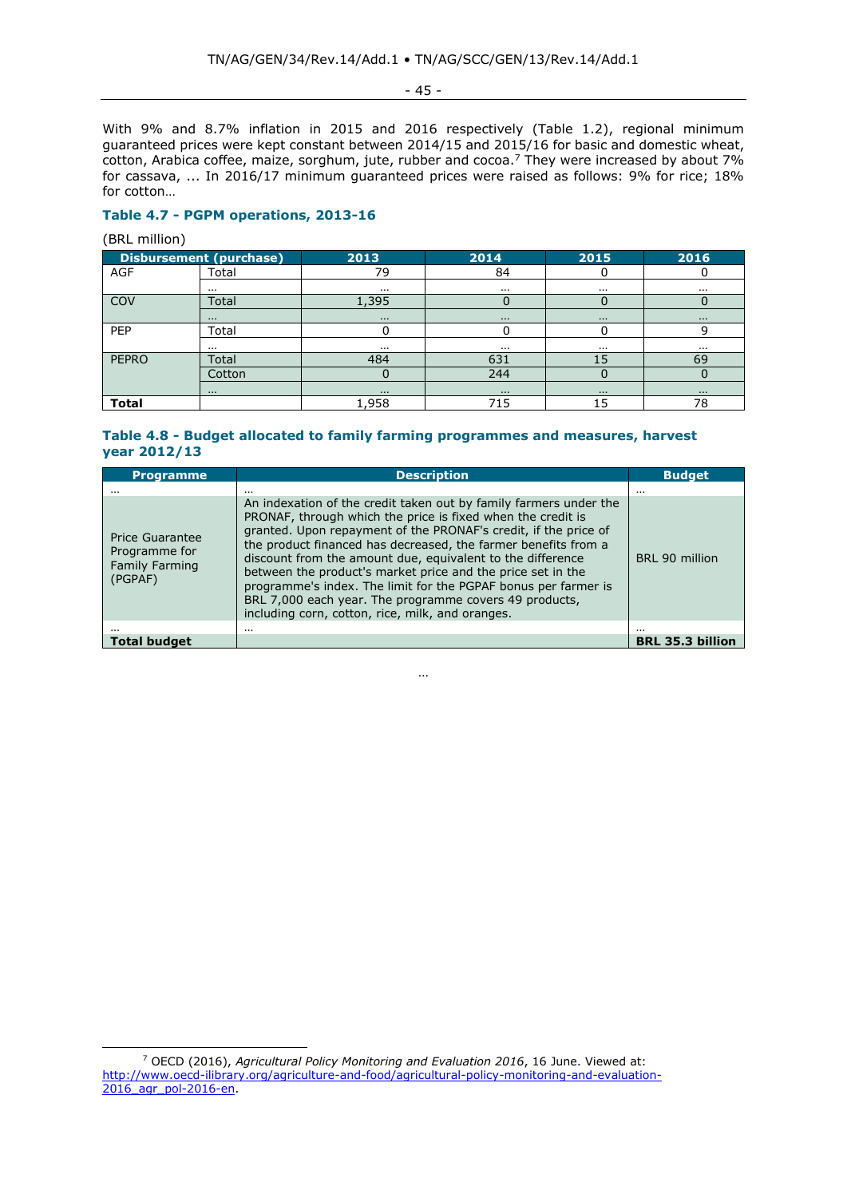With 9% and 8.7% inflation in 2015 and 2016 respectively (Table 1.2), regional minimum guaranteed prices were kept constant between 2014/15 and 2015/16 for basic and domestic wheat, cotton, Arabica coffee, maize, sorghum, jute, rubber and cocoa.[7] They were increased by about 7% for cassava, ... In 2016/17 minimum guaranteed prices were raised as follows: 9% for rice; 18% for cotton…

### Table 4.7 - PGPM operations, 2013-16

(BRL million)

| Disbursement (purchase) | | 2013 | 2014 | 2015 | 2016 |
|---|---|---|---|---|---|
| AGF | Total | 79 | 84 | 0 | 0 |
| | … | … | … | … | … |
| COV | Total | 1,395 | 0 | 0 | 0 |
| | … | … | … | … | … |
| PEP | Total | 0 | 0 | 0 | 9 |
| | … | … | … | … | … |
| PEPRO | Total | 484 | 631 | 15 | 69 |
| | Cotton | 0 | 244 | 0 | 0 |
| | … | … | … | … | … |
| **Total** | | 1,958 | 715 | 15 | 78 |

### Table 4.8 - Budget allocated to family farming programmes and measures, harvest year 2012/13

| Programme | Description | Budget |
|---|---|---|
| … | … | … |
| Price Guarantee Programme for Family Farming (PGPAF) | An indexation of the credit taken out by family farmers under the PRONAF, through which the price is fixed when the credit is granted. Upon repayment of the PRONAF's credit, if the price of the product financed has decreased, the farmer benefits from a discount from the amount due, equivalent to the difference between the product's market price and the price set in the programme's index. The limit for the PGPAF bonus per farmer is BRL 7,000 each year. The programme covers 49 products, including corn, cotton, rice, milk, and oranges. | BRL 90 million |
| … | … | … |
| **Total budget** | | **BRL 35.3 billion** |

…

[7] OECD (2016), *Agricultural Policy Monitoring and Evaluation 2016*, 16 June. Viewed at: http://www.oecd-ilibrary.org/agriculture-and-food/agricultural-policy-monitoring-and-evaluation-2016_agr_pol-2016-en.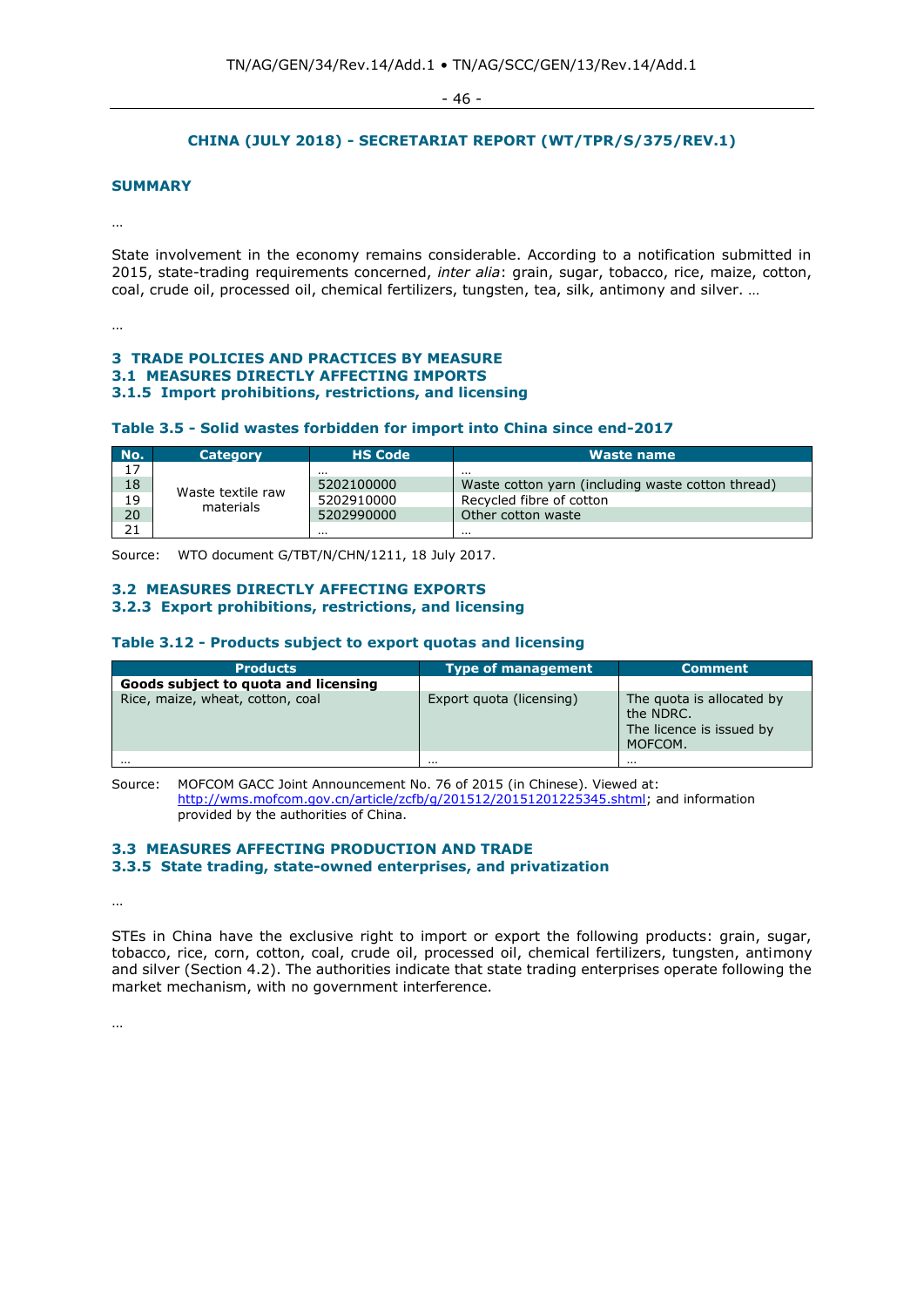## CHINA (JULY 2018) - SECRETARIAT REPORT (WT/TPR/S/375/REV.1)

### SUMMARY

…

State involvement in the economy remains considerable. According to a notification submitted in 2015, state-trading requirements concerned, *inter alia*: grain, sugar, tobacco, rice, maize, cotton, coal, crude oil, processed oil, chemical fertilizers, tungsten, tea, silk, antimony and silver. …

…

### 3 TRADE POLICIES AND PRACTICES BY MEASURE

### 3.1 MEASURES DIRECTLY AFFECTING IMPORTS

### 3.1.5 Import prohibitions, restrictions, and licensing

**Table 3.5 - Solid wastes forbidden for import into China since end-2017**

| No. | Category | HS Code | Waste name |
|---|---|---|---|
| 17 | Waste textile raw materials | … | … |
| 18 | | 5202100000 | Waste cotton yarn (including waste cotton thread) |
| 19 | | 5202910000 | Recycled fibre of cotton |
| 20 | | 5202990000 | Other cotton waste |
| 21 | | … | … |

Source: WTO document G/TBT/N/CHN/1211, 18 July 2017.

### 3.2 MEASURES DIRECTLY AFFECTING EXPORTS

### 3.2.3 Export prohibitions, restrictions, and licensing

**Table 3.12 - Products subject to export quotas and licensing**

| Products | Type of management | Comment |
|---|---|---|
| **Goods subject to quota and licensing** | | |
| Rice, maize, wheat, cotton, coal | Export quota (licensing) | The quota is allocated by the NDRC.<br>The licence is issued by MOFCOM. |
| … | … | … |

Source: MOFCOM GACC Joint Announcement No. 76 of 2015 (in Chinese). Viewed at: http://wms.mofcom.gov.cn/article/zcfb/g/201512/20151201225345.shtml; and information provided by the authorities of China.

### 3.3 MEASURES AFFECTING PRODUCTION AND TRADE

### 3.3.5 State trading, state-owned enterprises, and privatization

…

STEs in China have the exclusive right to import or export the following products: grain, sugar, tobacco, rice, corn, cotton, coal, crude oil, processed oil, chemical fertilizers, tungsten, antimony and silver (Section 4.2). The authorities indicate that state trading enterprises operate following the market mechanism, with no government interference.

…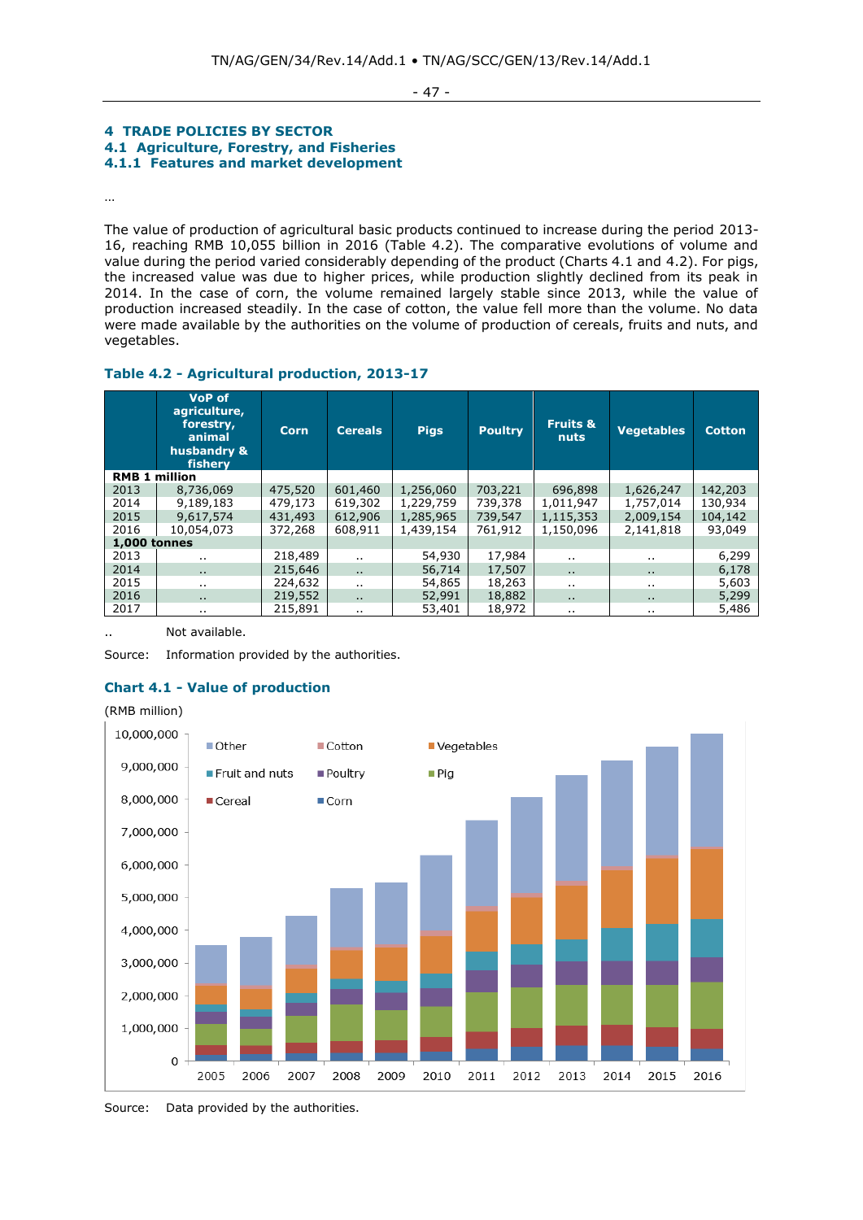# 4 TRADE POLICIES BY SECTOR

## 4.1 Agriculture, Forestry, and Fisheries

### 4.1.1 Features and market development

…

The value of production of agricultural basic products continued to increase during the period 2013-16, reaching RMB 10,055 billion in 2016 (Table 4.2). The comparative evolutions of volume and value during the period varied considerably depending of the product (Charts 4.1 and 4.2). For pigs, the increased value was due to higher prices, while production slightly declined from its peak in 2014. In the case of corn, the volume remained largely stable since 2013, while the value of production increased steadily. In the case of cotton, the value fell more than the volume. No data were made available by the authorities on the volume of production of cereals, fruits and nuts, and vegetables.

**Table 4.2 - Agricultural production, 2013-17**

| | VoP of agriculture, forestry, animal husbandry & fishery | Corn | Cereals | Pigs | Poultry | Fruits & nuts | Vegetables | Cotton |
|---|---|---|---|---|---|---|---|---|
| **RMB 1 million** | | | | | | | | |
| 2013 | 8,736,069 | 475,520 | 601,460 | 1,256,060 | 703,221 | 696,898 | 1,626,247 | 142,203 |
| 2014 | 9,189,183 | 479,173 | 619,302 | 1,229,759 | 739,378 | 1,011,947 | 1,757,014 | 130,934 |
| 2015 | 9,617,574 | 431,493 | 612,906 | 1,285,965 | 739,547 | 1,115,353 | 2,009,154 | 104,142 |
| 2016 | 10,054,073 | 372,268 | 608,911 | 1,439,154 | 761,912 | 1,150,096 | 2,141,818 | 93,049 |
| **1,000 tonnes** | | | | | | | | |
| 2013 | .. | 218,489 | .. | 54,930 | 17,984 | .. | .. | 6,299 |
| 2014 | .. | 215,646 | .. | 56,714 | 17,507 | .. | .. | 6,178 |
| 2015 | .. | 224,632 | .. | 54,865 | 18,263 | .. | .. | 5,603 |
| 2016 | .. | 219,552 | .. | 52,991 | 18,882 | .. | .. | 5,299 |
| 2017 | .. | 215,891 | .. | 53,401 | 18,972 | .. | .. | 5,486 |

.. Not available.

Source: Information provided by the authorities.

**Chart 4.1 - Value of production**

(RMB million)

Source: Data provided by the authorities.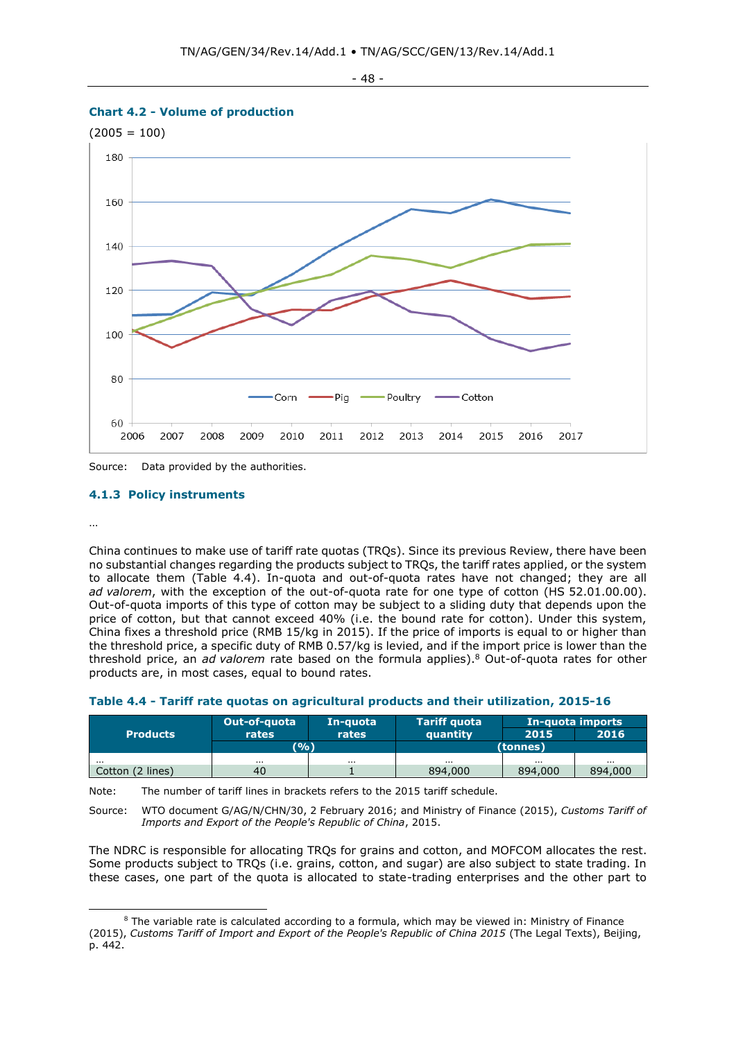**Chart 4.2 - Volume of production**

(2005 = 100)

Source: Data provided by the authorities.

### 4.1.3 Policy instruments

…

China continues to make use of tariff rate quotas (TRQs). Since its previous Review, there have been no substantial changes regarding the products subject to TRQs, the tariff rates applied, or the system to allocate them (Table 4.4). In-quota and out-of-quota rates have not changed; they are all *ad valorem*, with the exception of the out-of-quota rate for one type of cotton (HS 52.01.00.00). Out-of-quota imports of this type of cotton may be subject to a sliding duty that depends upon the price of cotton, but that cannot exceed 40% (i.e. the bound rate for cotton). Under this system, China fixes a threshold price (RMB 15/kg in 2015). If the price of imports is equal to or higher than the threshold price, a specific duty of RMB 0.57/kg is levied, and if the import price is lower than the threshold price, an *ad valorem* rate based on the formula applies).[8] Out-of-quota rates for other products are, in most cases, equal to bound rates.

**Table 4.4 - Tariff rate quotas on agricultural products and their utilization, 2015-16**

| Products | Out-of-quota rates | In-quota rates | Tariff quota quantity | In-quota imports | |
|---|---|---|---|---|---|
| | | | | 2015 | 2016 |
| | (%) | | (tonnes) | | |
| … | … | … | … | … | … |
| Cotton (2 lines) | 40 | 1 | 894,000 | 894,000 | 894,000 |

Note: The number of tariff lines in brackets refers to the 2015 tariff schedule.

Source: WTO document G/AG/N/CHN/30, 2 February 2016; and Ministry of Finance (2015), *Customs Tariff of Imports and Export of the People's Republic of China*, 2015.

The NDRC is responsible for allocating TRQs for grains and cotton, and MOFCOM allocates the rest. Some products subject to TRQs (i.e. grains, cotton, and sugar) are also subject to state trading. In these cases, one part of the quota is allocated to state-trading enterprises and the other part to

---

[8] The variable rate is calculated according to a formula, which may be viewed in: Ministry of Finance (2015), *Customs Tariff of Import and Export of the People's Republic of China 2015* (The Legal Texts), Beijing, p. 442.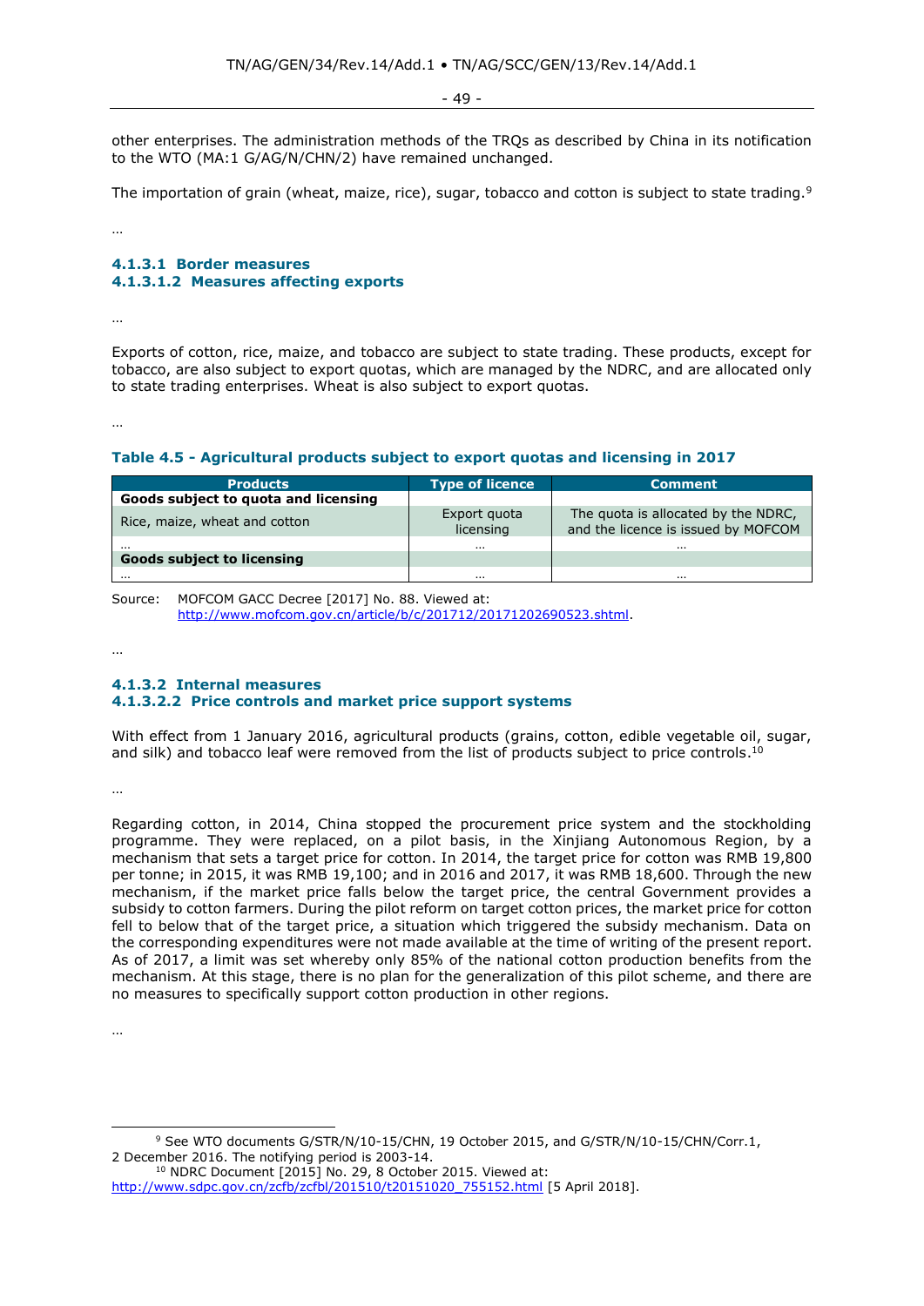other enterprises. The administration methods of the TRQs as described by China in its notification to the WTO (MA:1 G/AG/N/CHN/2) have remained unchanged.

The importation of grain (wheat, maize, rice), sugar, tobacco and cotton is subject to state trading.[9]

…

#### 4.1.3.1 Border measures

#### 4.1.3.1.2 Measures affecting exports

…

Exports of cotton, rice, maize, and tobacco are subject to state trading. These products, except for tobacco, are also subject to export quotas, which are managed by the NDRC, and are allocated only to state trading enterprises. Wheat is also subject to export quotas.

…

**Table 4.5 - Agricultural products subject to export quotas and licensing in 2017**

| Products | Type of licence | Comment |
|---|---|---|
| **Goods subject to quota and licensing** | | |
| Rice, maize, wheat and cotton | Export quota licensing | The quota is allocated by the NDRC, and the licence is issued by MOFCOM |
| … | … | … |
| **Goods subject to licensing** | | |
| … | … | … |

Source: MOFCOM GACC Decree [2017] No. 88. Viewed at: http://www.mofcom.gov.cn/article/b/c/201712/20171202690523.shtml.

…

#### 4.1.3.2 Internal measures

#### 4.1.3.2.2 Price controls and market price support systems

With effect from 1 January 2016, agricultural products (grains, cotton, edible vegetable oil, sugar, and silk) and tobacco leaf were removed from the list of products subject to price controls.[10]

…

Regarding cotton, in 2014, China stopped the procurement price system and the stockholding programme. They were replaced, on a pilot basis, in the Xinjiang Autonomous Region, by a mechanism that sets a target price for cotton. In 2014, the target price for cotton was RMB 19,800 per tonne; in 2015, it was RMB 19,100; and in 2016 and 2017, it was RMB 18,600. Through the new mechanism, if the market price falls below the target price, the central Government provides a subsidy to cotton farmers. During the pilot reform on target cotton prices, the market price for cotton fell to below that of the target price, a situation which triggered the subsidy mechanism. Data on the corresponding expenditures were not made available at the time of writing of the present report. As of 2017, a limit was set whereby only 85% of the national cotton production benefits from the mechanism. At this stage, there is no plan for the generalization of this pilot scheme, and there are no measures to specifically support cotton production in other regions.

…

---

[9] See WTO documents G/STR/N/10-15/CHN, 19 October 2015, and G/STR/N/10-15/CHN/Corr.1, 2 December 2016. The notifying period is 2003-14.

[10] NDRC Document [2015] No. 29, 8 October 2015. Viewed at: http://www.sdpc.gov.cn/zcfb/zcfbl/201510/t20151020_755152.html [5 April 2018].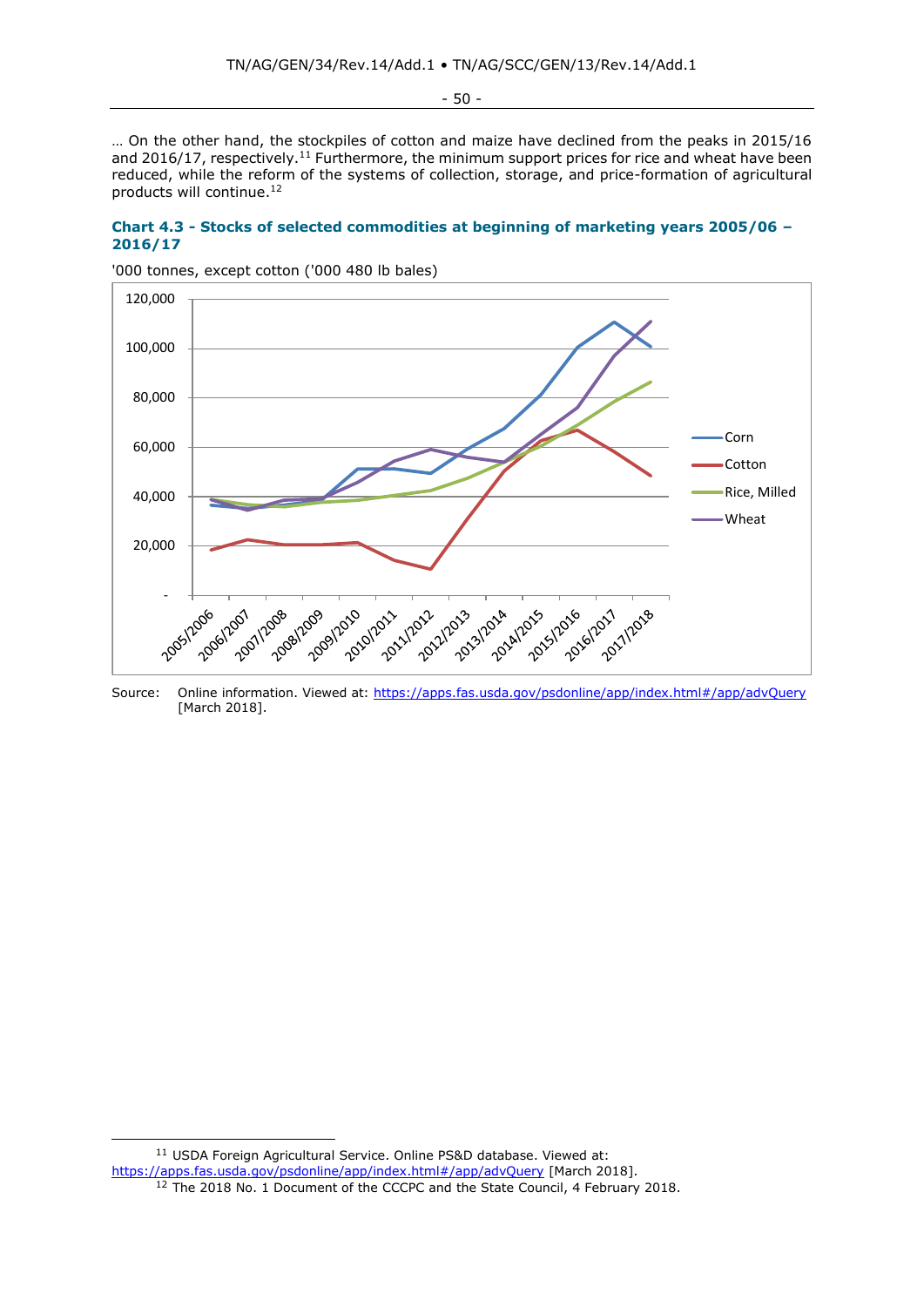… On the other hand, the stockpiles of cotton and maize have declined from the peaks in 2015/16 and 2016/17, respectively.[11] Furthermore, the minimum support prices for rice and wheat have been reduced, while the reform of the systems of collection, storage, and price-formation of agricultural products will continue.[12]

**Chart 4.3 - Stocks of selected commodities at beginning of marketing years 2005/06 – 2016/17**

'000 tonnes, except cotton ('000 480 lb bales)

Source: Online information. Viewed at: https://apps.fas.usda.gov/psdonline/app/index.html#/app/advQuery [March 2018].

---

[11] USDA Foreign Agricultural Service. Online PS&D database. Viewed at: https://apps.fas.usda.gov/psdonline/app/index.html#/app/advQuery [March 2018].

[12] The 2018 No. 1 Document of the CCCPC and the State Council, 4 February 2018.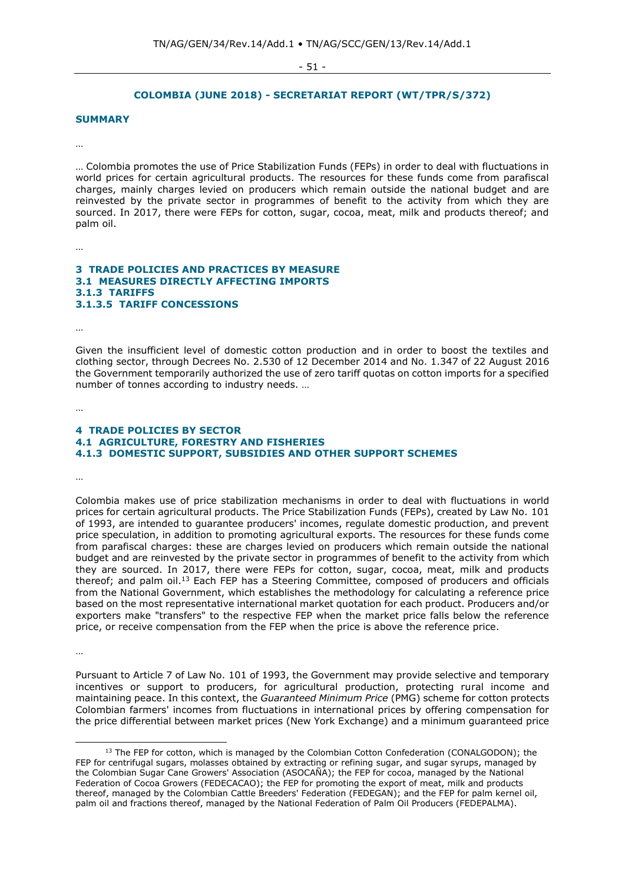## COLOMBIA (JUNE 2018) - SECRETARIAT REPORT (WT/TPR/S/372)

### SUMMARY

…

… Colombia promotes the use of Price Stabilization Funds (FEPs) in order to deal with fluctuations in world prices for certain agricultural products. The resources for these funds come from parafiscal charges, mainly charges levied on producers which remain outside the national budget and are reinvested by the private sector in programmes of benefit to the activity from which they are sourced. In 2017, there were FEPs for cotton, sugar, cocoa, meat, milk and products thereof; and palm oil.

…

### 3 TRADE POLICIES AND PRACTICES BY MEASURE
### 3.1 MEASURES DIRECTLY AFFECTING IMPORTS
### 3.1.3 TARIFFS
### 3.1.3.5 TARIFF CONCESSIONS

…

Given the insufficient level of domestic cotton production and in order to boost the textiles and clothing sector, through Decrees No. 2.530 of 12 December 2014 and No. 1.347 of 22 August 2016 the Government temporarily authorized the use of zero tariff quotas on cotton imports for a specified number of tonnes according to industry needs. …

…

### 4 TRADE POLICIES BY SECTOR
### 4.1 AGRICULTURE, FORESTRY AND FISHERIES
### 4.1.3 DOMESTIC SUPPORT, SUBSIDIES AND OTHER SUPPORT SCHEMES

…

Colombia makes use of price stabilization mechanisms in order to deal with fluctuations in world prices for certain agricultural products. The Price Stabilization Funds (FEPs), created by Law No. 101 of 1993, are intended to guarantee producers' incomes, regulate domestic production, and prevent price speculation, in addition to promoting agricultural exports. The resources for these funds come from parafiscal charges: these are charges levied on producers which remain outside the national budget and are reinvested by the private sector in programmes of benefit to the activity from which they are sourced. In 2017, there were FEPs for cotton, sugar, cocoa, meat, milk and products thereof; and palm oil.[13] Each FEP has a Steering Committee, composed of producers and officials from the National Government, which establishes the methodology for calculating a reference price based on the most representative international market quotation for each product. Producers and/or exporters make "transfers" to the respective FEP when the market price falls below the reference price, or receive compensation from the FEP when the price is above the reference price.

…

Pursuant to Article 7 of Law No. 101 of 1993, the Government may provide selective and temporary incentives or support to producers, for agricultural production, protecting rural income and maintaining peace. In this context, the *Guaranteed Minimum Price* (PMG) scheme for cotton protects Colombian farmers' incomes from fluctuations in international prices by offering compensation for the price differential between market prices (New York Exchange) and a minimum guaranteed price

---

[13] The FEP for cotton, which is managed by the Colombian Cotton Confederation (CONALGODON); the FEP for centrifugal sugars, molasses obtained by extracting or refining sugar, and sugar syrups, managed by the Colombian Sugar Cane Growers' Association (ASOCAÑA); the FEP for cocoa, managed by the National Federation of Cocoa Growers (FEDECACAO); the FEP for promoting the export of meat, milk and products thereof, managed by the Colombian Cattle Breeders' Federation (FEDEGAN); and the FEP for palm kernel oil, palm oil and fractions thereof, managed by the National Federation of Palm Oil Producers (FEDEPALMA).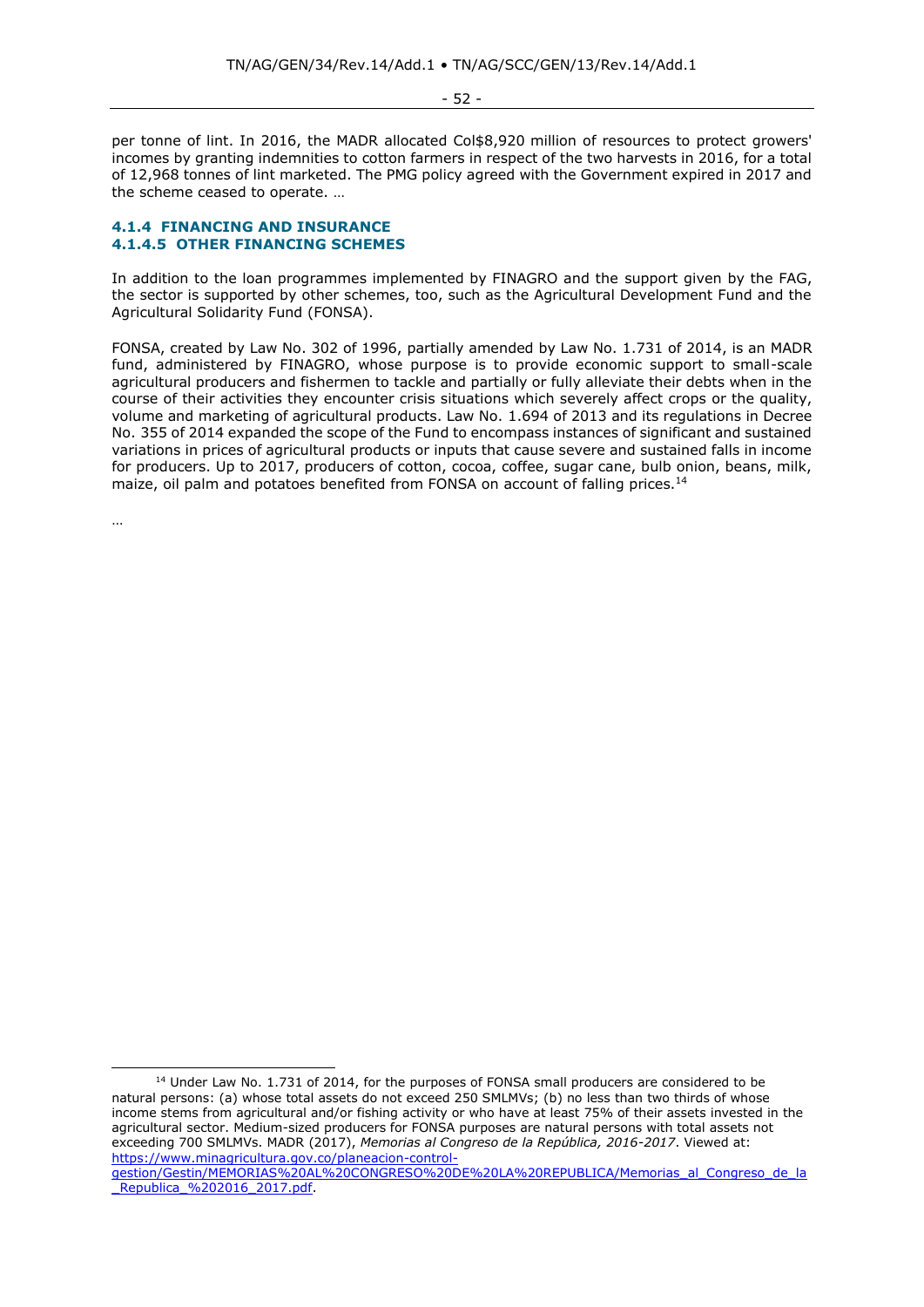per tonne of lint. In 2016, the MADR allocated Col$8,920 million of resources to protect growers' incomes by granting indemnities to cotton farmers in respect of the two harvests in 2016, for a total of 12,968 tonnes of lint marketed. The PMG policy agreed with the Government expired in 2017 and the scheme ceased to operate. …

### 4.1.4 FINANCING AND INSURANCE

#### 4.1.4.5 OTHER FINANCING SCHEMES

In addition to the loan programmes implemented by FINAGRO and the support given by the FAG, the sector is supported by other schemes, too, such as the Agricultural Development Fund and the Agricultural Solidarity Fund (FONSA).

FONSA, created by Law No. 302 of 1996, partially amended by Law No. 1.731 of 2014, is an MADR fund, administered by FINAGRO, whose purpose is to provide economic support to small-scale agricultural producers and fishermen to tackle and partially or fully alleviate their debts when in the course of their activities they encounter crisis situations which severely affect crops or the quality, volume and marketing of agricultural products. Law No. 1.694 of 2013 and its regulations in Decree No. 355 of 2014 expanded the scope of the Fund to encompass instances of significant and sustained variations in prices of agricultural products or inputs that cause severe and sustained falls in income for producers. Up to 2017, producers of cotton, cocoa, coffee, sugar cane, bulb onion, beans, milk, maize, oil palm and potatoes benefited from FONSA on account of falling prices.[14]

…

[14] Under Law No. 1.731 of 2014, for the purposes of FONSA small producers are considered to be natural persons: (a) whose total assets do not exceed 250 SMLMVs; (b) no less than two thirds of whose income stems from agricultural and/or fishing activity or who have at least 75% of their assets invested in the agricultural sector. Medium-sized producers for FONSA purposes are natural persons with total assets not exceeding 700 SMLMVs. MADR (2017), *Memorias al Congreso de la República, 2016-2017*. Viewed at: https://www.minagricultura.gov.co/planeacion-control-gestion/Gestin/MEMORIAS%20AL%20CONGRESO%20DE%20LA%20REPUBLICA/Memorias_al_Congreso_de_la_Republica_%202016_2017.pdf.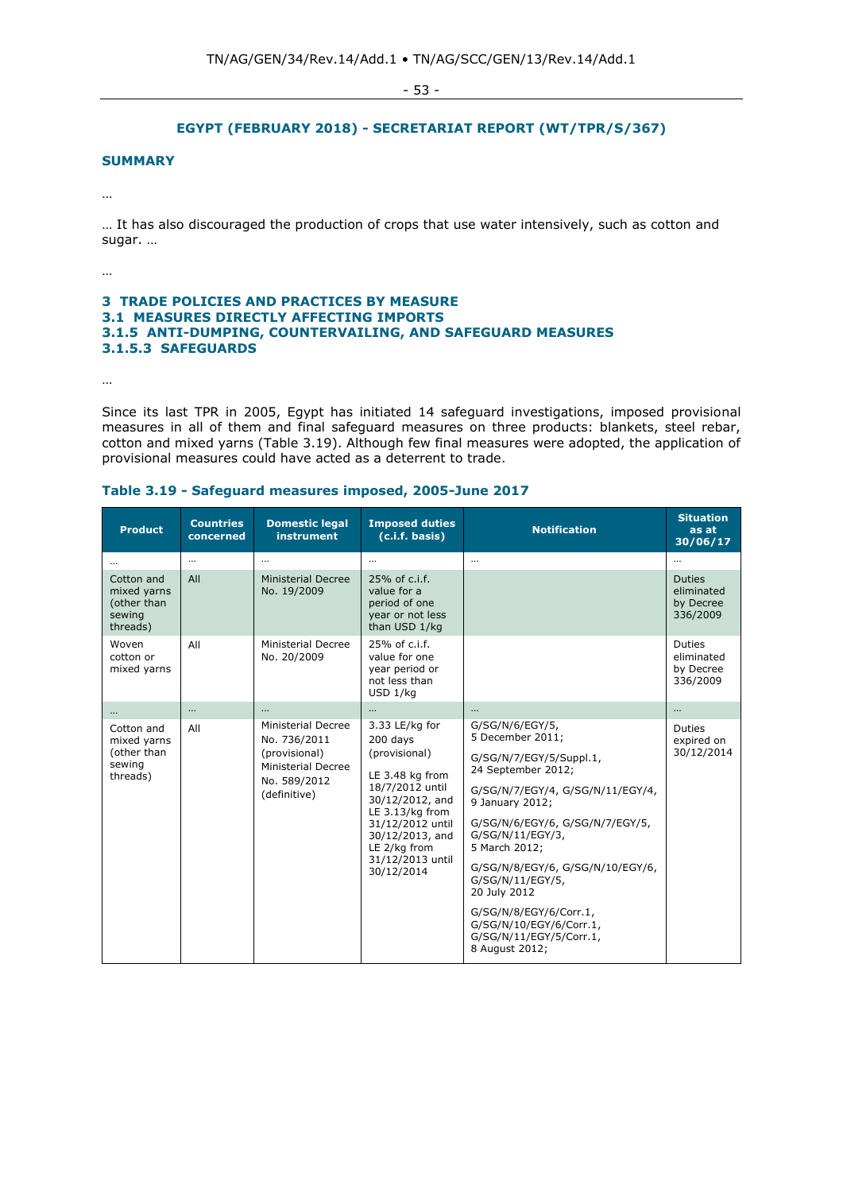## EGYPT (FEBRUARY 2018) - SECRETARIAT REPORT (WT/TPR/S/367)

### SUMMARY

…

… It has also discouraged the production of crops that use water intensively, such as cotton and sugar. …

…

### 3 TRADE POLICIES AND PRACTICES BY MEASURE
### 3.1 MEASURES DIRECTLY AFFECTING IMPORTS
### 3.1.5 ANTI-DUMPING, COUNTERVAILING, AND SAFEGUARD MEASURES
### 3.1.5.3 SAFEGUARDS

…

Since its last TPR in 2005, Egypt has initiated 14 safeguard investigations, imposed provisional measures in all of them and final safeguard measures on three products: blankets, steel rebar, cotton and mixed yarns (Table 3.19). Although few final measures were adopted, the application of provisional measures could have acted as a deterrent to trade.

**Table 3.19 - Safeguard measures imposed, 2005-June 2017**

| Product | Countries concerned | Domestic legal instrument | Imposed duties (c.i.f. basis) | Notification | Situation as at 30/06/17 |
|---|---|---|---|---|---|
| … | … | … | … | … | … |
| Cotton and mixed yarns (other than sewing threads) | All | Ministerial Decree No. 19/2009 | 25% of c.i.f. value for a period of one year or not less than USD 1/kg | | Duties eliminated by Decree 336/2009 |
| Woven cotton or mixed yarns | All | Ministerial Decree No. 20/2009 | 25% of c.i.f. value for one year period or not less than USD 1/kg | | Duties eliminated by Decree 336/2009 |
| … | … | … | … | … | … |
| Cotton and mixed yarns (other than sewing threads) | All | Ministerial Decree No. 736/2011 (provisional) Ministerial Decree No. 589/2012 (definitive) | 3.33 LE/kg for 200 days (provisional) LE 3.48 kg from 18/7/2012 until 30/12/2012, and LE 3.13/kg from 31/12/2012 until 30/12/2013, and LE 2/kg from 31/12/2013 until 30/12/2014 | G/SG/N/6/EGY/5, 5 December 2011; G/SG/N/7/EGY/5/Suppl.1, 24 September 2012; G/SG/N/7/EGY/4, G/SG/N/11/EGY/4, 9 January 2012; G/SG/N/6/EGY/6, G/SG/N/7/EGY/5, G/SG/N/11/EGY/3, 5 March 2012; G/SG/N/8/EGY/6, G/SG/N/10/EGY/6, G/SG/N/11/EGY/5, 20 July 2012 G/SG/N/8/EGY/6/Corr.1, G/SG/N/10/EGY/6/Corr.1, G/SG/N/11/EGY/5/Corr.1, 8 August 2012; | Duties expired on 30/12/2014 |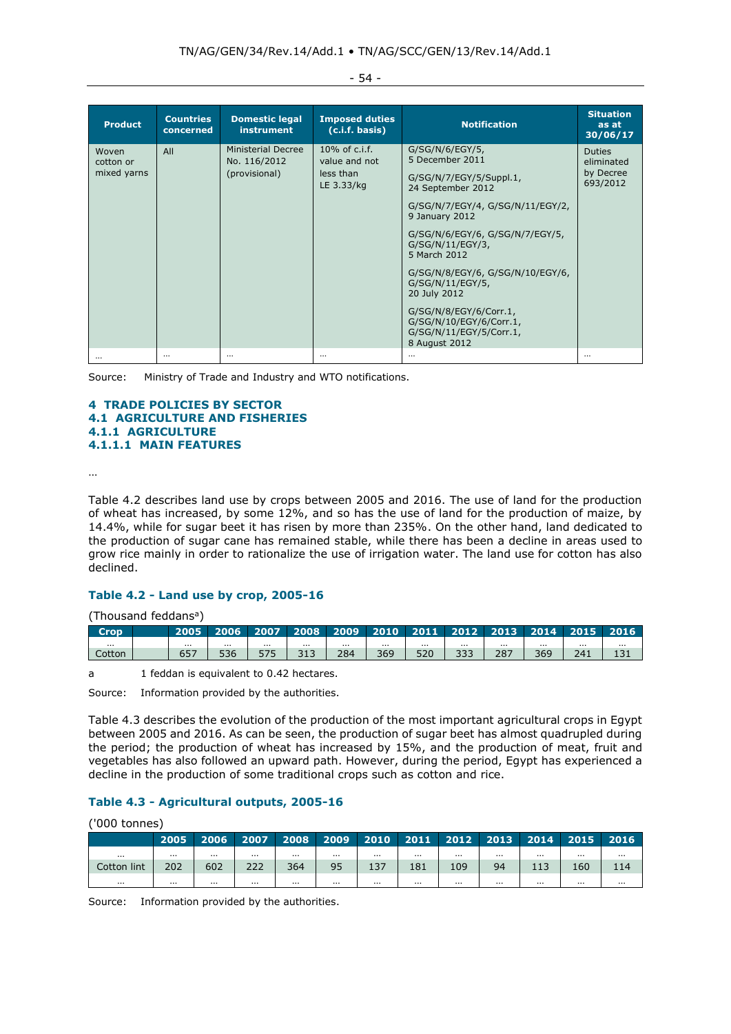| Product | Countries concerned | Domestic legal instrument | Imposed duties (c.i.f. basis) | Notification | Situation as at 30/06/17 |
|---|---|---|---|---|---|
| Woven cotton or mixed yarns | All | Ministerial Decree No. 116/2012 (provisional) | 10% of c.i.f. value and not less than LE 3.33/kg | G/SG/N/6/EGY/5, 5 December 2011<br>G/SG/N/7/EGY/5/Suppl.1, 24 September 2012<br>G/SG/N/7/EGY/4, G/SG/N/11/EGY/2, 9 January 2012<br>G/SG/N/6/EGY/6, G/SG/N/7/EGY/5, G/SG/N/11/EGY/3, 5 March 2012<br>G/SG/N/8/EGY/6, G/SG/N/10/EGY/6, G/SG/N/11/EGY/5, 20 July 2012<br>G/SG/N/8/EGY/6/Corr.1, G/SG/N/10/EGY/6/Corr.1, G/SG/N/11/EGY/5/Corr.1, 8 August 2012 | Duties eliminated by Decree 693/2012 |
| ... | ... | ... | ... | ... | ... |

Source: Ministry of Trade and Industry and WTO notifications.

# 4 TRADE POLICIES BY SECTOR

## 4.1 AGRICULTURE AND FISHERIES

### 4.1.1 AGRICULTURE

#### 4.1.1.1 MAIN FEATURES

...

Table 4.2 describes land use by crops between 2005 and 2016. The use of land for the production of wheat has increased, by some 12%, and so has the use of land for the production of maize, by 14.4%, while for sugar beet it has risen by more than 235%. On the other hand, land dedicated to the production of sugar cane has remained stable, while there has been a decline in areas used to grow rice mainly in order to rationalize the use of irrigation water. The land use for cotton has also declined.

**Table 4.2 - Land use by crop, 2005-16**

(Thousand feddans[a])

| Crop | | 2005 | 2006 | 2007 | 2008 | 2009 | 2010 | 2011 | 2012 | 2013 | 2014 | 2015 | 2016 |
|---|---|---|---|---|---|---|---|---|---|---|---|---|---|
| ... | | ... | ... | ... | ... | ... | ... | ... | ... | ... | ... | ... | ... |
| Cotton | | 657 | 536 | 575 | 313 | 284 | 369 | 520 | 333 | 287 | 369 | 241 | 131 |

a 1 feddan is equivalent to 0.42 hectares.

Source: Information provided by the authorities.

Table 4.3 describes the evolution of the production of the most important agricultural crops in Egypt between 2005 and 2016. As can be seen, the production of sugar beet has almost quadrupled during the period; the production of wheat has increased by 15%, and the production of meat, fruit and vegetables has also followed an upward path. However, during the period, Egypt has experienced a decline in the production of some traditional crops such as cotton and rice.

**Table 4.3 - Agricultural outputs, 2005-16**

('000 tonnes)

| | 2005 | 2006 | 2007 | 2008 | 2009 | 2010 | 2011 | 2012 | 2013 | 2014 | 2015 | 2016 |
|---|---|---|---|---|---|---|---|---|---|---|---|---|
| ... | ... | ... | ... | ... | ... | ... | ... | ... | ... | ... | ... | ... |
| Cotton lint | 202 | 602 | 222 | 364 | 95 | 137 | 181 | 109 | 94 | 113 | 160 | 114 |
| ... | ... | ... | ... | ... | ... | ... | ... | ... | ... | ... | ... | ... |

Source: Information provided by the authorities.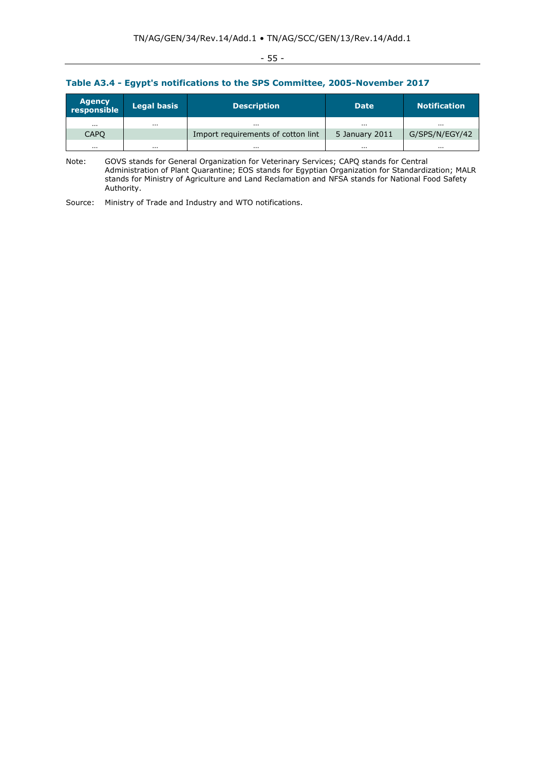**Table A3.4 - Egypt's notifications to the SPS Committee, 2005-November 2017**

| Agency responsible | Legal basis | Description | Date | Notification |
|---|---|---|---|---|
| ... | ... | ... | ... | ... |
| CAPQ | | Import requirements of cotton lint | 5 January 2011 | G/SPS/N/EGY/42 |
| ... | ... | ... | ... | ... |

Note: GOVS stands for General Organization for Veterinary Services; CAPQ stands for Central Administration of Plant Quarantine; EOS stands for Egyptian Organization for Standardization; MALR stands for Ministry of Agriculture and Land Reclamation and NFSA stands for National Food Safety Authority.

Source: Ministry of Trade and Industry and WTO notifications.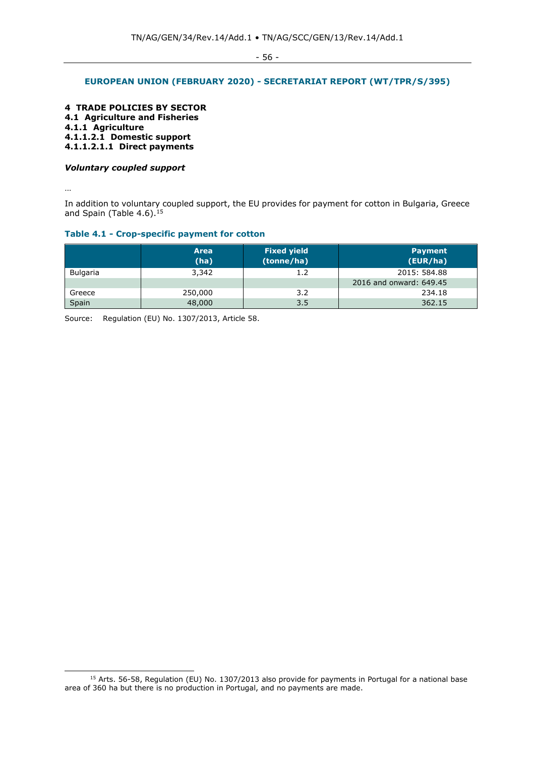**EUROPEAN UNION (FEBRUARY 2020) - SECRETARIAT REPORT (WT/TPR/S/395)**

**4 TRADE POLICIES BY SECTOR**
**4.1 Agriculture and Fisheries**
**4.1.1 Agriculture**
**4.1.1.2.1 Domestic support**
**4.1.1.2.1.1 Direct payments**

***Voluntary coupled support***

…

In addition to voluntary coupled support, the EU provides for payment for cotton in Bulgaria, Greece and Spain (Table 4.6).[15]

**Table 4.1 - Crop-specific payment for cotton**

| | Area (ha) | Fixed yield (tonne/ha) | Payment (EUR/ha) |
|---|---|---|---|
| Bulgaria | 3,342 | 1.2 | 2015: 584.88 |
| | | | 2016 and onward: 649.45 |
| Greece | 250,000 | 3.2 | 234.18 |
| Spain | 48,000 | 3.5 | 362.15 |

Source: Regulation (EU) No. 1307/2013, Article 58.

[15] Arts. 56-58, Regulation (EU) No. 1307/2013 also provide for payments in Portugal for a national base area of 360 ha but there is no production in Portugal, and no payments are made.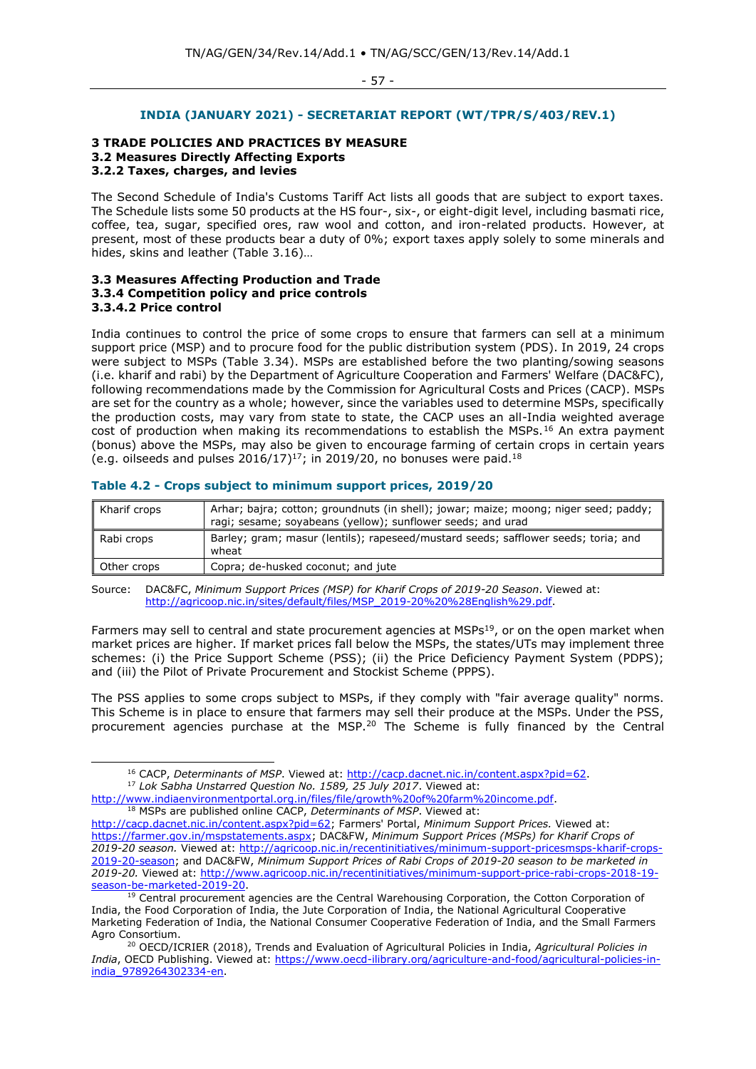## INDIA (JANUARY 2021) - SECRETARIAT REPORT (WT/TPR/S/403/REV.1)

**3 TRADE POLICIES AND PRACTICES BY MEASURE**
**3.2 Measures Directly Affecting Exports**
**3.2.2 Taxes, charges, and levies**

The Second Schedule of India's Customs Tariff Act lists all goods that are subject to export taxes. The Schedule lists some 50 products at the HS four-, six-, or eight-digit level, including basmati rice, coffee, tea, sugar, specified ores, raw wool and cotton, and iron-related products. However, at present, most of these products bear a duty of 0%; export taxes apply solely to some minerals and hides, skins and leather (Table 3.16)…

**3.3 Measures Affecting Production and Trade**
**3.3.4 Competition policy and price controls**
**3.3.4.2 Price control**

India continues to control the price of some crops to ensure that farmers can sell at a minimum support price (MSP) and to procure food for the public distribution system (PDS). In 2019, 24 crops were subject to MSPs (Table 3.34). MSPs are established before the two planting/sowing seasons (i.e. kharif and rabi) by the Department of Agriculture Cooperation and Farmers' Welfare (DAC&FC), following recommendations made by the Commission for Agricultural Costs and Prices (CACP). MSPs are set for the country as a whole; however, since the variables used to determine MSPs, specifically the production costs, may vary from state to state, the CACP uses an all-India weighted average cost of production when making its recommendations to establish the MSPs.[16] An extra payment (bonus) above the MSPs, may also be given to encourage farming of certain crops in certain years (e.g. oilseeds and pulses 2016/17)[17]; in 2019/20, no bonuses were paid.[18]

**Table 4.2 - Crops subject to minimum support prices, 2019/20**

| | |
|---|---|
| Kharif crops | Arhar; bajra; cotton; groundnuts (in shell); jowar; maize; moong; niger seed; paddy; ragi; sesame; soyabeans (yellow); sunflower seeds; and urad |
| Rabi crops | Barley; gram; masur (lentils); rapeseed/mustard seeds; safflower seeds; toria; and wheat |
| Other crops | Copra; de-husked coconut; and jute |

Source: DAC&FC, *Minimum Support Prices (MSP) for Kharif Crops of 2019-20 Season*. Viewed at: http://agricoop.nic.in/sites/default/files/MSP_2019-20%20%28English%29.pdf.

Farmers may sell to central and state procurement agencies at MSPs[19], or on the open market when market prices are higher. If market prices fall below the MSPs, the states/UTs may implement three schemes: (i) the Price Support Scheme (PSS); (ii) the Price Deficiency Payment System (PDPS); and (iii) the Pilot of Private Procurement and Stockist Scheme (PPPS).

The PSS applies to some crops subject to MSPs, if they comply with "fair average quality" norms. This Scheme is in place to ensure that farmers may sell their produce at the MSPs. Under the PSS, procurement agencies purchase at the MSP.[20] The Scheme is fully financed by the Central

---

[16] CACP, *Determinants of MSP*. Viewed at: http://cacp.dacnet.nic.in/content.aspx?pid=62.

[17] *Lok Sabha Unstarred Question No. 1589, 25 July 2017*. Viewed at: http://www.indiaenvironmentportal.org.in/files/file/growth%20of%20farm%20income.pdf.

[18] MSPs are published online CACP, *Determinants of MSP*. Viewed at: http://cacp.dacnet.nic.in/content.aspx?pid=62; Farmers' Portal, *Minimum Support Prices.* Viewed at: https://farmer.gov.in/mspstatements.aspx; DAC&FW, *Minimum Support Prices (MSPs) for Kharif Crops of 2019-20 season.* Viewed at: http://agricoop.nic.in/recentinitiatives/minimum-support-pricesmsps-kharif-crops-2019-20-season; and DAC&FW, *Minimum Support Prices of Rabi Crops of 2019-20 season to be marketed in 2019-20.* Viewed at: http://www.agricoop.nic.in/recentinitiatives/minimum-support-price-rabi-crops-2018-19-season-be-marketed-2019-20.

[19] Central procurement agencies are the Central Warehousing Corporation, the Cotton Corporation of India, the Food Corporation of India, the Jute Corporation of India, the National Agricultural Cooperative Marketing Federation of India, the National Consumer Cooperative Federation of India, and the Small Farmers Agro Consortium.

[20] OECD/ICRIER (2018), Trends and Evaluation of Agricultural Policies in India, *Agricultural Policies in India*, OECD Publishing. Viewed at: https://www.oecd-ilibrary.org/agriculture-and-food/agricultural-policies-in-india_9789264302334-en.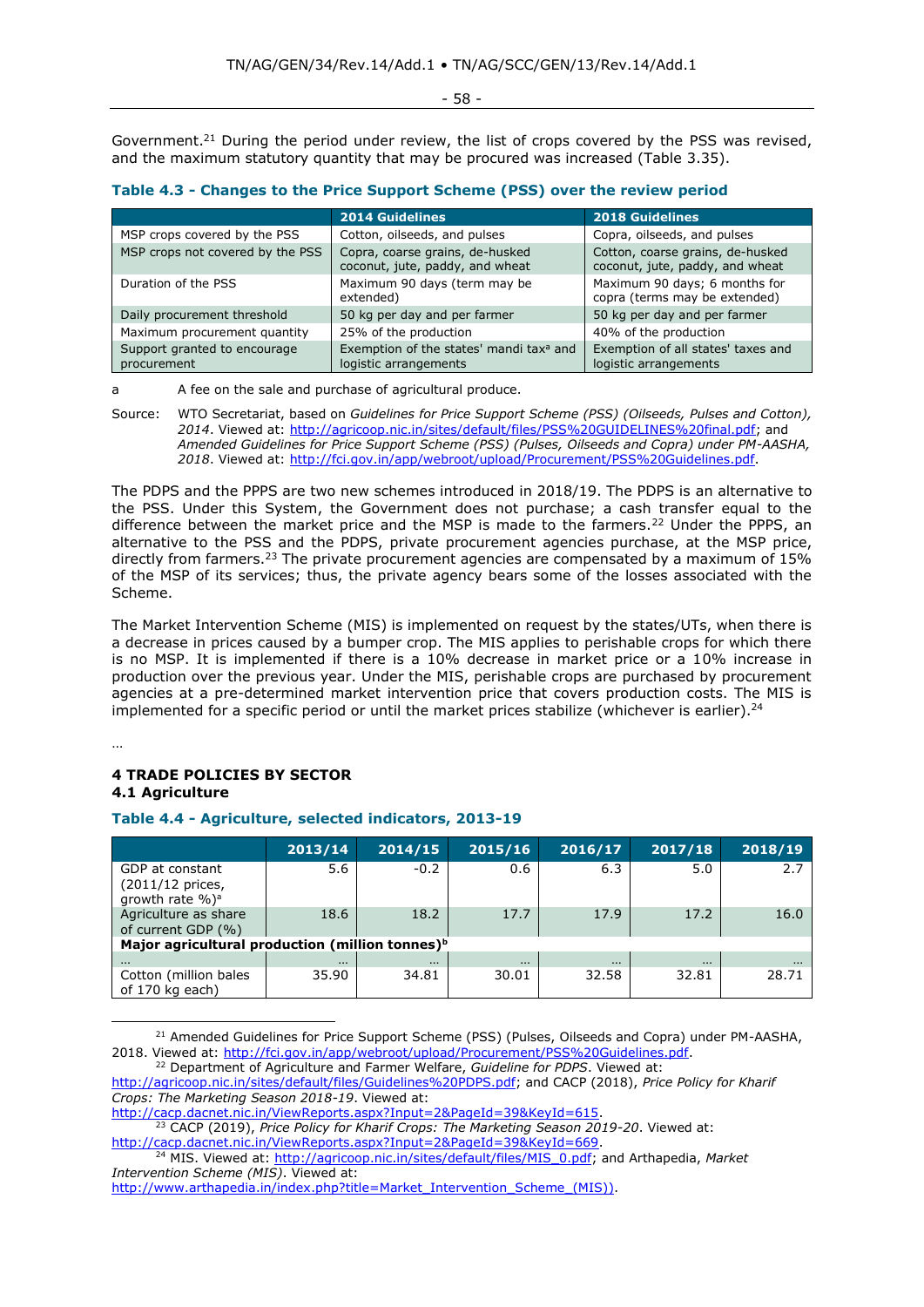Government.[21] During the period under review, the list of crops covered by the PSS was revised, and the maximum statutory quantity that may be procured was increased (Table 3.35).

**Table 4.3 - Changes to the Price Support Scheme (PSS) over the review period**

| | 2014 Guidelines | 2018 Guidelines |
|---|---|---|
| MSP crops covered by the PSS | Cotton, oilseeds, and pulses | Copra, oilseeds, and pulses |
| MSP crops not covered by the PSS | Copra, coarse grains, de-husked coconut, jute, paddy, and wheat | Cotton, coarse grains, de-husked coconut, jute, paddy, and wheat |
| Duration of the PSS | Maximum 90 days (term may be extended) | Maximum 90 days; 6 months for copra (terms may be extended) |
| Daily procurement threshold | 50 kg per day and per farmer | 50 kg per day and per farmer |
| Maximum procurement quantity | 25% of the production | 40% of the production |
| Support granted to encourage procurement | Exemption of the states' mandi tax[a] and logistic arrangements | Exemption of all states' taxes and logistic arrangements |

a A fee on the sale and purchase of agricultural produce.

Source: WTO Secretariat, based on *Guidelines for Price Support Scheme (PSS) (Oilseeds, Pulses and Cotton), 2014*. Viewed at: http://agricoop.nic.in/sites/default/files/PSS%20GUIDELINES%20final.pdf; and *Amended Guidelines for Price Support Scheme (PSS) (Pulses, Oilseeds and Copra) under PM-AASHA, 2018*. Viewed at: http://fci.gov.in/app/webroot/upload/Procurement/PSS%20Guidelines.pdf.

The PDPS and the PPPS are two new schemes introduced in 2018/19. The PDPS is an alternative to the PSS. Under this System, the Government does not purchase; a cash transfer equal to the difference between the market price and the MSP is made to the farmers.[22] Under the PPPS, an alternative to the PSS and the PDPS, private procurement agencies purchase, at the MSP price, directly from farmers.[23] The private procurement agencies are compensated by a maximum of 15% of the MSP of its services; thus, the private agency bears some of the losses associated with the Scheme.

The Market Intervention Scheme (MIS) is implemented on request by the states/UTs, when there is a decrease in prices caused by a bumper crop. The MIS applies to perishable crops for which there is no MSP. It is implemented if there is a 10% decrease in market price or a 10% increase in production over the previous year. Under the MIS, perishable crops are purchased by procurement agencies at a pre-determined market intervention price that covers production costs. The MIS is implemented for a specific period or until the market prices stabilize (whichever is earlier).[24]

…

## 4 TRADE POLICIES BY SECTOR

### 4.1 Agriculture

**Table 4.4 - Agriculture, selected indicators, 2013-19**

| | 2013/14 | 2014/15 | 2015/16 | 2016/17 | 2017/18 | 2018/19 |
|---|---|---|---|---|---|---|
| GDP at constant (2011/12 prices, growth rate %)[a] | 5.6 | -0.2 | 0.6 | 6.3 | 5.0 | 2.7 |
| Agriculture as share of current GDP (%) | 18.6 | 18.2 | 17.7 | 17.9 | 17.2 | 16.0 |
| **Major agricultural production (million tonnes)[b]** | | | | | | |
| ... | ... | ... | ... | ... | ... | ... |
| Cotton (million bales of 170 kg each) | 35.90 | 34.81 | 30.01 | 32.58 | 32.81 | 28.71 |

[21] Amended Guidelines for Price Support Scheme (PSS) (Pulses, Oilseeds and Copra) under PM-AASHA, 2018. Viewed at: http://fci.gov.in/app/webroot/upload/Procurement/PSS%20Guidelines.pdf.

[22] Department of Agriculture and Farmer Welfare, *Guideline for PDPS*. Viewed at: http://agricoop.nic.in/sites/default/files/Guidelines%20PDPS.pdf; and CACP (2018), *Price Policy for Kharif Crops: The Marketing Season 2018-19*. Viewed at: http://cacp.dacnet.nic.in/ViewReports.aspx?Input=2&PageId=39&KeyId=615.

[23] CACP (2019), *Price Policy for Kharif Crops: The Marketing Season 2019-20*. Viewed at: http://cacp.dacnet.nic.in/ViewReports.aspx?Input=2&PageId=39&KeyId=669.

[24] MIS. Viewed at: http://agricoop.nic.in/sites/default/files/MIS_0.pdf; and Arthapedia, *Market Intervention Scheme (MIS)*. Viewed at: http://www.arthapedia.in/index.php?title=Market_Intervention_Scheme_(MIS)).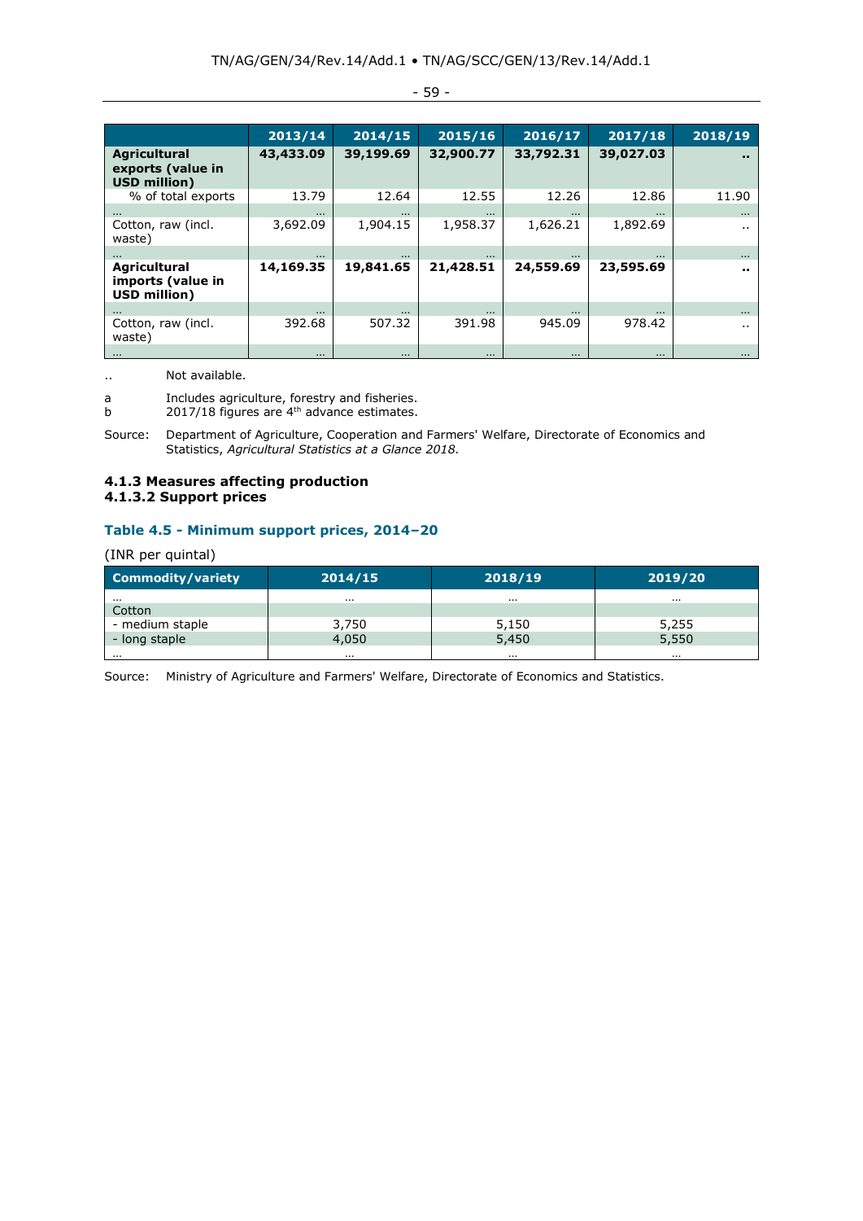| | 2013/14 | 2014/15 | 2015/16 | 2016/17 | 2017/18 | 2018/19 |
|---|---|---|---|---|---|---|
| **Agricultural exports (value in USD million)** | **43,433.09** | **39,199.69** | **32,900.77** | **33,792.31** | **39,027.03** | **..** |
| % of total exports | 13.79 | 12.64 | 12.55 | 12.26 | 12.86 | 11.90 |
| ... | ... | ... | ... | ... | ... | ... |
| Cotton, raw (incl. waste) | 3,692.09 | 1,904.15 | 1,958.37 | 1,626.21 | 1,892.69 | .. |
| ... | ... | ... | ... | ... | ... | ... |
| **Agricultural imports (value in USD million)** | **14,169.35** | **19,841.65** | **21,428.51** | **24,559.69** | **23,595.69** | **..** |
| ... | ... | ... | ... | ... | ... | ... |
| Cotton, raw (incl. waste) | 392.68 | 507.32 | 391.98 | 945.09 | 978.42 | .. |
| ... | ... | ... | ... | ... | ... | ... |

.. Not available.

a Includes agriculture, forestry and fisheries.
b 2017/18 figures are 4th advance estimates.

Source: Department of Agriculture, Cooperation and Farmers' Welfare, Directorate of Economics and Statistics, *Agricultural Statistics at a Glance 2018.*

### 4.1.3 Measures affecting production

### 4.1.3.2 Support prices

**Table 4.5 - Minimum support prices, 2014–20**

(INR per quintal)

| Commodity/variety | 2014/15 | 2018/19 | 2019/20 |
|---|---|---|---|
| ... | ... | ... | ... |
| Cotton | | | |
| - medium staple | 3,750 | 5,150 | 5,255 |
| - long staple | 4,050 | 5,450 | 5,550 |
| ... | ... | ... | ... |

Source: Ministry of Agriculture and Farmers' Welfare, Directorate of Economics and Statistics.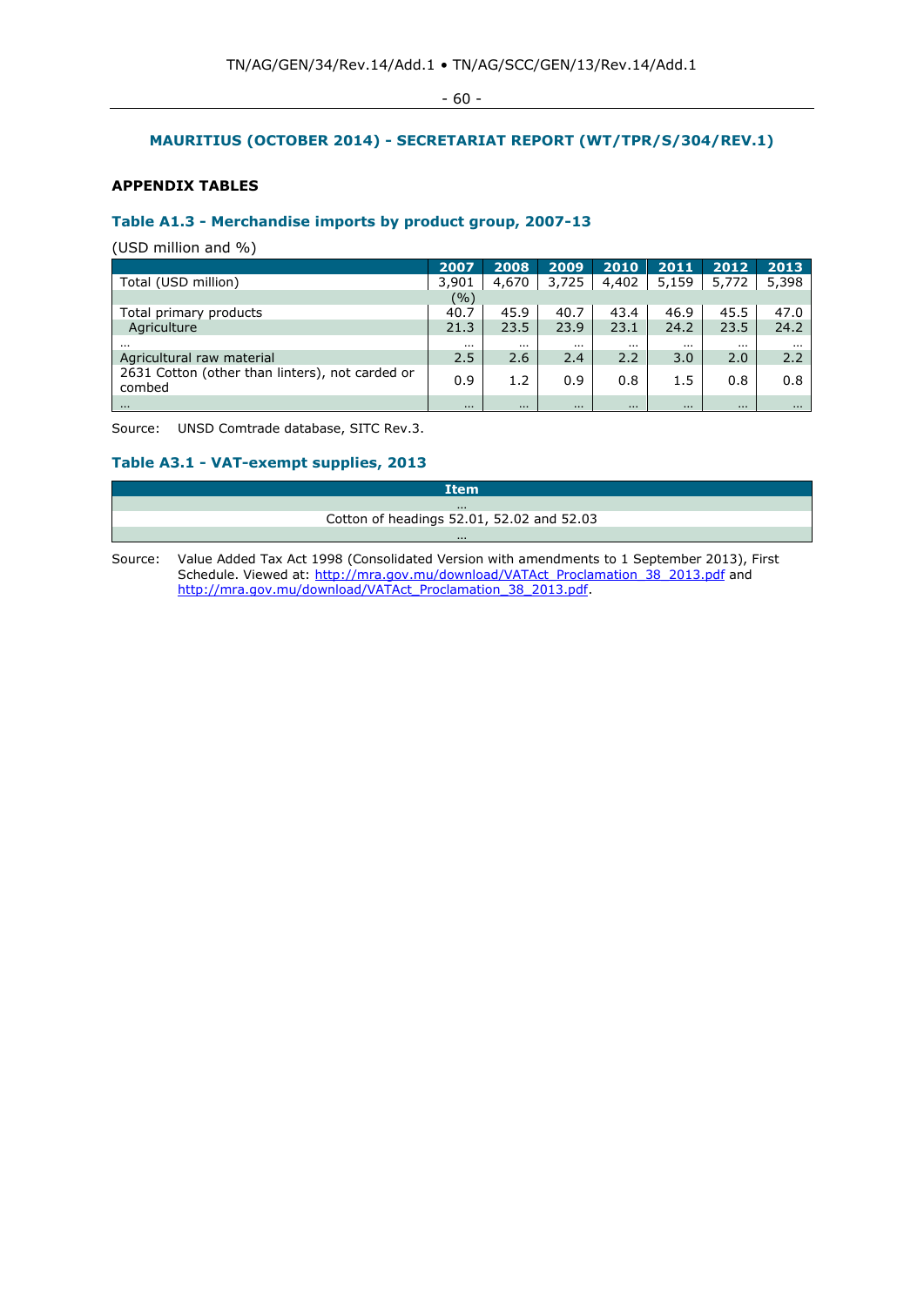## MAURITIUS (OCTOBER 2014) - SECRETARIAT REPORT (WT/TPR/S/304/REV.1)

### APPENDIX TABLES

### Table A1.3 - Merchandise imports by product group, 2007-13

(USD million and %)

| | 2007 | 2008 | 2009 | 2010 | 2011 | 2012 | 2013 |
|---|---|---|---|---|---|---|---|
| Total (USD million) | 3,901 | 4,670 | 3,725 | 4,402 | 5,159 | 5,772 | 5,398 |
| | (%) | | | | | | |
| Total primary products | 40.7 | 45.9 | 40.7 | 43.4 | 46.9 | 45.5 | 47.0 |
| Agriculture | 21.3 | 23.5 | 23.9 | 23.1 | 24.2 | 23.5 | 24.2 |
| ... | ... | ... | ... | ... | ... | ... | ... |
| Agricultural raw material | 2.5 | 2.6 | 2.4 | 2.2 | 3.0 | 2.0 | 2.2 |
| 2631 Cotton (other than linters), not carded or combed | 0.9 | 1.2 | 0.9 | 0.8 | 1.5 | 0.8 | 0.8 |
| ... | ... | ... | ... | ... | ... | ... | ... |

Source: UNSD Comtrade database, SITC Rev.3.

### Table A3.1 - VAT-exempt supplies, 2013

| Item |
|---|
| ... |
| Cotton of headings 52.01, 52.02 and 52.03 |
| ... |

Source: Value Added Tax Act 1998 (Consolidated Version with amendments to 1 September 2013), First Schedule. Viewed at: http://mra.gov.mu/download/VATAct_Proclamation_38_2013.pdf and http://mra.gov.mu/download/VATAct_Proclamation_38_2013.pdf.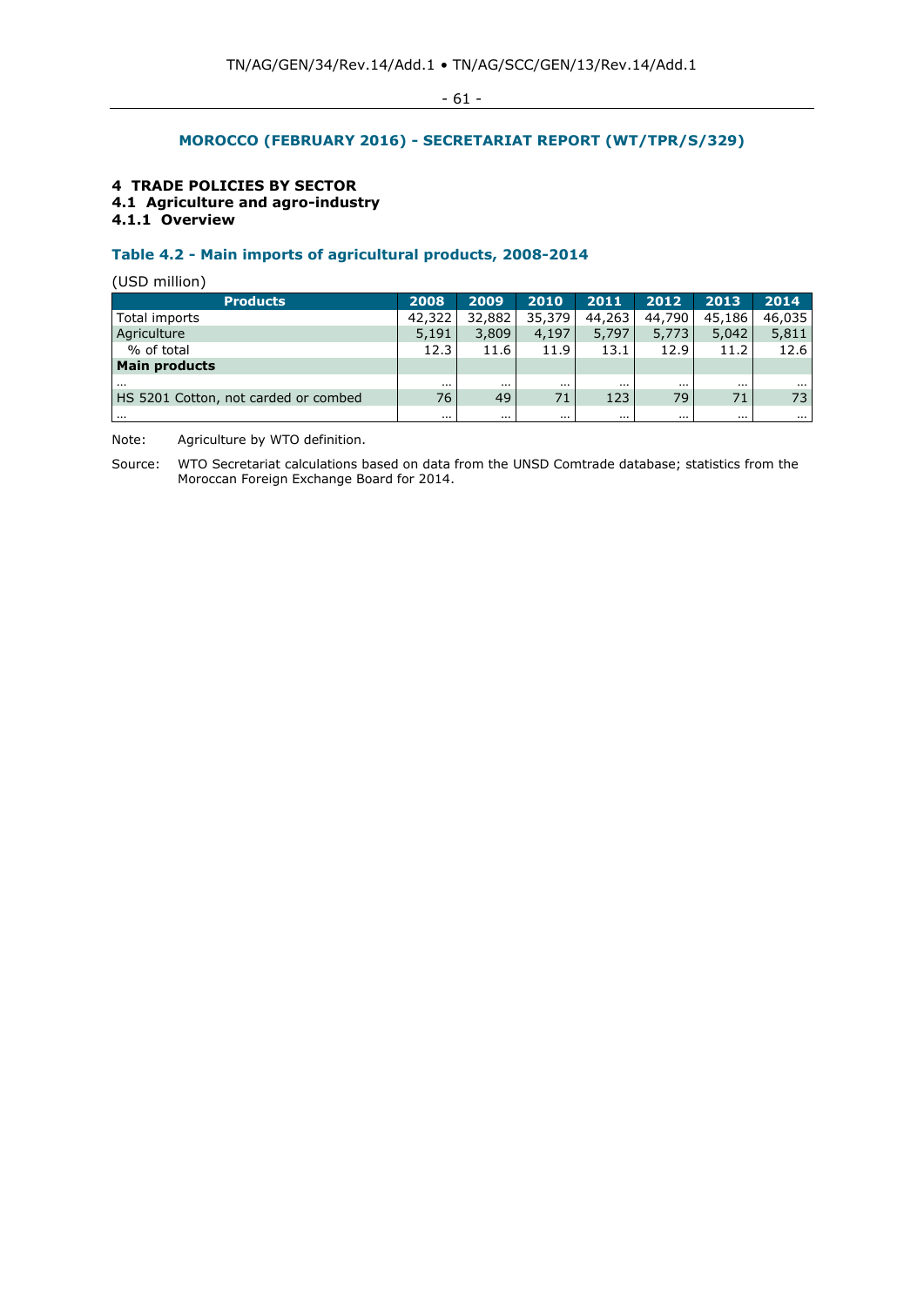## MOROCCO (FEBRUARY 2016) - SECRETARIAT REPORT (WT/TPR/S/329)

# 4 TRADE POLICIES BY SECTOR

## 4.1 Agriculture and agro-industry

### 4.1.1 Overview

**Table 4.2 - Main imports of agricultural products, 2008-2014**

(USD million)

| Products | 2008 | 2009 | 2010 | 2011 | 2012 | 2013 | 2014 |
|---|---|---|---|---|---|---|---|
| Total imports | 42,322 | 32,882 | 35,379 | 44,263 | 44,790 | 45,186 | 46,035 |
| Agriculture | 5,191 | 3,809 | 4,197 | 5,797 | 5,773 | 5,042 | 5,811 |
| % of total | 12.3 | 11.6 | 11.9 | 13.1 | 12.9 | 11.2 | 12.6 |
| **Main products** | | | | | | | |
| ... | ... | ... | ... | ... | ... | ... | ... |
| HS 5201 Cotton, not carded or combed | 76 | 49 | 71 | 123 | 79 | 71 | 73 |
| ... | ... | ... | ... | ... | ... | ... | ... |

Note: Agriculture by WTO definition.

Source: WTO Secretariat calculations based on data from the UNSD Comtrade database; statistics from the Moroccan Foreign Exchange Board for 2014.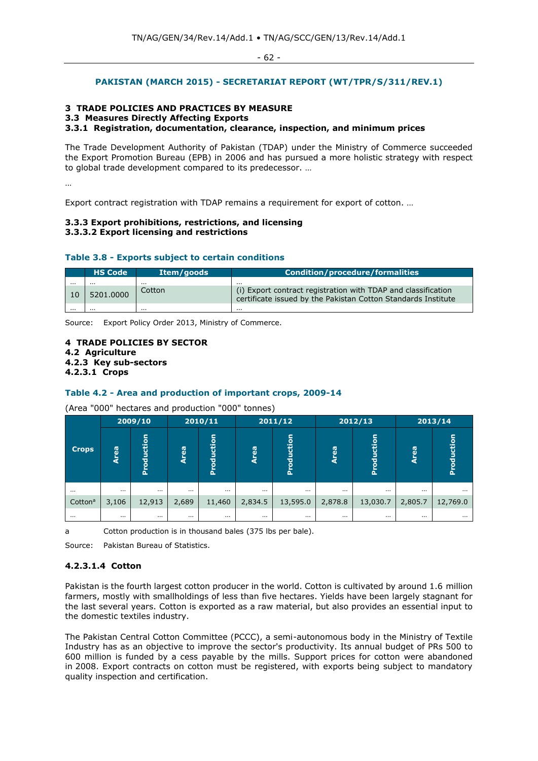## PAKISTAN (MARCH 2015) - SECRETARIAT REPORT (WT/TPR/S/311/REV.1)

**3 TRADE POLICIES AND PRACTICES BY MEASURE**
**3.3 Measures Directly Affecting Exports**
**3.3.1 Registration, documentation, clearance, inspection, and minimum prices**

The Trade Development Authority of Pakistan (TDAP) under the Ministry of Commerce succeeded the Export Promotion Bureau (EPB) in 2006 and has pursued a more holistic strategy with respect to global trade development compared to its predecessor. …

…

Export contract registration with TDAP remains a requirement for export of cotton. …

**3.3.3 Export prohibitions, restrictions, and licensing**
**3.3.3.2 Export licensing and restrictions**

**Table 3.8 - Exports subject to certain conditions**

| | HS Code | Item/goods | Condition/procedure/formalities |
|---|---|---|---|
| … | … | … | … |
| 10 | 5201.0000 | Cotton | (i) Export contract registration with TDAP and classification certificate issued by the Pakistan Cotton Standards Institute |
| … | … | … | … |

Source: Export Policy Order 2013, Ministry of Commerce.

**4 TRADE POLICIES BY SECTOR**
**4.2 Agriculture**
**4.2.3 Key sub-sectors**
**4.2.3.1 Crops**

**Table 4.2 - Area and production of important crops, 2009-14**

(Area "000" hectares and production "000" tonnes)

| Crops | 2009/10 | | 2010/11 | | 2011/12 | | 2012/13 | | 2013/14 | |
|---|---|---|---|---|---|---|---|---|---|---|
| | Area | Production | Area | Production | Area | Production | Area | Production | Area | Production |
| … | … | … | … | … | … | … | … | … | … | … |
| Cotton[a] | 3,106 | 12,913 | 2,689 | 11,460 | 2,834.5 | 13,595.0 | 2,878.8 | 13,030.7 | 2,805.7 | 12,769.0 |
| … | … | … | … | … | … | … | … | … | … | … |

a Cotton production is in thousand bales (375 lbs per bale).

Source: Pakistan Bureau of Statistics.

**4.2.3.1.4 Cotton**

Pakistan is the fourth largest cotton producer in the world. Cotton is cultivated by around 1.6 million farmers, mostly with smallholdings of less than five hectares. Yields have been largely stagnant for the last several years. Cotton is exported as a raw material, but also provides an essential input to the domestic textiles industry.

The Pakistan Central Cotton Committee (PCCC), a semi-autonomous body in the Ministry of Textile Industry has as an objective to improve the sector's productivity. Its annual budget of PRs 500 to 600 million is funded by a cess payable by the mills. Support prices for cotton were abandoned in 2008. Export contracts on cotton must be registered, with exports being subject to mandatory quality inspection and certification.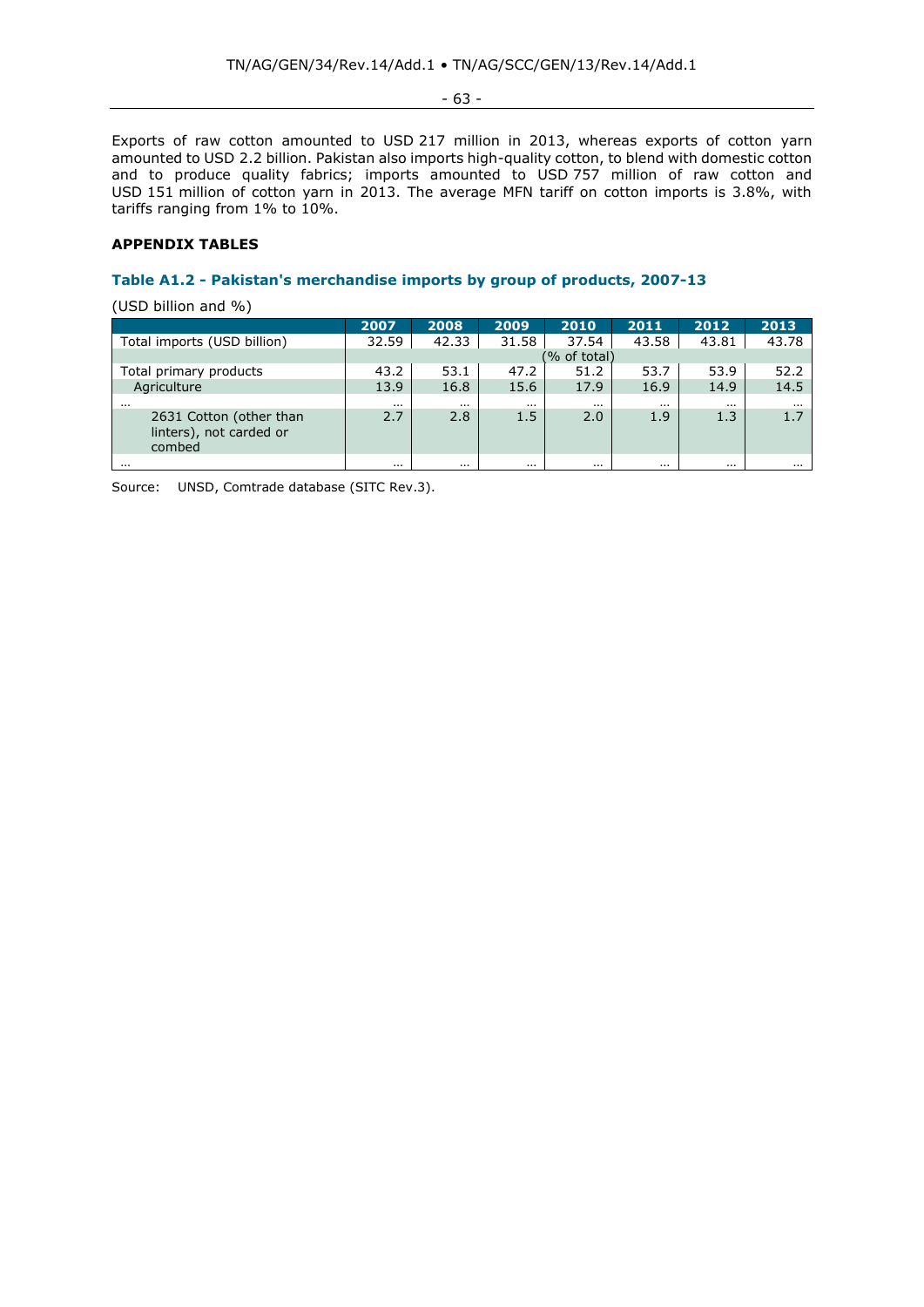Exports of raw cotton amounted to USD 217 million in 2013, whereas exports of cotton yarn amounted to USD 2.2 billion. Pakistan also imports high-quality cotton, to blend with domestic cotton and to produce quality fabrics; imports amounted to USD 757 million of raw cotton and USD 151 million of cotton yarn in 2013. The average MFN tariff on cotton imports is 3.8%, with tariffs ranging from 1% to 10%.

## APPENDIX TABLES

### Table A1.2 - Pakistan's merchandise imports by group of products, 2007-13

(USD billion and %)

| | 2007 | 2008 | 2009 | 2010 | 2011 | 2012 | 2013 |
|---|---|---|---|---|---|---|---|
| Total imports (USD billion) | 32.59 | 42.33 | 31.58 | 37.54 | 43.58 | 43.81 | 43.78 |
| | (% of total) | | | | | | |
| Total primary products | 43.2 | 53.1 | 47.2 | 51.2 | 53.7 | 53.9 | 52.2 |
| Agriculture | 13.9 | 16.8 | 15.6 | 17.9 | 16.9 | 14.9 | 14.5 |
| … | … | … | … | … | … | … | … |
| 2631 Cotton (other than linters), not carded or combed | 2.7 | 2.8 | 1.5 | 2.0 | 1.9 | 1.3 | 1.7 |
| … | … | … | … | … | … | … | … |

Source: UNSD, Comtrade database (SITC Rev.3).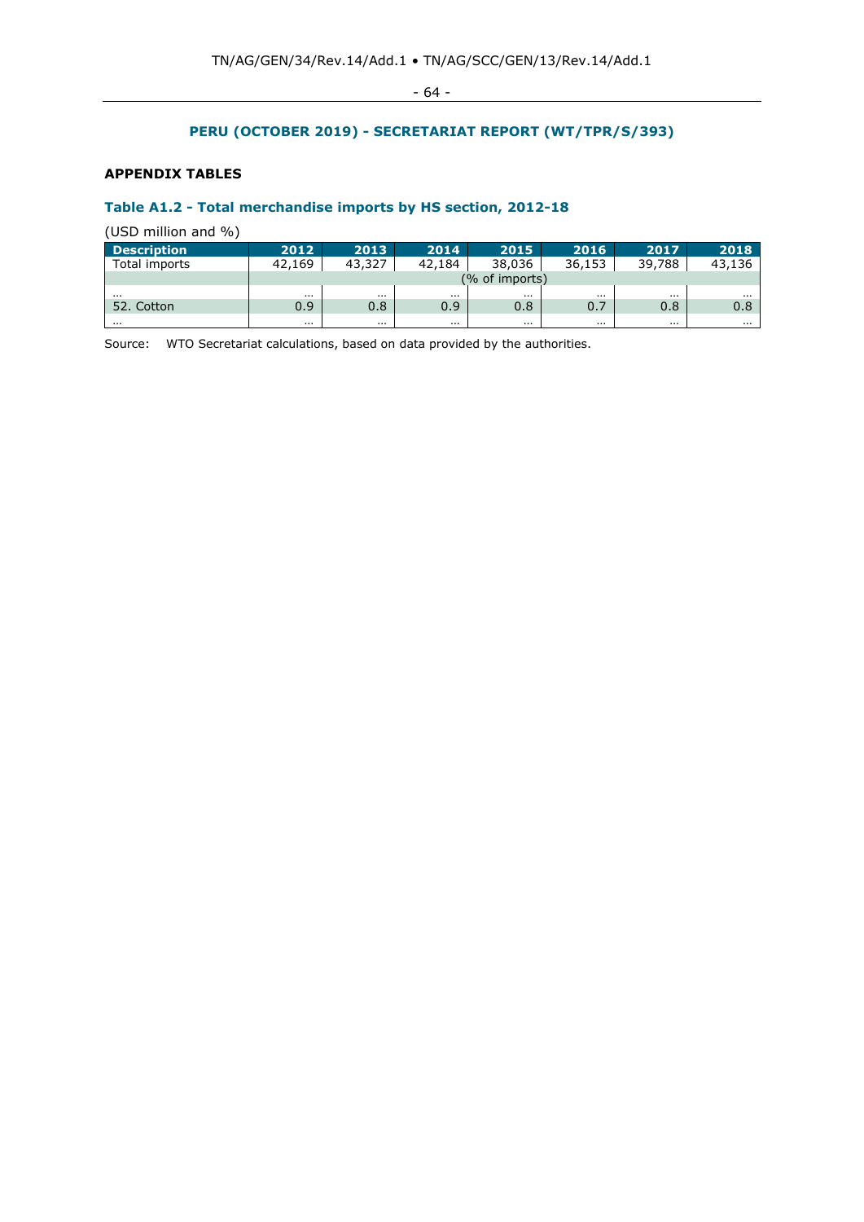## PERU (OCTOBER 2019) - SECRETARIAT REPORT (WT/TPR/S/393)

### APPENDIX TABLES

### Table A1.2 - Total merchandise imports by HS section, 2012-18

(USD million and %)

| Description | 2012 | 2013 | 2014 | 2015 | 2016 | 2017 | 2018 |
|---|---|---|---|---|---|---|---|
| Total imports | 42,169 | 43,327 | 42,184 | 38,036 | 36,153 | 39,788 | 43,136 |
| | (% of imports) | | | | | | |
| ... | ... | ... | ... | ... | ... | ... | ... |
| 52. Cotton | 0.9 | 0.8 | 0.9 | 0.8 | 0.7 | 0.8 | 0.8 |
| ... | ... | ... | ... | ... | ... | ... | ... |

Source: WTO Secretariat calculations, based on data provided by the authorities.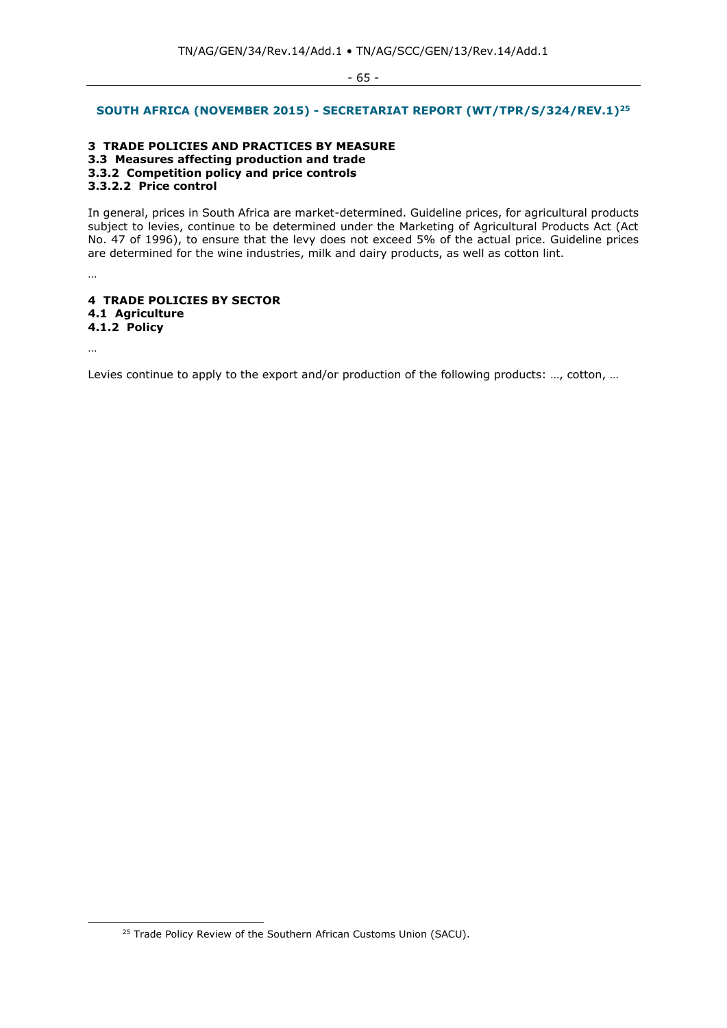## SOUTH AFRICA (NOVEMBER 2015) - SECRETARIAT REPORT (WT/TPR/S/324/REV.1)[25]

**3 TRADE POLICIES AND PRACTICES BY MEASURE**

**3.3 Measures affecting production and trade**

**3.3.2 Competition policy and price controls**

**3.3.2.2 Price control**

In general, prices in South Africa are market-determined. Guideline prices, for agricultural products subject to levies, continue to be determined under the Marketing of Agricultural Products Act (Act No. 47 of 1996), to ensure that the levy does not exceed 5% of the actual price. Guideline prices are determined for the wine industries, milk and dairy products, as well as cotton lint.

…

**4 TRADE POLICIES BY SECTOR**

**4.1 Agriculture**

**4.1.2 Policy**

…

Levies continue to apply to the export and/or production of the following products: …, cotton, …

[25] Trade Policy Review of the Southern African Customs Union (SACU).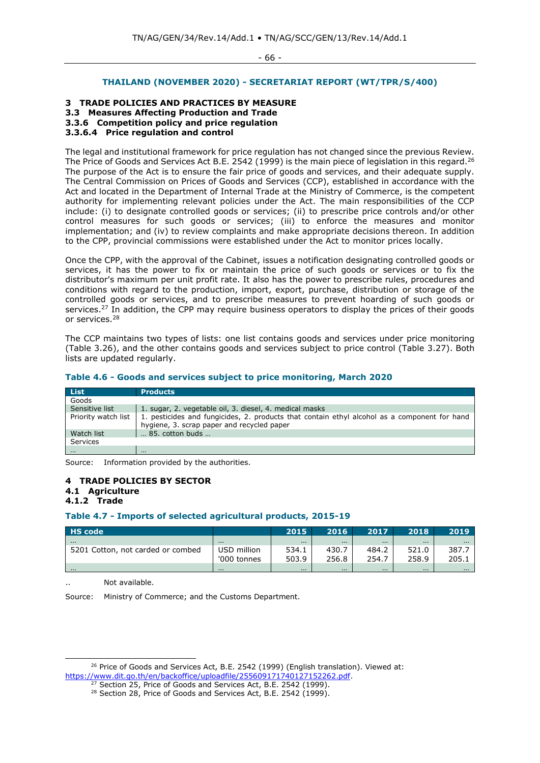### THAILAND (NOVEMBER 2020) - SECRETARIAT REPORT (WT/TPR/S/400)

**3 TRADE POLICIES AND PRACTICES BY MEASURE**
**3.3 Measures Affecting Production and Trade**
**3.3.6 Competition policy and price regulation**
**3.3.6.4 Price regulation and control**

The legal and institutional framework for price regulation has not changed since the previous Review. The Price of Goods and Services Act B.E. 2542 (1999) is the main piece of legislation in this regard.[26] The purpose of the Act is to ensure the fair price of goods and services, and their adequate supply. The Central Commission on Prices of Goods and Services (CCP), established in accordance with the Act and located in the Department of Internal Trade at the Ministry of Commerce, is the competent authority for implementing relevant policies under the Act. The main responsibilities of the CCP include: (i) to designate controlled goods or services; (ii) to prescribe price controls and/or other control measures for such goods or services; (iii) to enforce the measures and monitor implementation; and (iv) to review complaints and make appropriate decisions thereon. In addition to the CPP, provincial commissions were established under the Act to monitor prices locally.

Once the CPP, with the approval of the Cabinet, issues a notification designating controlled goods or services, it has the power to fix or maintain the price of such goods or services or to fix the distributor's maximum per unit profit rate. It also has the power to prescribe rules, procedures and conditions with regard to the production, import, export, purchase, distribution or storage of the controlled goods or services, and to prescribe measures to prevent hoarding of such goods or services.[27] In addition, the CPP may require business operators to display the prices of their goods or services.[28]

The CCP maintains two types of lists: one list contains goods and services under price monitoring (Table 3.26), and the other contains goods and services subject to price control (Table 3.27). Both lists are updated regularly.

**Table 4.6 - Goods and services subject to price monitoring, March 2020**

| List | Products |
|---|---|
| Goods | |
| Sensitive list | 1. sugar, 2. vegetable oil, 3. diesel, 4. medical masks |
| Priority watch list | 1. pesticides and fungicides, 2. products that contain ethyl alcohol as a component for hand hygiene, 3. scrap paper and recycled paper |
| Watch list | … 85. cotton buds … |
| Services | |
| … | … |

Source: Information provided by the authorities.

**4 TRADE POLICIES BY SECTOR**
**4.1 Agriculture**
**4.1.2 Trade**

**Table 4.7 - Imports of selected agricultural products, 2015-19**

| HS code | | 2015 | 2016 | 2017 | 2018 | 2019 |
|---|---|---|---|---|---|---|
| … | … | … | … | … | … | … |
| 5201 Cotton, not carded or combed | USD million | 534.1 | 430.7 | 484.2 | 521.0 | 387.7 |
| | '000 tonnes | 503.9 | 256.8 | 254.7 | 258.9 | 205.1 |
| … | … | … | … | … | … | … |

.. Not available.

Source: Ministry of Commerce; and the Customs Department.

[26] Price of Goods and Services Act, B.E. 2542 (1999) (English translation). Viewed at: https://www.dit.go.th/en/backoffice/uploadfile/255609171740127152262.pdf.
[27] Section 25, Price of Goods and Services Act, B.E. 2542 (1999).
[28] Section 28, Price of Goods and Services Act, B.E. 2542 (1999).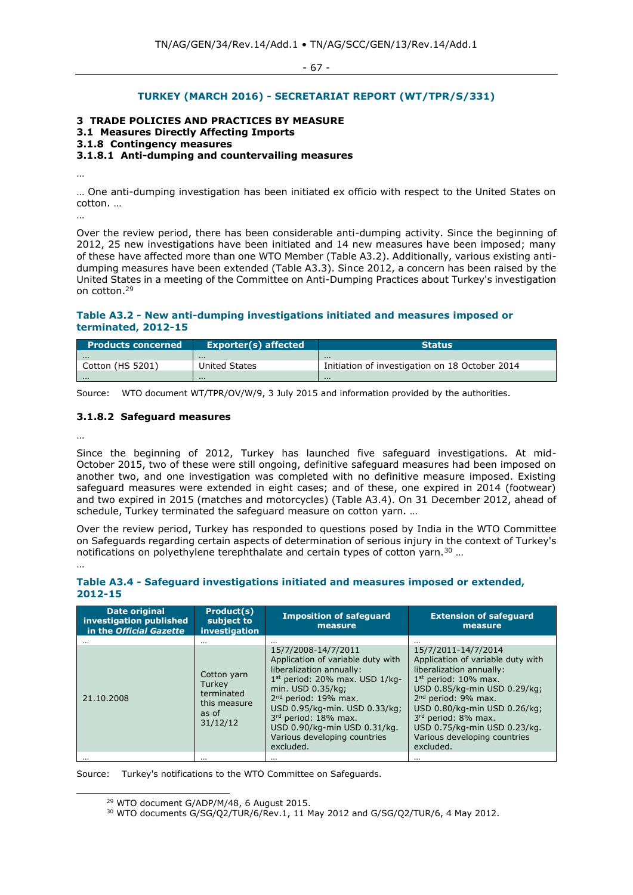## TURKEY (MARCH 2016) - SECRETARIAT REPORT (WT/TPR/S/331)

### 3 TRADE POLICIES AND PRACTICES BY MEASURE
### 3.1 Measures Directly Affecting Imports
### 3.1.8 Contingency measures
#### 3.1.8.1 Anti-dumping and countervailing measures

…

… One anti-dumping investigation has been initiated ex officio with respect to the United States on cotton. …

…

Over the review period, there has been considerable anti-dumping activity. Since the beginning of 2012, 25 new investigations have been initiated and 14 new measures have been imposed; many of these have affected more than one WTO Member (Table A3.2). Additionally, various existing anti-dumping measures have been extended (Table A3.3). Since 2012, a concern has been raised by the United States in a meeting of the Committee on Anti-Dumping Practices about Turkey's investigation on cotton.[29]

**Table A3.2 - New anti-dumping investigations initiated and measures imposed or terminated, 2012-15**

| Products concerned | Exporter(s) affected | Status |
|---|---|---|
| … | … | … |
| Cotton (HS 5201) | United States | Initiation of investigation on 18 October 2014 |
| … | … | … |

Source: WTO document WT/TPR/OV/W/9, 3 July 2015 and information provided by the authorities.

#### 3.1.8.2 Safeguard measures

…

Since the beginning of 2012, Turkey has launched five safeguard investigations. At mid-October 2015, two of these were still ongoing, definitive safeguard measures had been imposed on another two, and one investigation was completed with no definitive measure imposed. Existing safeguard measures were extended in eight cases; and of these, one expired in 2014 (footwear) and two expired in 2015 (matches and motorcycles) (Table A3.4). On 31 December 2012, ahead of schedule, Turkey terminated the safeguard measure on cotton yarn. …

Over the review period, Turkey has responded to questions posed by India in the WTO Committee on Safeguards regarding certain aspects of determination of serious injury in the context of Turkey's notifications on polyethylene terephthalate and certain types of cotton yarn.[30] …

…

**Table A3.4 - Safeguard investigations initiated and measures imposed or extended, 2012-15**

| Date original investigation published in the *Official Gazette* | Product(s) subject to investigation | Imposition of safeguard measure | Extension of safeguard measure |
|---|---|---|---|
| … | … | … | … |
| 21.10.2008 | Cotton yarn Turkey terminated this measure as of 31/12/12 | 15/7/2008-14/7/2011 Application of variable duty with liberalization annually: 1st period: 20% max. USD 1/kg-min. USD 0.35/kg; 2nd period: 19% max. USD 0.95/kg-min. USD 0.33/kg; 3rd period: 18% max. USD 0.90/kg-min USD 0.31/kg. Various developing countries excluded. | 15/7/2011-14/7/2014 Application of variable duty with liberalization annually: 1st period: 10% max. USD 0.85/kg-min USD 0.29/kg; 2nd period: 9% max. USD 0.80/kg-min USD 0.26/kg; 3rd period: 8% max. USD 0.75/kg-min USD 0.23/kg. Various developing countries excluded. |
| … | … | … | … |

Source: Turkey's notifications to the WTO Committee on Safeguards.

[29] WTO document G/ADP/M/48, 6 August 2015.

[30] WTO documents G/SG/Q2/TUR/6/Rev.1, 11 May 2012 and G/SG/Q2/TUR/6, 4 May 2012.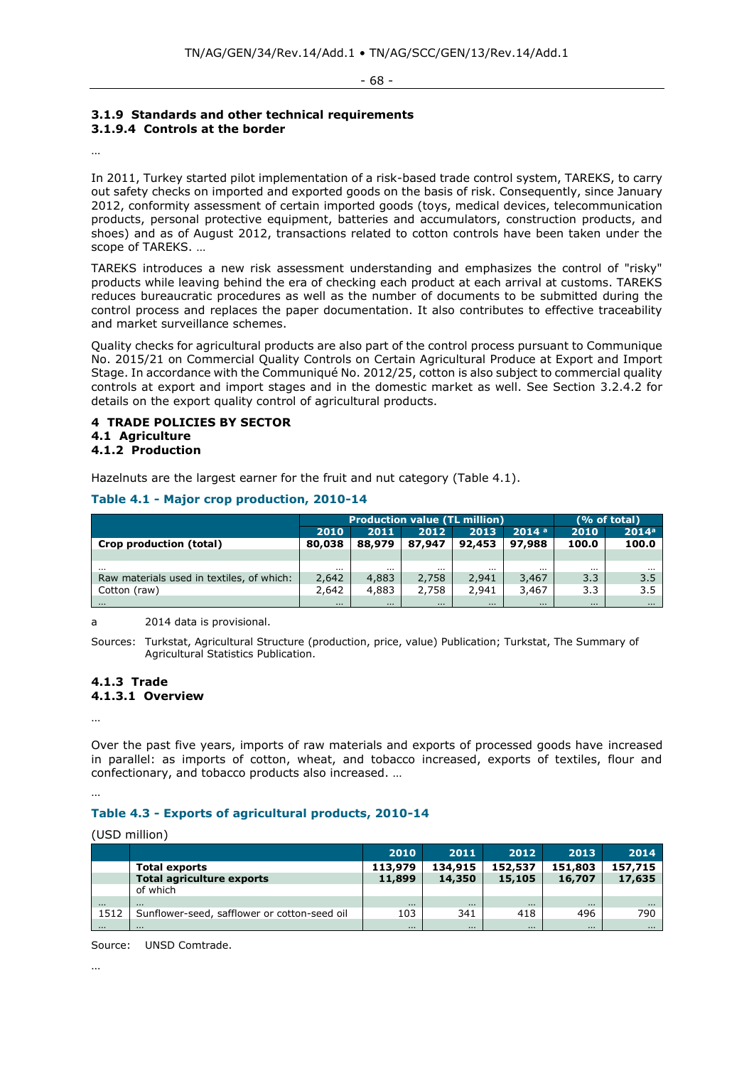### 3.1.9 Standards and other technical requirements

#### 3.1.9.4 Controls at the border

…

In 2011, Turkey started pilot implementation of a risk-based trade control system, TAREKS, to carry out safety checks on imported and exported goods on the basis of risk. Consequently, since January 2012, conformity assessment of certain imported goods (toys, medical devices, telecommunication products, personal protective equipment, batteries and accumulators, construction products, and shoes) and as of August 2012, transactions related to cotton controls have been taken under the scope of TAREKS. …

TAREKS introduces a new risk assessment understanding and emphasizes the control of "risky" products while leaving behind the era of checking each product at each arrival at customs. TAREKS reduces bureaucratic procedures as well as the number of documents to be submitted during the control process and replaces the paper documentation. It also contributes to effective traceability and market surveillance schemes.

Quality checks for agricultural products are also part of the control process pursuant to Communique No. 2015/21 on Commercial Quality Controls on Certain Agricultural Produce at Export and Import Stage. In accordance with the Communiqué No. 2012/25, cotton is also subject to commercial quality controls at export and import stages and in the domestic market as well. See Section 3.2.4.2 for details on the export quality control of agricultural products.

## 4 TRADE POLICIES BY SECTOR

### 4.1 Agriculture

#### 4.1.2 Production

Hazelnuts are the largest earner for the fruit and nut category (Table 4.1).

**Table 4.1 - Major crop production, 2010-14**

| | Production value (TL million) | | | | | (% of total) | |
|---|---|---|---|---|---|---|---|
| | 2010 | 2011 | 2012 | 2013 | 2014 [a] | 2010 | 2014[a] |
| **Crop production (total)** | **80,038** | **88,979** | **87,947** | **92,453** | **97,988** | **100.0** | **100.0** |
| | | | | | | | |
| … | … | … | … | … | … | … | … |
| Raw materials used in textiles, of which: | 2,642 | 4,883 | 2,758 | 2,941 | 3,467 | 3.3 | 3.5 |
| Cotton (raw) | 2,642 | 4,883 | 2,758 | 2,941 | 3,467 | 3.3 | 3.5 |
| … | … | … | … | … | … | … | … |

a 2014 data is provisional.

Sources: Turkstat, Agricultural Structure (production, price, value) Publication; Turkstat, The Summary of Agricultural Statistics Publication.

#### 4.1.3 Trade

##### 4.1.3.1 Overview

…

Over the past five years, imports of raw materials and exports of processed goods have increased in parallel: as imports of cotton, wheat, and tobacco increased, exports of textiles, flour and confectionary, and tobacco products also increased. …

…

**Table 4.3 - Exports of agricultural products, 2010-14**

(USD million)

| | | 2010 | 2011 | 2012 | 2013 | 2014 |
|---|---|---|---|---|---|---|
| | **Total exports** | **113,979** | **134,915** | **152,537** | **151,803** | **157,715** |
| | **Total agriculture exports** | **11,899** | **14,350** | **15,105** | **16,707** | **17,635** |
| | of which | | | | | |
| … | … | … | … | … | … | … |
| 1512 | Sunflower-seed, safflower or cotton-seed oil | 103 | 341 | 418 | 496 | 790 |
| … | … | … | … | … | … | … |

Source: UNSD Comtrade.

…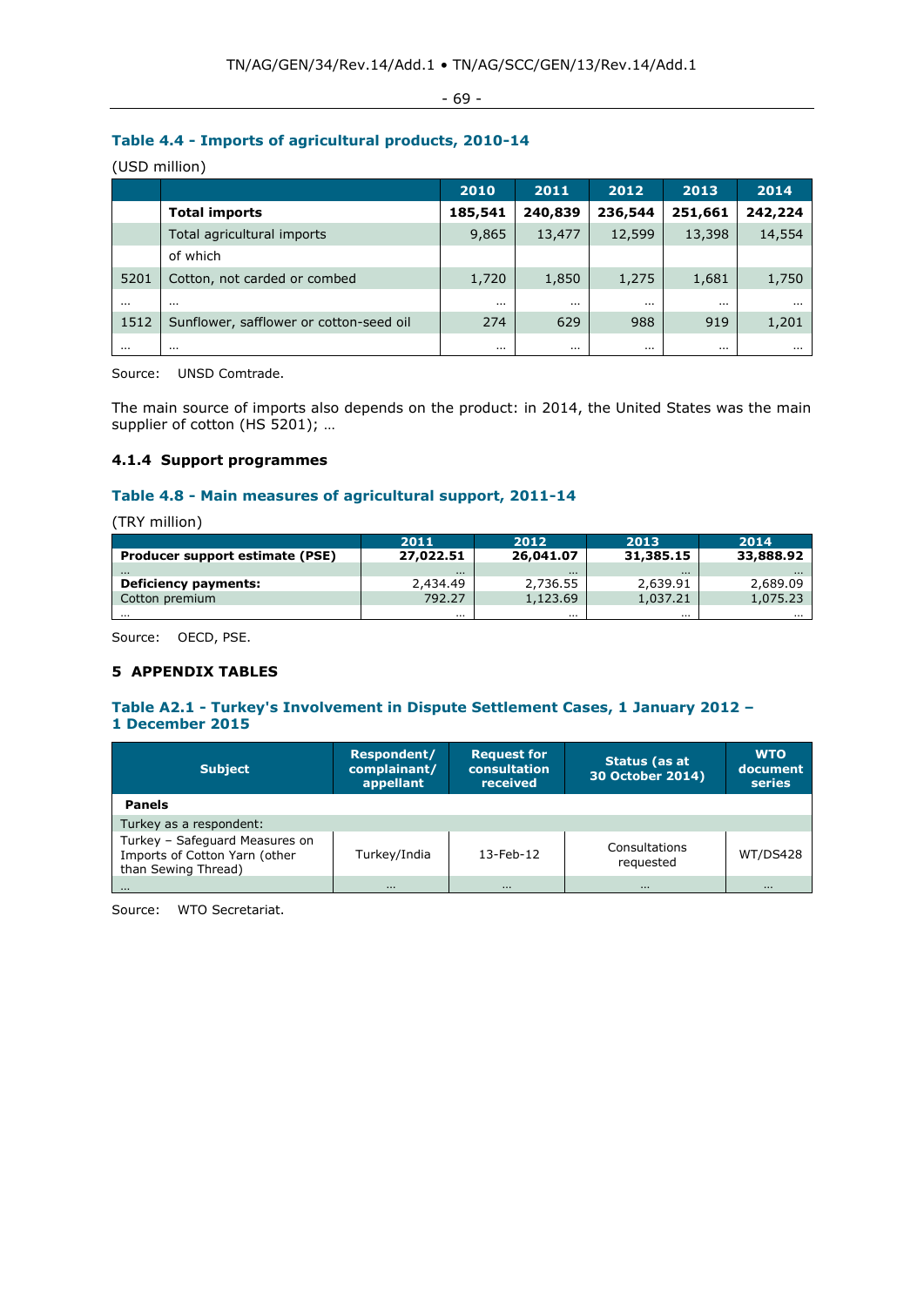### Table 4.4 - Imports of agricultural products, 2010-14

(USD million)

| | | 2010 | 2011 | 2012 | 2013 | 2014 |
|---|---|---|---|---|---|---|
| | **Total imports** | **185,541** | **240,839** | **236,544** | **251,661** | **242,224** |
| | Total agricultural imports | 9,865 | 13,477 | 12,599 | 13,398 | 14,554 |
| | of which | | | | | |
| 5201 | Cotton, not carded or combed | 1,720 | 1,850 | 1,275 | 1,681 | 1,750 |
| … | … | … | … | … | … | … |
| 1512 | Sunflower, safflower or cotton-seed oil | 274 | 629 | 988 | 919 | 1,201 |
| … | … | … | … | … | … | … |

Source: UNSD Comtrade.

The main source of imports also depends on the product: in 2014, the United States was the main supplier of cotton (HS 5201); …

### 4.1.4 Support programmes

### Table 4.8 - Main measures of agricultural support, 2011-14

(TRY million)

| | 2011 | 2012 | 2013 | 2014 |
|---|---|---|---|---|
| **Producer support estimate (PSE)** | **27,022.51** | **26,041.07** | **31,385.15** | **33,888.92** |
| … | … | … | … | … |
| **Deficiency payments:** | 2,434.49 | 2,736.55 | 2,639.91 | 2,689.09 |
| Cotton premium | 792.27 | 1,123.69 | 1,037.21 | 1,075.23 |
| … | … | … | … | … |

Source: OECD, PSE.

## 5 APPENDIX TABLES

### Table A2.1 - Turkey's Involvement in Dispute Settlement Cases, 1 January 2012 – 1 December 2015

| Subject | Respondent/ complainant/ appellant | Request for consultation received | Status (as at 30 October 2014) | WTO document series |
|---|---|---|---|---|
| **Panels** | | | | |
| Turkey as a respondent: | | | | |
| Turkey – Safeguard Measures on Imports of Cotton Yarn (other than Sewing Thread) | Turkey/India | 13-Feb-12 | Consultations requested | WT/DS428 |
| … | … | … | … | … |

Source: WTO Secretariat.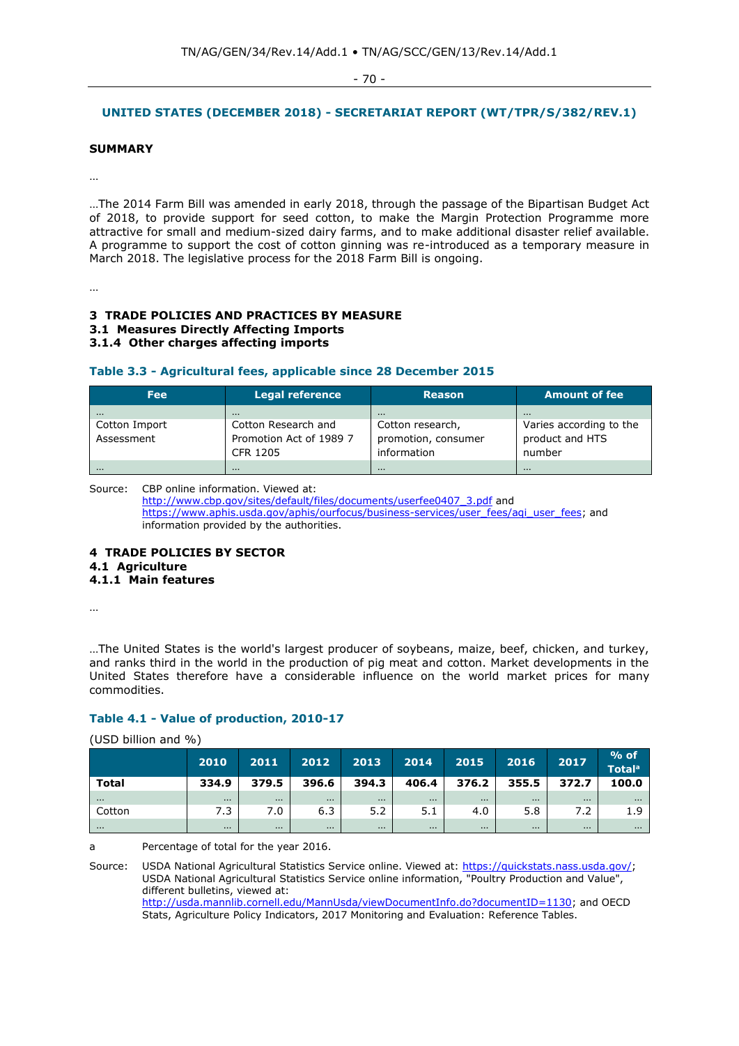## UNITED STATES (DECEMBER 2018) - SECRETARIAT REPORT (WT/TPR/S/382/REV.1)

### SUMMARY

…

…The 2014 Farm Bill was amended in early 2018, through the passage of the Bipartisan Budget Act of 2018, to provide support for seed cotton, to make the Margin Protection Programme more attractive for small and medium-sized dairy farms, and to make additional disaster relief available. A programme to support the cost of cotton ginning was re-introduced as a temporary measure in March 2018. The legislative process for the 2018 Farm Bill is ongoing.

…

### 3 TRADE POLICIES AND PRACTICES BY MEASURE

### 3.1 Measures Directly Affecting Imports

### 3.1.4 Other charges affecting imports

**Table 3.3 - Agricultural fees, applicable since 28 December 2015**

| Fee | Legal reference | Reason | Amount of fee |
|---|---|---|---|
| … | … | … | … |
| Cotton Import Assessment | Cotton Research and Promotion Act of 1989 7 CFR 1205 | Cotton research, promotion, consumer information | Varies according to the product and HTS number |
| … | … | … | … |

Source: CBP online information. Viewed at: http://www.cbp.gov/sites/default/files/documents/userfee0407_3.pdf and https://www.aphis.usda.gov/aphis/ourfocus/business-services/user_fees/aqi_user_fees; and information provided by the authorities.

### 4 TRADE POLICIES BY SECTOR

### 4.1 Agriculture

### 4.1.1 Main features

…

…The United States is the world's largest producer of soybeans, maize, beef, chicken, and turkey, and ranks third in the world in the production of pig meat and cotton. Market developments in the United States therefore have a considerable influence on the world market prices for many commodities.

**Table 4.1 - Value of production, 2010-17**

(USD billion and %)

| | 2010 | 2011 | 2012 | 2013 | 2014 | 2015 | 2016 | 2017 | % of Total[a] |
|---|---|---|---|---|---|---|---|---|---|
| **Total** | **334.9** | **379.5** | **396.6** | **394.3** | **406.4** | **376.2** | **355.5** | **372.7** | **100.0** |
| … | … | … | … | … | … | … | … | … | … |
| Cotton | 7.3 | 7.0 | 6.3 | 5.2 | 5.1 | 4.0 | 5.8 | 7.2 | 1.9 |
| … | … | … | … | … | … | … | … | … | … |

a Percentage of total for the year 2016.

Source: USDA National Agricultural Statistics Service online. Viewed at: https://quickstats.nass.usda.gov/; USDA National Agricultural Statistics Service online information, "Poultry Production and Value", different bulletins, viewed at: http://usda.mannlib.cornell.edu/MannUsda/viewDocumentInfo.do?documentID=1130; and OECD Stats, Agriculture Policy Indicators, 2017 Monitoring and Evaluation: Reference Tables.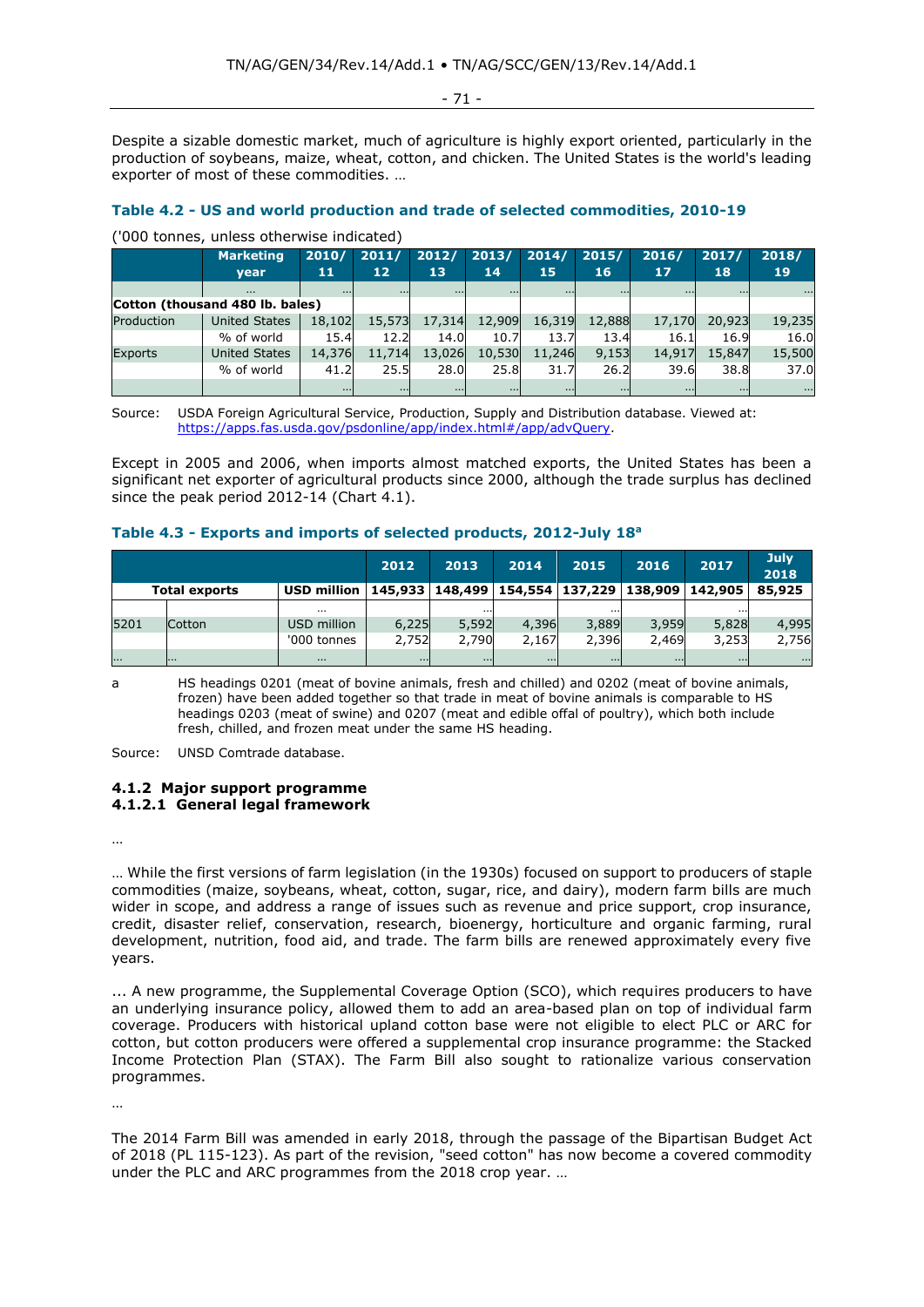Despite a sizable domestic market, much of agriculture is highly export oriented, particularly in the production of soybeans, maize, wheat, cotton, and chicken. The United States is the world's leading exporter of most of these commodities. …

### Table 4.2 - US and world production and trade of selected commodities, 2010-19

('000 tonnes, unless otherwise indicated)

| | Marketing year | 2010/ 11 | 2011/ 12 | 2012/ 13 | 2013/ 14 | 2014/ 15 | 2015/ 16 | 2016/ 17 | 2017/ 18 | 2018/ 19 |
|---|---|---|---|---|---|---|---|---|---|---|
| | … | … | … | … | … | … | … | … | … | … |
| **Cotton (thousand 480 lb. bales)** | | | | | | | | | | |
| Production | United States | 18,102 | 15,573 | 17,314 | 12,909 | 16,319 | 12,888 | 17,170 | 20,923 | 19,235 |
| | % of world | 15.4 | 12.2 | 14.0 | 10.7 | 13.7 | 13.4 | 16.1 | 16.9 | 16.0 |
| Exports | United States | 14,376 | 11,714 | 13,026 | 10,530 | 11,246 | 9,153 | 14,917 | 15,847 | 15,500 |
| | % of world | 41.2 | 25.5 | 28.0 | 25.8 | 31.7 | 26.2 | 39.6 | 38.8 | 37.0 |
| | | … | … | … | … | … | … | … | … | … |

Source: USDA Foreign Agricultural Service, Production, Supply and Distribution database. Viewed at: https://apps.fas.usda.gov/psdonline/app/index.html#/app/advQuery.

Except in 2005 and 2006, when imports almost matched exports, the United States has been a significant net exporter of agricultural products since 2000, although the trade surplus has declined since the peak period 2012-14 (Chart 4.1).

### Table 4.3 - Exports and imports of selected products, 2012-July 18[a]

| | | | 2012 | 2013 | 2014 | 2015 | 2016 | 2017 | July 2018 |
|---|---|---|---|---|---|---|---|---|---|
| **Total exports** | | **USD million** | **145,933** | **148,499** | **154,554** | **137,229** | **138,909** | **142,905** | **85,925** |
| | | … | | … | | … | | … | |
| 5201 | Cotton | USD million | 6,225 | 5,592 | 4,396 | 3,889 | 3,959 | 5,828 | 4,995 |
| | | '000 tonnes | 2,752 | 2,790 | 2,167 | 2,396 | 2,469 | 3,253 | 2,756 |
| … | … | … | … | … | … | … | … | … | … |

a HS headings 0201 (meat of bovine animals, fresh and chilled) and 0202 (meat of bovine animals, frozen) have been added together so that trade in meat of bovine animals is comparable to HS headings 0203 (meat of swine) and 0207 (meat and edible offal of poultry), which both include fresh, chilled, and frozen meat under the same HS heading.

Source: UNSD Comtrade database.

### 4.1.2 Major support programme

#### 4.1.2.1 General legal framework

…

… While the first versions of farm legislation (in the 1930s) focused on support to producers of staple commodities (maize, soybeans, wheat, cotton, sugar, rice, and dairy), modern farm bills are much wider in scope, and address a range of issues such as revenue and price support, crop insurance, credit, disaster relief, conservation, research, bioenergy, horticulture and organic farming, rural development, nutrition, food aid, and trade. The farm bills are renewed approximately every five years.

... A new programme, the Supplemental Coverage Option (SCO), which requires producers to have an underlying insurance policy, allowed them to add an area-based plan on top of individual farm coverage. Producers with historical upland cotton base were not eligible to elect PLC or ARC for cotton, but cotton producers were offered a supplemental crop insurance programme: the Stacked Income Protection Plan (STAX). The Farm Bill also sought to rationalize various conservation programmes.

…

The 2014 Farm Bill was amended in early 2018, through the passage of the Bipartisan Budget Act of 2018 (PL 115-123). As part of the revision, "seed cotton" has now become a covered commodity under the PLC and ARC programmes from the 2018 crop year. …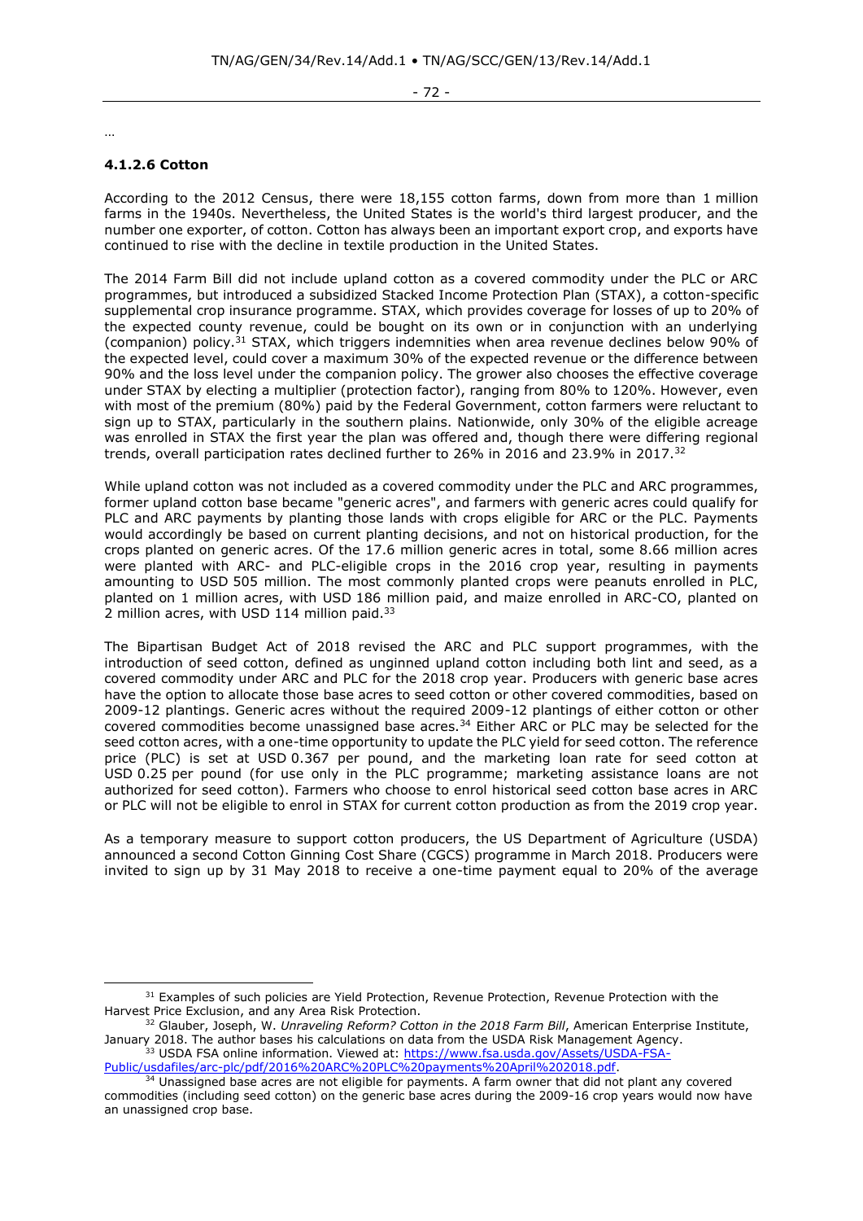…

#### 4.1.2.6 Cotton

According to the 2012 Census, there were 18,155 cotton farms, down from more than 1 million farms in the 1940s. Nevertheless, the United States is the world's third largest producer, and the number one exporter, of cotton. Cotton has always been an important export crop, and exports have continued to rise with the decline in textile production in the United States.

The 2014 Farm Bill did not include upland cotton as a covered commodity under the PLC or ARC programmes, but introduced a subsidized Stacked Income Protection Plan (STAX), a cotton-specific supplemental crop insurance programme. STAX, which provides coverage for losses of up to 20% of the expected county revenue, could be bought on its own or in conjunction with an underlying (companion) policy.[31] STAX, which triggers indemnities when area revenue declines below 90% of the expected level, could cover a maximum 30% of the expected revenue or the difference between 90% and the loss level under the companion policy. The grower also chooses the effective coverage under STAX by electing a multiplier (protection factor), ranging from 80% to 120%. However, even with most of the premium (80%) paid by the Federal Government, cotton farmers were reluctant to sign up to STAX, particularly in the southern plains. Nationwide, only 30% of the eligible acreage was enrolled in STAX the first year the plan was offered and, though there were differing regional trends, overall participation rates declined further to 26% in 2016 and 23.9% in 2017.[32]

While upland cotton was not included as a covered commodity under the PLC and ARC programmes, former upland cotton base became "generic acres", and farmers with generic acres could qualify for PLC and ARC payments by planting those lands with crops eligible for ARC or the PLC. Payments would accordingly be based on current planting decisions, and not on historical production, for the crops planted on generic acres. Of the 17.6 million generic acres in total, some 8.66 million acres were planted with ARC- and PLC-eligible crops in the 2016 crop year, resulting in payments amounting to USD 505 million. The most commonly planted crops were peanuts enrolled in PLC, planted on 1 million acres, with USD 186 million paid, and maize enrolled in ARC-CO, planted on 2 million acres, with USD 114 million paid.[33]

The Bipartisan Budget Act of 2018 revised the ARC and PLC support programmes, with the introduction of seed cotton, defined as unginned upland cotton including both lint and seed, as a covered commodity under ARC and PLC for the 2018 crop year. Producers with generic base acres have the option to allocate those base acres to seed cotton or other covered commodities, based on 2009-12 plantings. Generic acres without the required 2009-12 plantings of either cotton or other covered commodities become unassigned base acres.[34] Either ARC or PLC may be selected for the seed cotton acres, with a one-time opportunity to update the PLC yield for seed cotton. The reference price (PLC) is set at USD 0.367 per pound, and the marketing loan rate for seed cotton at USD 0.25 per pound (for use only in the PLC programme; marketing assistance loans are not authorized for seed cotton). Farmers who choose to enrol historical seed cotton base acres in ARC or PLC will not be eligible to enrol in STAX for current cotton production as from the 2019 crop year.

As a temporary measure to support cotton producers, the US Department of Agriculture (USDA) announced a second Cotton Ginning Cost Share (CGCS) programme in March 2018. Producers were invited to sign up by 31 May 2018 to receive a one-time payment equal to 20% of the average

---

[31] Examples of such policies are Yield Protection, Revenue Protection, Revenue Protection with the Harvest Price Exclusion, and any Area Risk Protection.

[32] Glauber, Joseph, W. *Unraveling Reform? Cotton in the 2018 Farm Bill*, American Enterprise Institute, January 2018. The author bases his calculations on data from the USDA Risk Management Agency.

[33] USDA FSA online information. Viewed at: https://www.fsa.usda.gov/Assets/USDA-FSA-Public/usdafiles/arc-plc/pdf/2016%20ARC%20PLC%20payments%20April%202018.pdf.

[34] Unassigned base acres are not eligible for payments. A farm owner that did not plant any covered commodities (including seed cotton) on the generic base acres during the 2009-16 crop years would now have an unassigned crop base.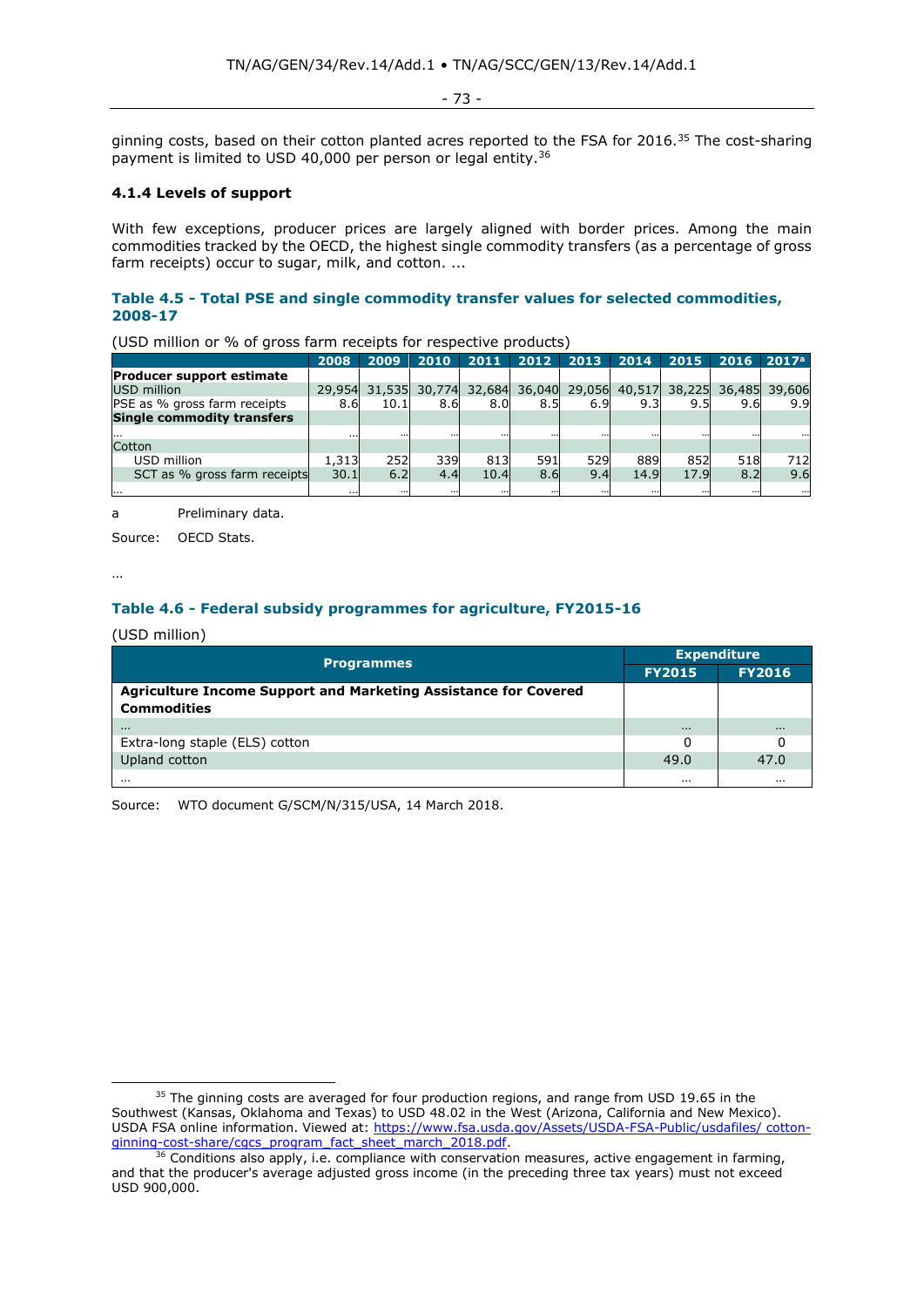ginning costs, based on their cotton planted acres reported to the FSA for 2016.[35] The cost-sharing payment is limited to USD 40,000 per person or legal entity.[36]

### 4.1.4 Levels of support

With few exceptions, producer prices are largely aligned with border prices. Among the main commodities tracked by the OECD, the highest single commodity transfers (as a percentage of gross farm receipts) occur to sugar, milk, and cotton. ...

#### Table 4.5 - Total PSE and single commodity transfer values for selected commodities, 2008-17

(USD million or % of gross farm receipts for respective products)

| | 2008 | 2009 | 2010 | 2011 | 2012 | 2013 | 2014 | 2015 | 2016 | 2017[a] |
|---|---|---|---|---|---|---|---|---|---|---|
| **Producer support estimate** | | | | | | | | | | |
| USD million | 29,954 | 31,535 | 30,774 | 32,684 | 36,040 | 29,056 | 40,517 | 38,225 | 36,485 | 39,606 |
| PSE as % gross farm receipts | 8.6 | 10.1 | 8.6 | 8.0 | 8.5 | 6.9 | 9.3 | 9.5 | 9.6 | 9.9 |
| **Single commodity transfers** | | | | | | | | | | |
| ... | ... | ... | ... | ... | ... | ... | ... | ... | ... | ... |
| Cotton | | | | | | | | | | |
| USD million | 1,313 | 252 | 339 | 813 | 591 | 529 | 889 | 852 | 518 | 712 |
| SCT as % gross farm receipts | 30.1 | 6.2 | 4.4 | 10.4 | 8.6 | 9.4 | 14.9 | 17.9 | 8.2 | 9.6 |
| ... | ... | ... | ... | ... | ... | ... | ... | ... | ... | ... |

a Preliminary data.

Source: OECD Stats.

...

#### Table 4.6 - Federal subsidy programmes for agriculture, FY2015-16

(USD million)

| Programmes | Expenditure | |
|---|---|---|
| | FY2015 | FY2016 |
| **Agriculture Income Support and Marketing Assistance for Covered Commodities** | | |
| ... | ... | ... |
| Extra-long staple (ELS) cotton | 0 | 0 |
| Upland cotton | 49.0 | 47.0 |
| ... | ... | ... |

Source: WTO document G/SCM/N/315/USA, 14 March 2018.

---

[35] The ginning costs are averaged for four production regions, and range from USD 19.65 in the Southwest (Kansas, Oklahoma and Texas) to USD 48.02 in the West (Arizona, California and New Mexico). USDA FSA online information. Viewed at: https://www.fsa.usda.gov/Assets/USDA-FSA-Public/usdafiles/ cotton-ginning-cost-share/cgcs_program_fact_sheet_march_2018.pdf.

[36] Conditions also apply, i.e. compliance with conservation measures, active engagement in farming, and that the producer's average adjusted gross income (in the preceding three tax years) must not exceed USD 900,000.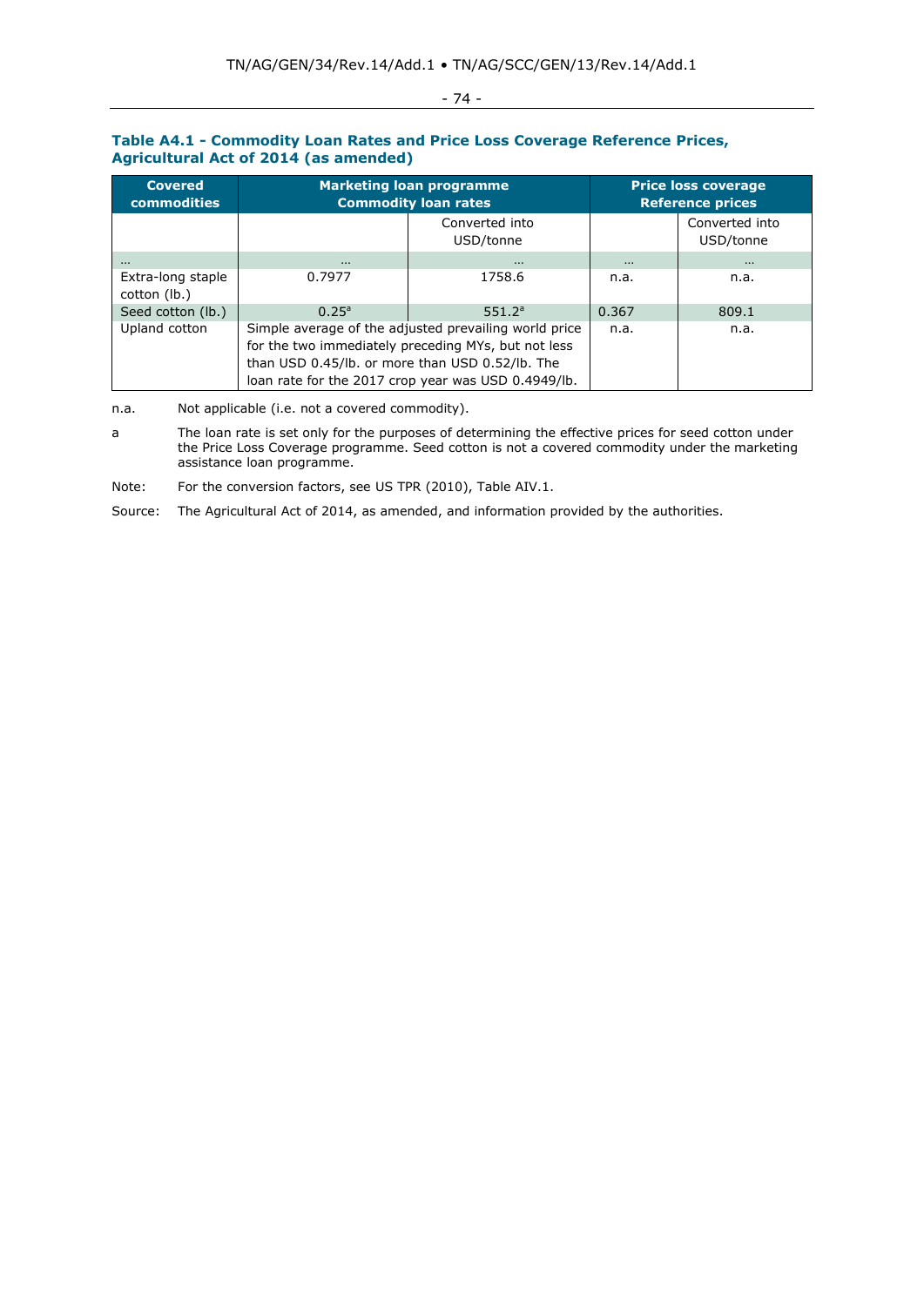**Table A4.1 - Commodity Loan Rates and Price Loss Coverage Reference Prices, Agricultural Act of 2014 (as amended)**

| Covered commodities | Marketing loan programme Commodity loan rates | | Price loss coverage Reference prices | |
|---|---|---|---|---|
| | | Converted into USD/tonne | | Converted into USD/tonne |
| ... | ... | ... | ... | ... |
| Extra-long staple cotton (lb.) | 0.7977 | 1758.6 | n.a. | n.a. |
| Seed cotton (lb.) | 0.25[a] | 551.2[a] | 0.367 | 809.1 |
| Upland cotton | Simple average of the adjusted prevailing world price for the two immediately preceding MYs, but not less than USD 0.45/lb. or more than USD 0.52/lb. The loan rate for the 2017 crop year was USD 0.4949/lb. | | n.a. | n.a. |

n.a. Not applicable (i.e. not a covered commodity).

a The loan rate is set only for the purposes of determining the effective prices for seed cotton under the Price Loss Coverage programme. Seed cotton is not a covered commodity under the marketing assistance loan programme.

Note: For the conversion factors, see US TPR (2010), Table AIV.1.

Source: The Agricultural Act of 2014, as amended, and information provided by the authorities.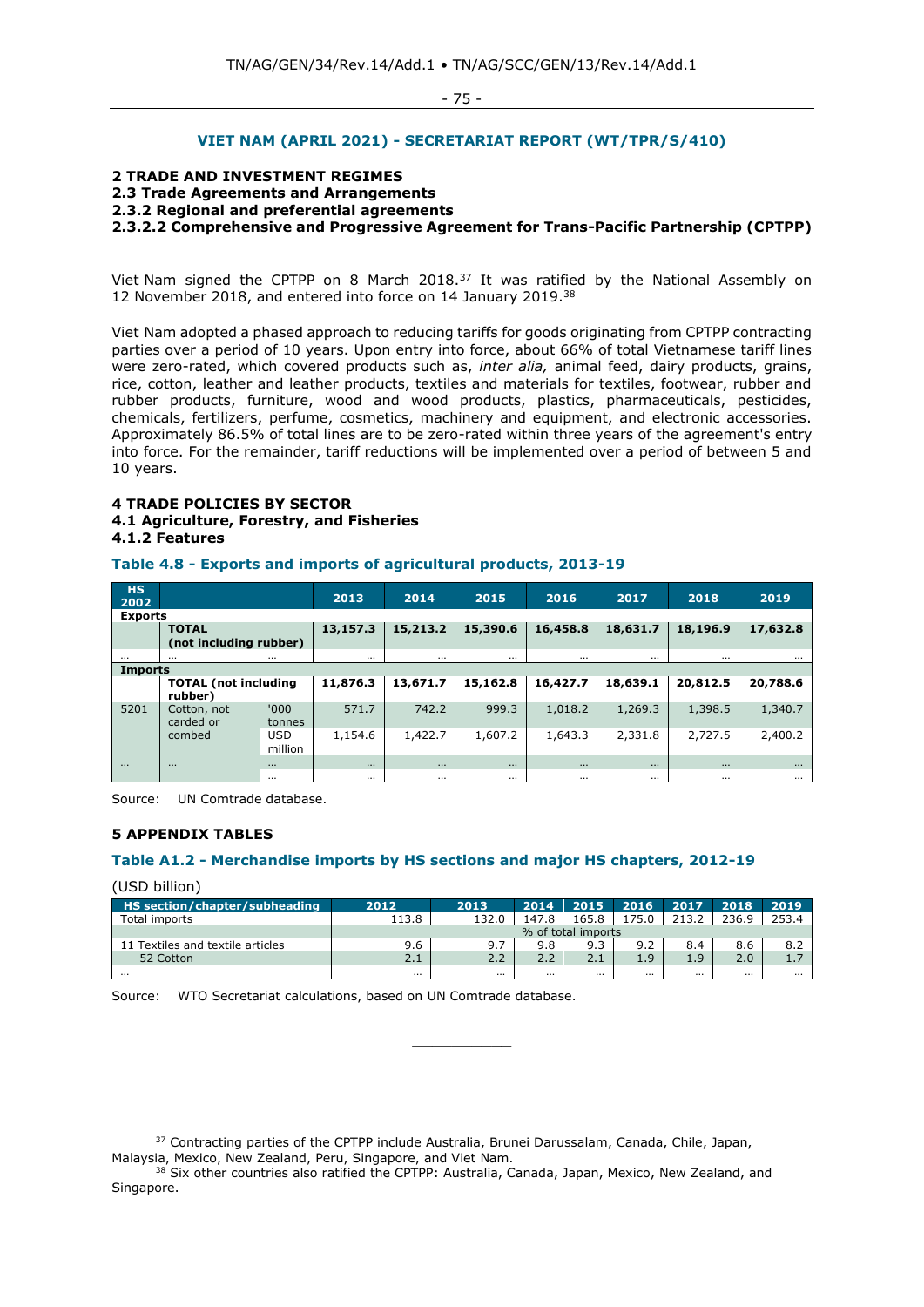## VIET NAM (APRIL 2021) - SECRETARIAT REPORT (WT/TPR/S/410)

**2 TRADE AND INVESTMENT REGIMES**
**2.3 Trade Agreements and Arrangements**
**2.3.2 Regional and preferential agreements**
**2.3.2.2 Comprehensive and Progressive Agreement for Trans-Pacific Partnership (CPTPP)**

Viet Nam signed the CPTPP on 8 March 2018.[37] It was ratified by the National Assembly on 12 November 2018, and entered into force on 14 January 2019.[38]

Viet Nam adopted a phased approach to reducing tariffs for goods originating from CPTPP contracting parties over a period of 10 years. Upon entry into force, about 66% of total Vietnamese tariff lines were zero-rated, which covered products such as, *inter alia,* animal feed, dairy products, grains, rice, cotton, leather and leather products, textiles and materials for textiles, footwear, rubber and rubber products, furniture, wood and wood products, plastics, pharmaceuticals, pesticides, chemicals, fertilizers, perfume, cosmetics, machinery and equipment, and electronic accessories. Approximately 86.5% of total lines are to be zero-rated within three years of the agreement's entry into force. For the remainder, tariff reductions will be implemented over a period of between 5 and 10 years.

**4 TRADE POLICIES BY SECTOR**
**4.1 Agriculture, Forestry, and Fisheries**
**4.1.2 Features**

### Table 4.8 - Exports and imports of agricultural products, 2013-19

| HS 2002 | | | 2013 | 2014 | 2015 | 2016 | 2017 | 2018 | 2019 |
|---|---|---|---|---|---|---|---|---|---|
| **Exports** | | | | | | | | | |
| | **TOTAL (not including rubber)** | | **13,157.3** | **15,213.2** | **15,390.6** | **16,458.8** | **18,631.7** | **18,196.9** | **17,632.8** |
| ... | ... | ... | ... | ... | ... | ... | ... | ... | ... |
| **Imports** | | | | | | | | | |
| | **TOTAL (not including rubber)** | | **11,876.3** | **13,671.7** | **15,162.8** | **16,427.7** | **18,639.1** | **20,812.5** | **20,788.6** |
| 5201 | Cotton, not carded or combed | '000 tonnes | 571.7 | 742.2 | 999.3 | 1,018.2 | 1,269.3 | 1,398.5 | 1,340.7 |
| | | USD million | 1,154.6 | 1,422.7 | 1,607.2 | 1,643.3 | 2,331.8 | 2,727.5 | 2,400.2 |
| ... | ... | ... | ... | ... | ... | ... | ... | ... | ... |
| | | ... | ... | ... | ... | ... | ... | ... | ... |

Source: UN Comtrade database.

**5 APPENDIX TABLES**

### Table A1.2 - Merchandise imports by HS sections and major HS chapters, 2012-19

(USD billion)

| HS section/chapter/subheading | 2012 | 2013 | 2014 | 2015 | 2016 | 2017 | 2018 | 2019 |
|---|---|---|---|---|---|---|---|---|
| Total imports | 113.8 | 132.0 | 147.8 | 165.8 | 175.0 | 213.2 | 236.9 | 253.4 |
| | % of total imports | | | | | | | |
| 11 Textiles and textile articles | 9.6 | 9.7 | 9.8 | 9.3 | 9.2 | 8.4 | 8.6 | 8.2 |
| 52 Cotton | 2.1 | 2.2 | 2.2 | 2.1 | 1.9 | 1.9 | 2.0 | 1.7 |
| ... | ... | ... | ... | ... | ... | ... | ... | ... |

Source: WTO Secretariat calculations, based on UN Comtrade database.

---

[37] Contracting parties of the CPTPP include Australia, Brunei Darussalam, Canada, Chile, Japan, Malaysia, Mexico, New Zealand, Peru, Singapore, and Viet Nam.

[38] Six other countries also ratified the CPTPP: Australia, Canada, Japan, Mexico, New Zealand, and Singapore.